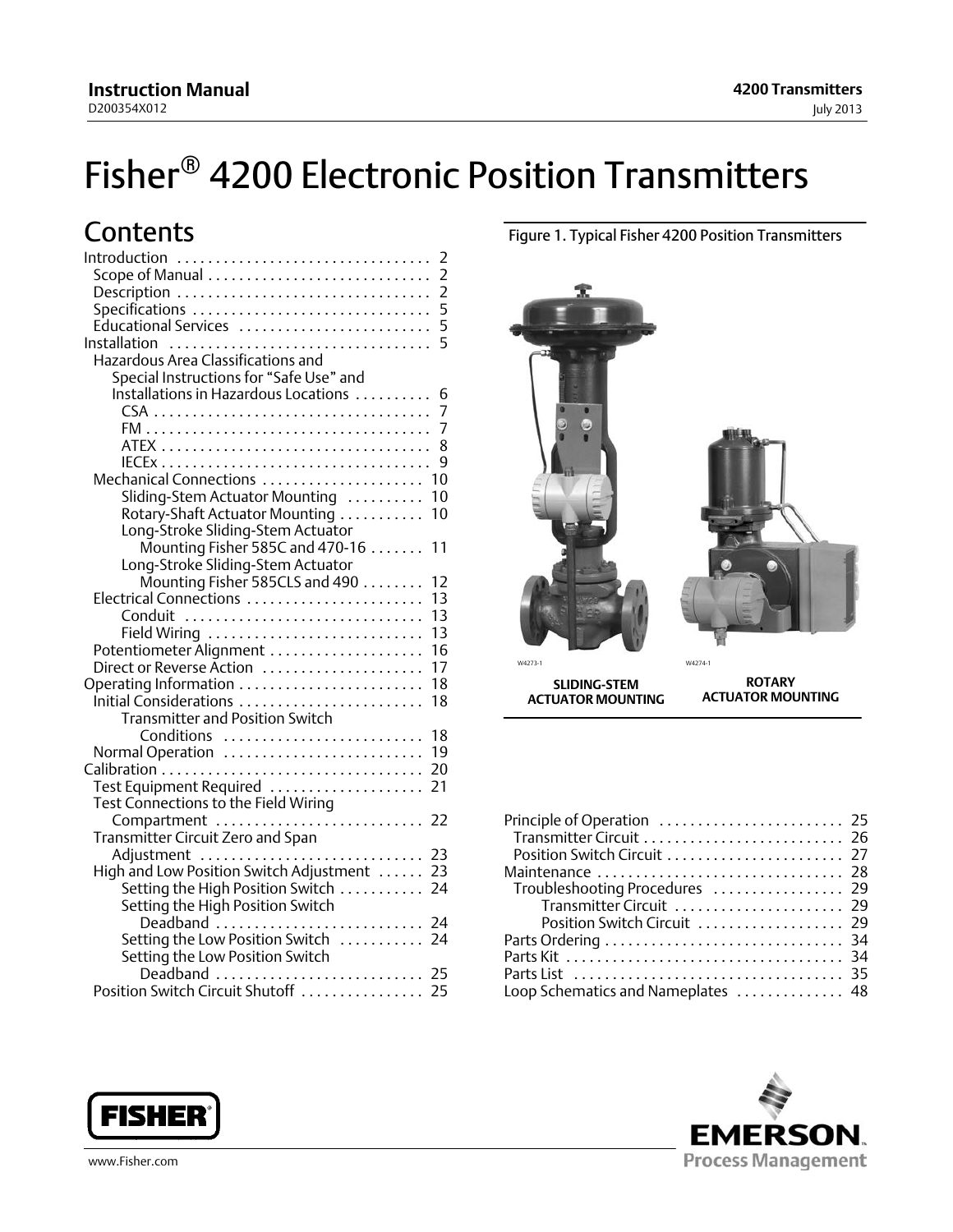Instruction Manual
D200354X012

4200 Transmitters
July 2013

# Fisher® 4200 Electronic Position Transmitters

## Contents

- Introduction . . . . . . . . . . 2
  - Scope of Manual . . . . . . . . . . 2
  - Description . . . . . . . . . . 2
  - Specifications . . . . . . . . . . 5
  - Educational Services . . . . . . . . . . 5
- Installation . . . . . . . . . . 5
  - Hazardous Area Classifications and Special Instructions for "Safe Use" and Installations in Hazardous Locations . . . . . . . . . . 6
    - CSA . . . . . . . . . . 7
    - FM . . . . . . . . . . 7
    - ATEX . . . . . . . . . . 8
    - IECEx . . . . . . . . . . 9
  - Mechanical Connections . . . . . . . . . . 10
    - Sliding-Stem Actuator Mounting . . . . . . . . . . 10
    - Rotary-Shaft Actuator Mounting . . . . . . . . . . 10
    - Long-Stroke Sliding-Stem Actuator Mounting Fisher 585C and 470-16 . . . . . . . . . . 11
    - Long-Stroke Sliding-Stem Actuator Mounting Fisher 585CLS and 490 . . . . . . . . . . 12
  - Electrical Connections . . . . . . . . . . 13
    - Conduit . . . . . . . . . . 13
    - Field Wiring . . . . . . . . . . 13
  - Potentiometer Alignment . . . . . . . . . . 16
  - Direct or Reverse Action . . . . . . . . . . 17
- Operating Information . . . . . . . . . . 18
  - Initial Considerations . . . . . . . . . . 18
    - Transmitter and Position Switch Conditions . . . . . . . . . . 18
  - Normal Operation . . . . . . . . . . 19
- Calibration . . . . . . . . . . 20
  - Test Equipment Required . . . . . . . . . . 21
  - Test Connections to the Field Wiring Compartment . . . . . . . . . . 22
  - Transmitter Circuit Zero and Span Adjustment . . . . . . . . . . 23
  - High and Low Position Switch Adjustment . . . . . . . . . . 23
    - Setting the High Position Switch . . . . . . . . . . 24
    - Setting the High Position Switch Deadband . . . . . . . . . . 24
    - Setting the Low Position Switch . . . . . . . . . . 24
    - Setting the Low Position Switch Deadband . . . . . . . . . . 25
  - Position Switch Circuit Shutoff . . . . . . . . . . 25
- Principle of Operation . . . . . . . . . . 25
  - Transmitter Circuit . . . . . . . . . . 26
  - Position Switch Circuit . . . . . . . . . . 27
- Maintenance . . . . . . . . . . 28
  - Troubleshooting Procedures . . . . . . . . . . 29
    - Transmitter Circuit . . . . . . . . . . 29
    - Position Switch Circuit . . . . . . . . . . 29
- Parts Ordering . . . . . . . . . . 34
- Parts Kit . . . . . . . . . . 34
- Parts List . . . . . . . . . . 35
- Loop Schematics and Nameplates . . . . . . . . . . 48

Figure 1. Typical Fisher 4200 Position Transmitters

W4273-1 SLIDING-STEM ACTUATOR MOUNTING

W4274-1 ROTARY ACTUATOR MOUNTING

www.Fisher.com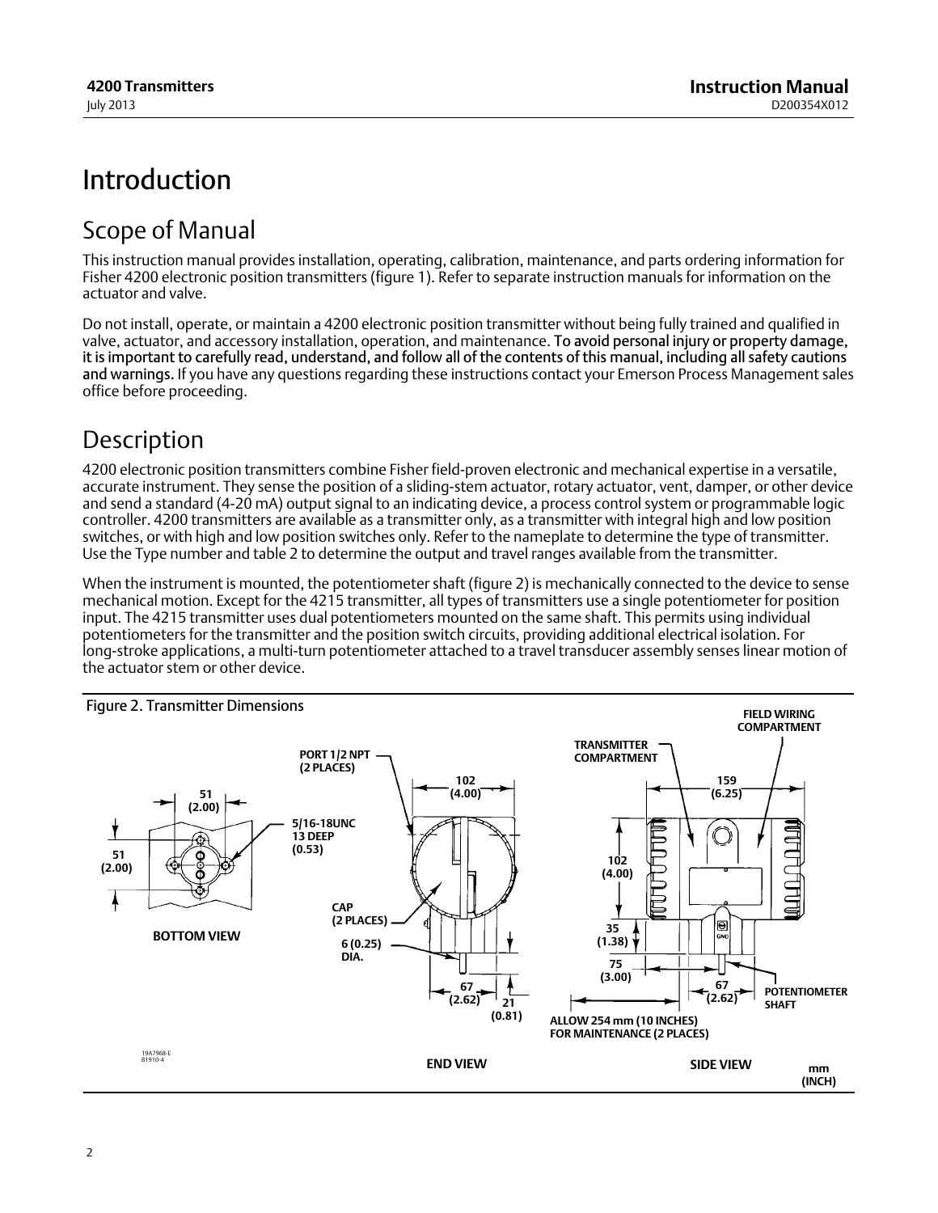# Introduction

## Scope of Manual

This instruction manual provides installation, operating, calibration, maintenance, and parts ordering information for Fisher 4200 electronic position transmitters (figure 1). Refer to separate instruction manuals for information on the actuator and valve.

Do not install, operate, or maintain a 4200 electronic position transmitter without being fully trained and qualified in valve, actuator, and accessory installation, operation, and maintenance. **To avoid personal injury or property damage, it is important to carefully read, understand, and follow all of the contents of this manual, including all safety cautions and warnings.** If you have any questions regarding these instructions contact your Emerson Process Management sales office before proceeding.

## Description

4200 electronic position transmitters combine Fisher field-proven electronic and mechanical expertise in a versatile, accurate instrument. They sense the position of a sliding-stem actuator, rotary actuator, vent, damper, or other device and send a standard (4-20 mA) output signal to an indicating device, a process control system or programmable logic controller. 4200 transmitters are available as a transmitter only, as a transmitter with integral high and low position switches, or with high and low position switches only. Refer to the nameplate to determine the type of transmitter. Use the Type number and table 2 to determine the output and travel ranges available from the transmitter.

When the instrument is mounted, the potentiometer shaft (figure 2) is mechanically connected to the device to sense mechanical motion. Except for the 4215 transmitter, all types of transmitters use a single potentiometer for position input. The 4215 transmitter uses dual potentiometers mounted on the same shaft. This permits using individual potentiometers for the transmitter and the position switch circuits, providing additional electrical isolation. For long-stroke applications, a multi-turn potentiometer attached to a travel transducer assembly senses linear motion of the actuator stem or other device.

Figure 2. Transmitter Dimensions

BOTTOM VIEW: 51 (2.00); 51 (2.00); 5/16-18UNC 13 DEEP (0.53)

END VIEW: PORT 1/2 NPT (2 PLACES); 102 (4.00); CAP (2 PLACES); 6 (0.25) DIA.; 67 (2.62); 21 (0.81)

SIDE VIEW: TRANSMITTER COMPARTMENT; FIELD WIRING COMPARTMENT; 159 (6.25); 102 (4.00); 35 (1.38); 75 (3.00); 67 (2.62); POTENTIOMETER SHAFT; ALLOW 254 mm (10 INCHES) FOR MAINTENANCE (2 PLACES); GND

mm (INCH)

19A7968-E
B1910-4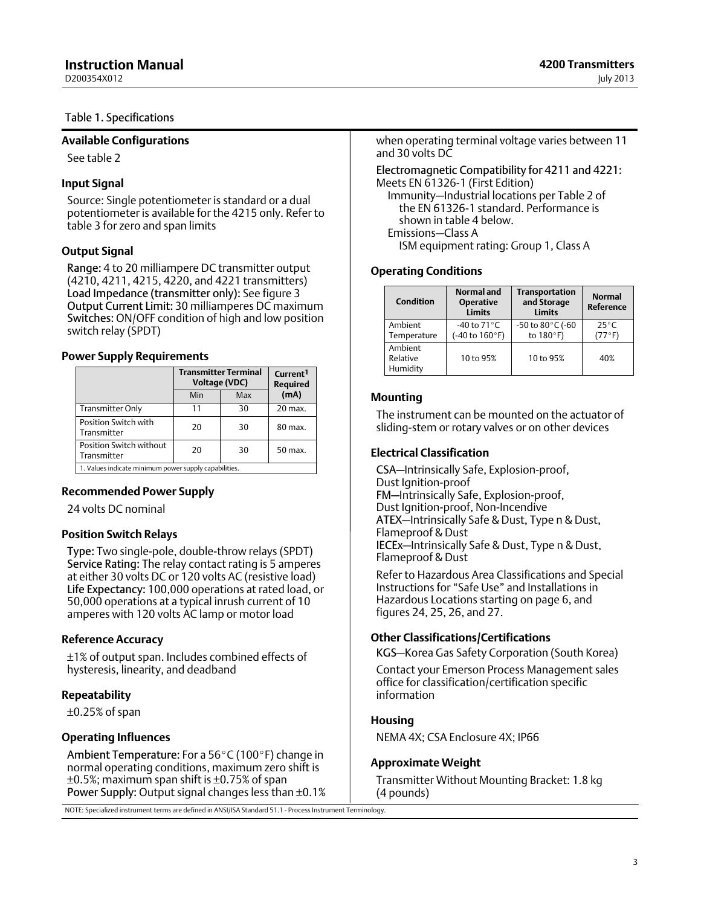Table 1. Specifications

### Available Configurations

See table 2

### Input Signal

Source: Single potentiometer is standard or a dual potentiometer is available for the 4215 only. Refer to table 3 for zero and span limits

### Output Signal

Range: 4 to 20 milliampere DC transmitter output (4210, 4211, 4215, 4220, and 4221 transmitters)
Load Impedance (transmitter only): See figure 3
Output Current Limit: 30 milliamperes DC maximum
Switches: ON/OFF condition of high and low position switch relay (SPDT)

### Power Supply Requirements

| | Transmitter Terminal Voltage (VDC) | | Current[1] Required (mA) |
|---|---|---|---|
| | Min | Max | |
| Transmitter Only | 11 | 30 | 20 max. |
| Position Switch with Transmitter | 20 | 30 | 80 max. |
| Position Switch without Transmitter | 20 | 30 | 50 max. |

1. Values indicate minimum power supply capabilities.

### Recommended Power Supply

24 volts DC nominal

### Position Switch Relays

Type: Two single-pole, double-throw relays (SPDT)
Service Rating: The relay contact rating is 5 amperes at either 30 volts DC or 120 volts AC (resistive load)
Life Expectancy: 100,000 operations at rated load, or 50,000 operations at a typical inrush current of 10 amperes with 120 volts AC lamp or motor load

### Reference Accuracy

±1% of output span. Includes combined effects of hysteresis, linearity, and deadband

### Repeatability

±0.25% of span

### Operating Influences

Ambient Temperature: For a 56°C (100°F) change in normal operating conditions, maximum zero shift is ±0.5%; maximum span shift is ±0.75% of span
Power Supply: Output signal changes less than ±0.1% when operating terminal voltage varies between 11 and 30 volts DC

Electromagnetic Compatibility for 4211 and 4221: Meets EN 61326-1 (First Edition)
- Immunity—Industrial locations per Table 2 of the EN 61326-1 standard. Performance is shown in table 4 below.
- Emissions—Class A
  - ISM equipment rating: Group 1, Class A

### Operating Conditions

| Condition | Normal and Operative Limits | Transportation and Storage Limits | Normal Reference |
|---|---|---|---|
| Ambient Temperature | -40 to 71°C (-40 to 160°F) | -50 to 80°C (-60 to 180°F) | 25°C (77°F) |
| Ambient Relative Humidity | 10 to 95% | 10 to 95% | 40% |

### Mounting

The instrument can be mounted on the actuator of sliding-stem or rotary valves or on other devices

### Electrical Classification

CSA—Intrinsically Safe, Explosion-proof, Dust Ignition-proof
FM—Intrinsically Safe, Explosion-proof, Dust Ignition-proof, Non-Incendive
ATEX—Intrinsically Safe & Dust, Type n & Dust, Flameproof & Dust
IECEx—Intrinsically Safe & Dust, Type n & Dust, Flameproof & Dust

Refer to Hazardous Area Classifications and Special Instructions for "Safe Use" and Installations in Hazardous Locations starting on page 6, and figures 24, 25, 26, and 27.

### Other Classifications/Certifications

KGS—Korea Gas Safety Corporation (South Korea)

Contact your Emerson Process Management sales office for classification/certification specific information

### Housing

NEMA 4X; CSA Enclosure 4X; IP66

### Approximate Weight

Transmitter Without Mounting Bracket: 1.8 kg (4 pounds)

NOTE: Specialized instrument terms are defined in ANSI/ISA Standard 51.1 - Process Instrument Terminology.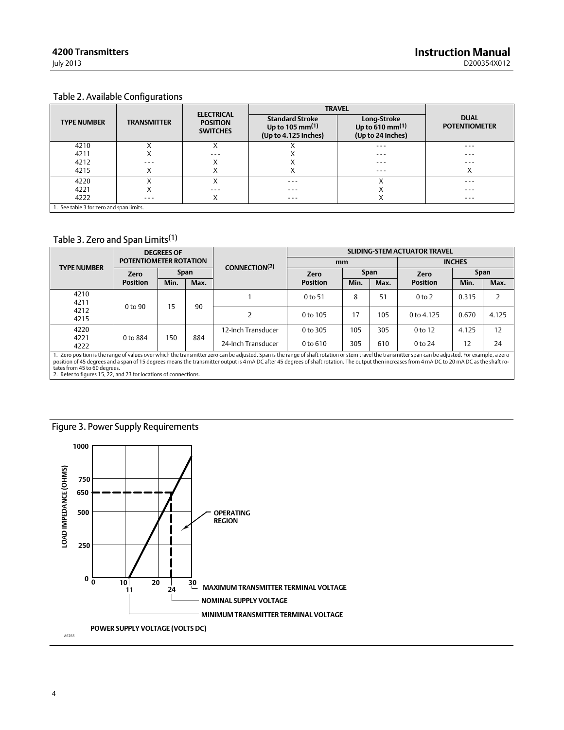## Table 2. Available Configurations

| TYPE NUMBER | TRANSMITTER | ELECTRICAL POSITION SWITCHES | TRAVEL | | DUAL POTENTIOMETER |
|---|---|---|---|---|---|
| | | | Standard Stroke Up to 105 mm(1) (Up to 4.125 Inches) | Long-Stroke Up to 610 mm(1) (Up to 24 Inches) | |
| 4210 | X | X | X | - - - | - - - |
| 4211 | X | - - - | X | - - - | - - - |
| 4212 | - - - | X | X | - - - | - - - |
| 4215 | X | X | X | - - - | X |
| 4220 | X | X | - - - | X | - - - |
| 4221 | X | - - - | - - - | X | - - - |
| 4222 | - - - | X | - - - | X | - - - |

1. See table 3 for zero and span limits.

## Table 3. Zero and Span Limits(1)

| TYPE NUMBER | DEGREES OF POTENTIOMETER ROTATION | | | CONNECTION(2) | SLIDING-STEM ACTUATOR TRAVEL | | | | | |
|---|---|---|---|---|---|---|---|---|---|---|
| | | | | | mm | | | INCHES | | |
| | Zero Position | Span Min. | Span Max. | | Zero Position | Span Min. | Span Max. | Zero Position | Span Min. | Span Max. |
| 4210, 4211, 4212, 4215 | 0 to 90 | 15 | 90 | 1 | 0 to 51 | 8 | 51 | 0 to 2 | 0.315 | 2 |
| | | | | 2 | 0 to 105 | 17 | 105 | 0 to 4.125 | 0.670 | 4.125 |
| 4220, 4221, 4222 | 0 to 884 | 150 | 884 | 12-Inch Transducer | 0 to 305 | 105 | 305 | 0 to 12 | 4.125 | 12 |
| | | | | 24-Inch Transducer | 0 to 610 | 305 | 610 | 0 to 24 | 12 | 24 |

1. Zero position is the range of values over which the transmitter zero can be adjusted. Span is the range of shaft rotation or stem travel the transmitter span can be adjusted. For example, a zero position of 45 degrees and a span of 15 degrees means the transmitter output is 4 mA DC after 45 degrees of shaft rotation. The output then increases from 4 mA DC to 20 mA DC as the shaft rotates from 45 to 60 degrees.
2. Refer to figures 15, 22, and 23 for locations of connections.

Figure 3. Power Supply Requirements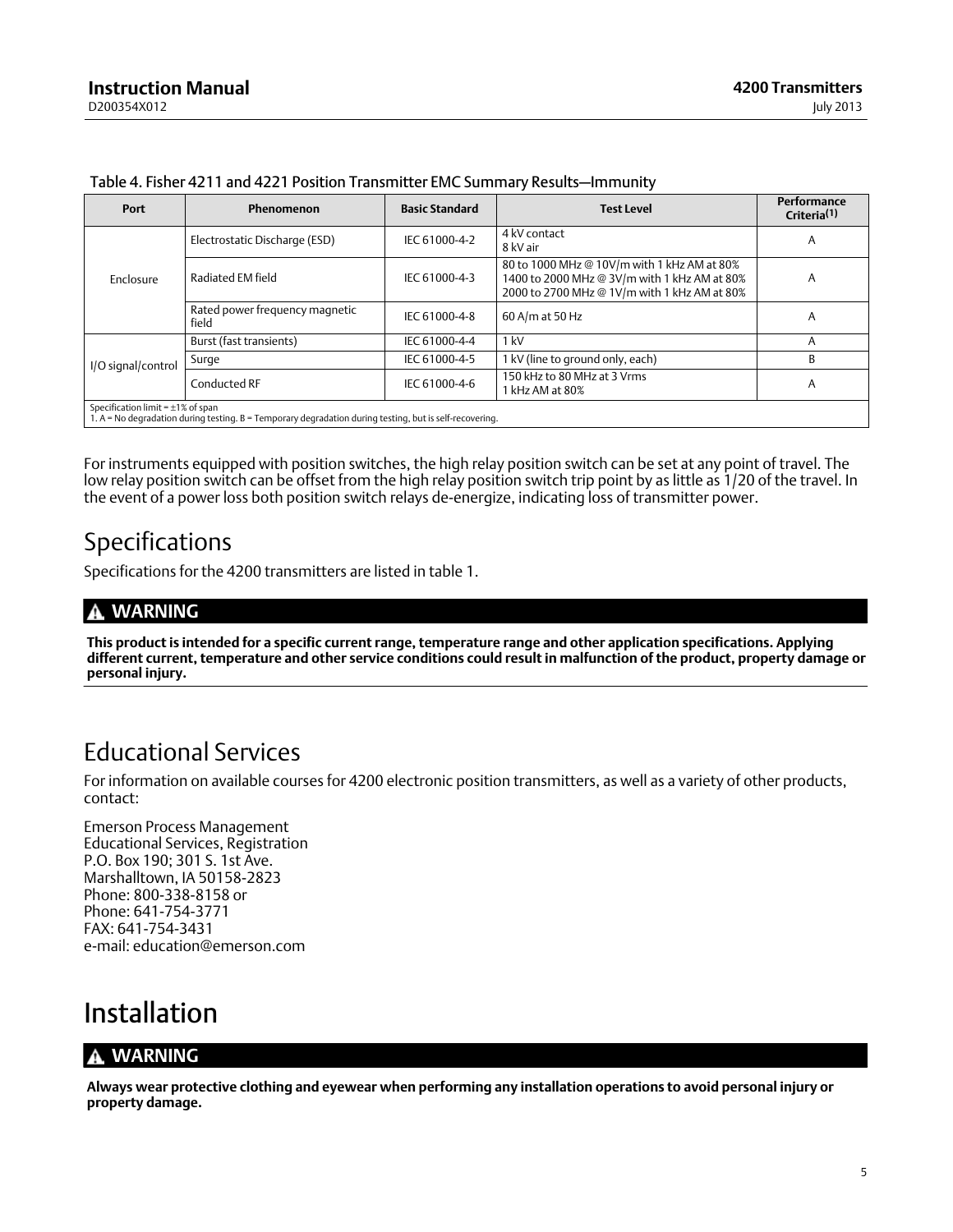Table 4. Fisher 4211 and 4221 Position Transmitter EMC Summary Results—Immunity

| Port | Phenomenon | Basic Standard | Test Level | Performance Criteria(1) |
|---|---|---|---|---|
| Enclosure | Electrostatic Discharge (ESD) | IEC 61000-4-2 | 4 kV contact<br>8 kV air | A |
| | Radiated EM field | IEC 61000-4-3 | 80 to 1000 MHz @ 10V/m with 1 kHz AM at 80%<br>1400 to 2000 MHz @ 3V/m with 1 kHz AM at 80%<br>2000 to 2700 MHz @ 1V/m with 1 kHz AM at 80% | A |
| | Rated power frequency magnetic field | IEC 61000-4-8 | 60 A/m at 50 Hz | A |
| I/O signal/control | Burst (fast transients) | IEC 61000-4-4 | 1 kV | A |
| | Surge | IEC 61000-4-5 | 1 kV (line to ground only, each) | B |
| | Conducted RF | IEC 61000-4-6 | 150 kHz to 80 MHz at 3 Vrms<br>1 kHz AM at 80% | A |

Specification limit = ±1% of span
1. A = No degradation during testing. B = Temporary degradation during testing, but is self-recovering.

For instruments equipped with position switches, the high relay position switch can be set at any point of travel. The low relay position switch can be offset from the high relay position switch trip point by as little as 1/20 of the travel. In the event of a power loss both position switch relays de-energize, indicating loss of transmitter power.

# Specifications

Specifications for the 4200 transmitters are listed in table 1.

**WARNING**

**This product is intended for a specific current range, temperature range and other application specifications. Applying different current, temperature and other service conditions could result in malfunction of the product, property damage or personal injury.**

# Educational Services

For information on available courses for 4200 electronic position transmitters, as well as a variety of other products, contact:

Emerson Process Management
Educational Services, Registration
P.O. Box 190; 301 S. 1st Ave.
Marshalltown, IA 50158-2823
Phone: 800-338-8158 or
Phone: 641-754-3771
FAX: 641-754-3431
e-mail: education@emerson.com

# Installation

**WARNING**

**Always wear protective clothing and eyewear when performing any installation operations to avoid personal injury or property damage.**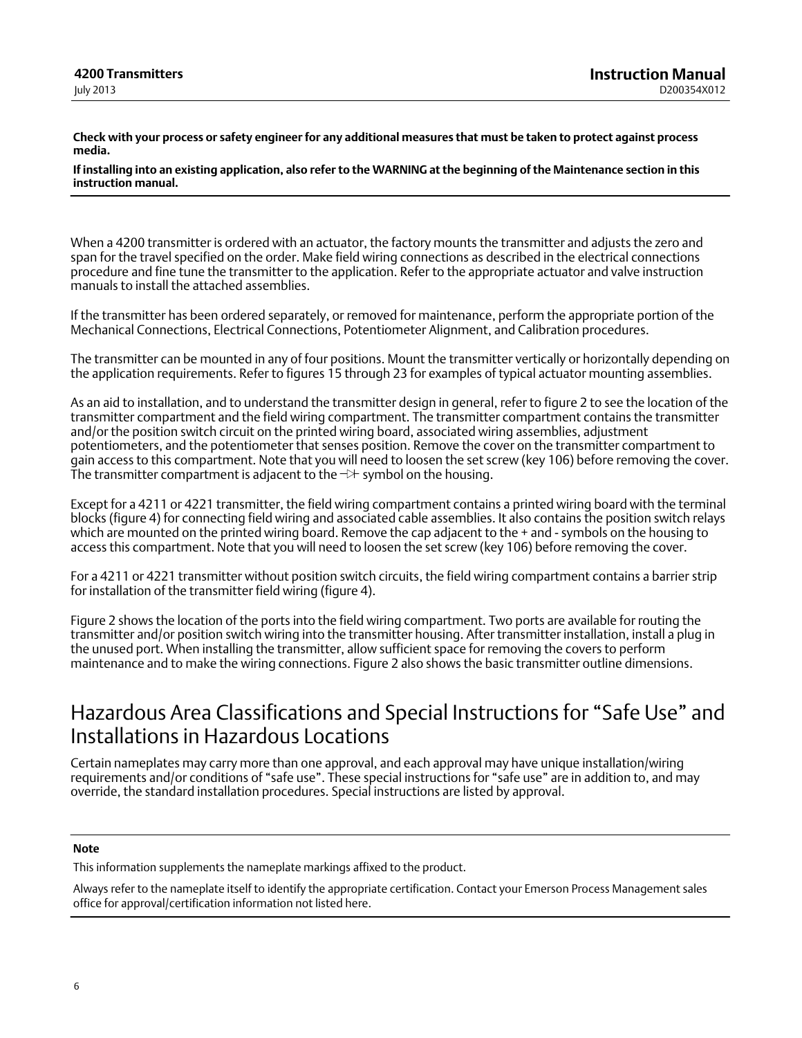**Check with your process or safety engineer for any additional measures that must be taken to protect against process media.**

**If installing into an existing application, also refer to the WARNING at the beginning of the Maintenance section in this instruction manual.**

When a 4200 transmitter is ordered with an actuator, the factory mounts the transmitter and adjusts the zero and span for the travel specified on the order. Make field wiring connections as described in the electrical connections procedure and fine tune the transmitter to the application. Refer to the appropriate actuator and valve instruction manuals to install the attached assemblies.

If the transmitter has been ordered separately, or removed for maintenance, perform the appropriate portion of the Mechanical Connections, Electrical Connections, Potentiometer Alignment, and Calibration procedures.

The transmitter can be mounted in any of four positions. Mount the transmitter vertically or horizontally depending on the application requirements. Refer to figures 15 through 23 for examples of typical actuator mounting assemblies.

As an aid to installation, and to understand the transmitter design in general, refer to figure 2 to see the location of the transmitter compartment and the field wiring compartment. The transmitter compartment contains the transmitter and/or the position switch circuit on the printed wiring board, associated wiring assemblies, adjustment potentiometers, and the potentiometer that senses position. Remove the cover on the transmitter compartment to gain access to this compartment. Note that you will need to loosen the set screw (key 106) before removing the cover. The transmitter compartment is adjacent to the ⊣▷⊢ symbol on the housing.

Except for a 4211 or 4221 transmitter, the field wiring compartment contains a printed wiring board with the terminal blocks (figure 4) for connecting field wiring and associated cable assemblies. It also contains the position switch relays which are mounted on the printed wiring board. Remove the cap adjacent to the + and - symbols on the housing to access this compartment. Note that you will need to loosen the set screw (key 106) before removing the cover.

For a 4211 or 4221 transmitter without position switch circuits, the field wiring compartment contains a barrier strip for installation of the transmitter field wiring (figure 4).

Figure 2 shows the location of the ports into the field wiring compartment. Two ports are available for routing the transmitter and/or position switch wiring into the transmitter housing. After transmitter installation, install a plug in the unused port. When installing the transmitter, allow sufficient space for removing the covers to perform maintenance and to make the wiring connections. Figure 2 also shows the basic transmitter outline dimensions.

# Hazardous Area Classifications and Special Instructions for “Safe Use” and Installations in Hazardous Locations

Certain nameplates may carry more than one approval, and each approval may have unique installation/wiring requirements and/or conditions of “safe use”. These special instructions for “safe use” are in addition to, and may override, the standard installation procedures. Special instructions are listed by approval.

**Note**

This information supplements the nameplate markings affixed to the product.

Always refer to the nameplate itself to identify the appropriate certification. Contact your Emerson Process Management sales office for approval/certification information not listed here.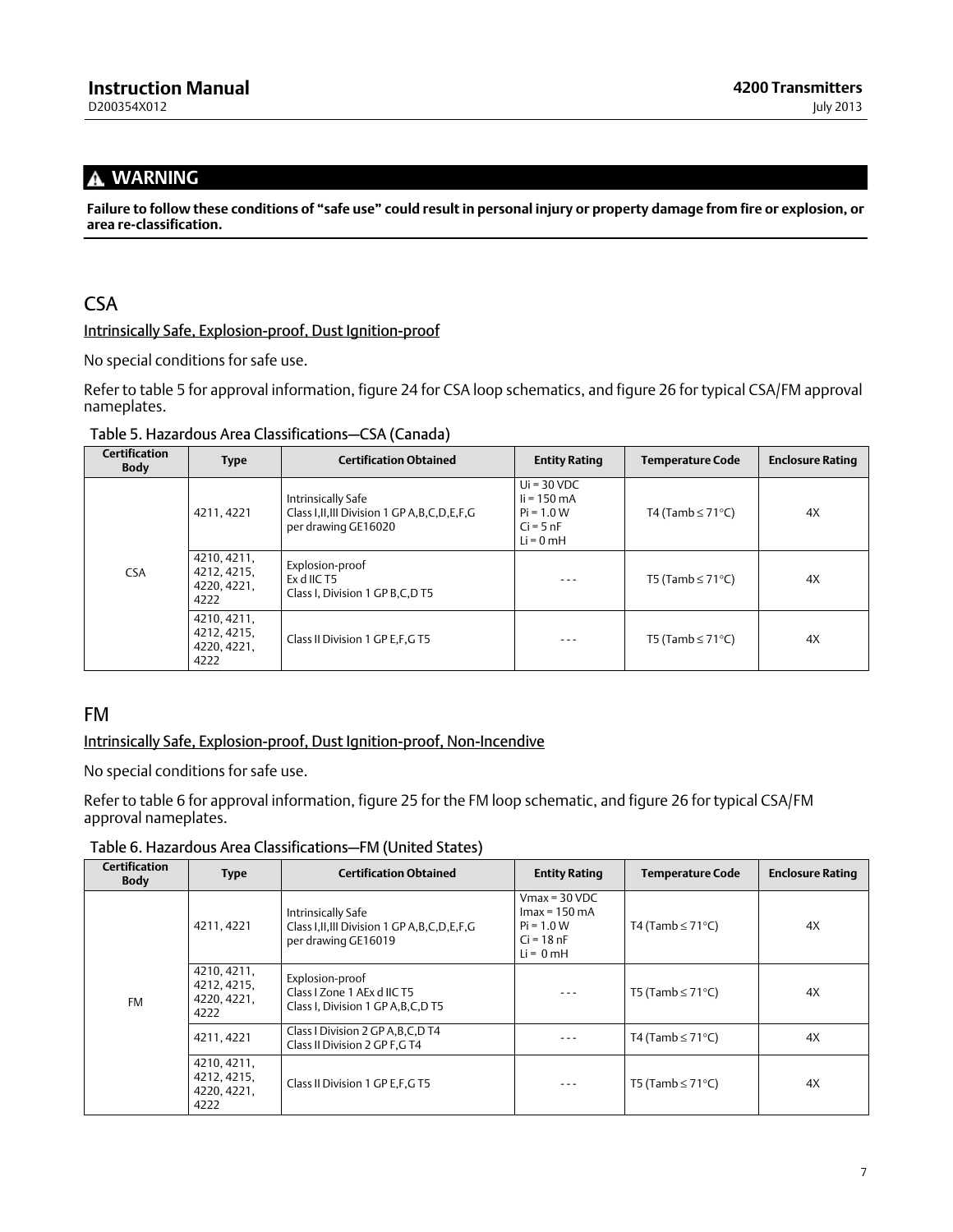**WARNING**

**Failure to follow these conditions of "safe use" could result in personal injury or property damage from fire or explosion, or area re-classification.**

## CSA

Intrinsically Safe, Explosion-proof, Dust Ignition-proof

No special conditions for safe use.

Refer to table 5 for approval information, figure 24 for CSA loop schematics, and figure 26 for typical CSA/FM approval nameplates.

Table 5. Hazardous Area Classifications—CSA (Canada)

| Certification Body | Type | Certification Obtained | Entity Rating | Temperature Code | Enclosure Rating |
|---|---|---|---|---|---|
| CSA | 4211, 4221 | Intrinsically Safe<br>Class I,II,III Division 1 GP A,B,C,D,E,F,G per drawing GE16020 | Ui = 30 VDC<br>Ii = 150 mA<br>Pi = 1.0 W<br>Ci = 5 nF<br>Li = 0 mH | T4 (Tamb ≤ 71°C) | 4X |
| | 4210, 4211, 4212, 4215, 4220, 4221, 4222 | Explosion-proof<br>Ex d IIC T5<br>Class I, Division 1 GP B,C,D T5 | - - - | T5 (Tamb ≤ 71°C) | 4X |
| | 4210, 4211, 4212, 4215, 4220, 4221, 4222 | Class II Division 1 GP E,F,G T5 | - - - | T5 (Tamb ≤ 71°C) | 4X |

## FM

Intrinsically Safe, Explosion-proof, Dust Ignition-proof, Non-Incendive

No special conditions for safe use.

Refer to table 6 for approval information, figure 25 for the FM loop schematic, and figure 26 for typical CSA/FM approval nameplates.

Table 6. Hazardous Area Classifications—FM (United States)

| Certification Body | Type | Certification Obtained | Entity Rating | Temperature Code | Enclosure Rating |
|---|---|---|---|---|---|
| FM | 4211, 4221 | Intrinsically Safe<br>Class I,II,III Division 1 GP A,B,C,D,E,F,G per drawing GE16019 | Vmax = 30 VDC<br>Imax = 150 mA<br>Pi = 1.0 W<br>Ci = 18 nF<br>Li = 0 mH | T4 (Tamb ≤ 71°C) | 4X |
| | 4210, 4211, 4212, 4215, 4220, 4221, 4222 | Explosion-proof<br>Class I Zone 1 AEx d IIC T5<br>Class I, Division 1 GP A,B,C,D T5 | - - - | T5 (Tamb ≤ 71°C) | 4X |
| | 4211, 4221 | Class I Division 2 GP A,B,C,D T4<br>Class II Division 2 GP F,G T4 | - - - | T4 (Tamb ≤ 71°C) | 4X |
| | 4210, 4211, 4212, 4215, 4220, 4221, 4222 | Class II Division 1 GP E,F,G T5 | - - - | T5 (Tamb ≤ 71°C) | 4X |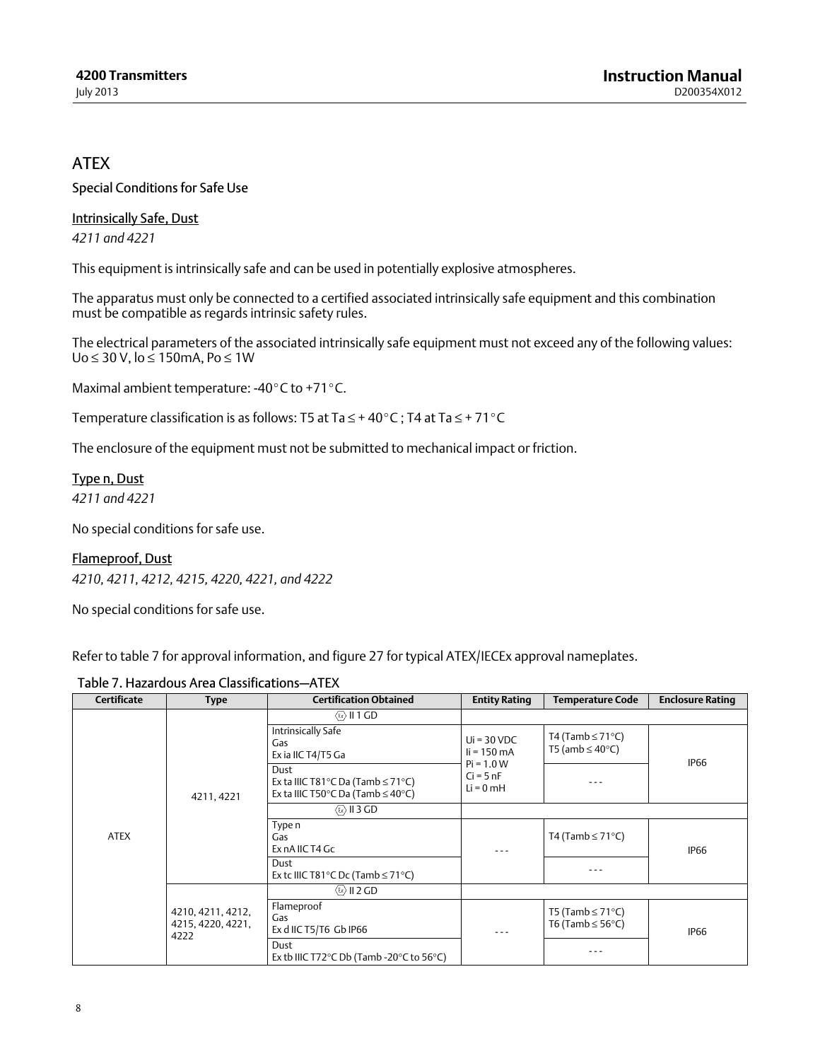## ATEX

### Special Conditions for Safe Use

#### Intrinsically Safe, Dust

*4211 and 4221*

This equipment is intrinsically safe and can be used in potentially explosive atmospheres.

The apparatus must only be connected to a certified associated intrinsically safe equipment and this combination must be compatible as regards intrinsic safety rules.

The electrical parameters of the associated intrinsically safe equipment must not exceed any of the following values: Uo ≤ 30 V, Io ≤ 150mA, Po ≤ 1W

Maximal ambient temperature: -40°C to +71°C.

Temperature classification is as follows: T5 at Ta ≤ + 40°C ; T4 at Ta ≤ + 71°C

The enclosure of the equipment must not be submitted to mechanical impact or friction.

#### Type n, Dust

*4211 and 4221*

No special conditions for safe use.

#### Flameproof, Dust

*4210, 4211, 4212, 4215, 4220, 4221, and 4222*

No special conditions for safe use.

Refer to table 7 for approval information, and figure 27 for typical ATEX/IECEx approval nameplates.

Table 7. Hazardous Area Classifications—ATEX

| Certificate | Type | Certification Obtained | Entity Rating | Temperature Code | Enclosure Rating |
|---|---|---|---|---|---|
| ATEX | 4211, 4221 | Ex II 1 GD | | | |
| | | Intrinsically Safe<br>Gas<br>Ex ia IIC T4/T5 Ga | Ui = 30 VDC<br>Ii = 150 mA<br>Pi = 1.0 W<br>Ci = 5 nF<br>Li = 0 mH | T4 (Tamb ≤ 71°C)<br>T5 (amb ≤ 40°C) | IP66 |
| | | Dust<br>Ex ta IIIC T81°C Da (Tamb ≤ 71°C)<br>Ex ta IIIC T50°C Da (Tamb ≤ 40°C) | | - - - | |
| | | Ex II 3 GD | | | |
| | | Type n<br>Gas<br>Ex nA IIC T4 Gc | - - - | T4 (Tamb ≤ 71°C) | IP66 |
| | | Dust<br>Ex tc IIIC T81°C Dc (Tamb ≤ 71°C) | | - - - | |
| | 4210, 4211, 4212, 4215, 4220, 4221, 4222 | Ex II 2 GD | | | |
| | | Flameproof<br>Gas<br>Ex d IIC T5/T6 Gb IP66 | - - - | T5 (Tamb ≤ 71°C)<br>T6 (Tamb ≤ 56°C) | IP66 |
| | | Dust<br>Ex tb IIIC T72°C Db (Tamb -20°C to 56°C) | | - - - | |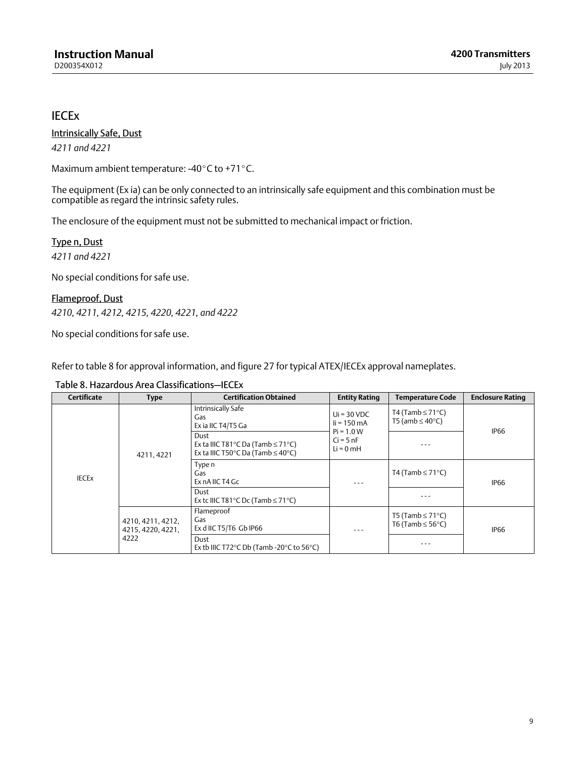## IECEx

Intrinsically Safe, Dust

*4211 and 4221*

Maximum ambient temperature: -40°C to +71°C.

The equipment (Ex ia) can be only connected to an intrinsically safe equipment and this combination must be compatible as regard the intrinsic safety rules.

The enclosure of the equipment must not be submitted to mechanical impact or friction.

Type n, Dust

*4211 and 4221*

No special conditions for safe use.

Flameproof, Dust

*4210, 4211, 4212, 4215, 4220, 4221, and 4222*

No special conditions for safe use.

Refer to table 8 for approval information, and figure 27 for typical ATEX/IECEx approval nameplates.

Table 8. Hazardous Area Classifications—IECEx

| Certificate | Type | Certification Obtained | Entity Rating | Temperature Code | Enclosure Rating |
|---|---|---|---|---|---|
| IECEx | 4211, 4221 | Intrinsically Safe<br>Gas<br>Ex ia IIC T4/T5 Ga | Ui = 30 VDC<br>Ii = 150 mA<br>Pi = 1.0 W<br>Ci = 5 nF<br>Li = 0 mH | T4 (Tamb ≤ 71°C)<br>T5 (amb ≤ 40°C) | IP66 |
| | | Dust<br>Ex ta IIIC T81°C Da (Tamb ≤ 71°C)<br>Ex ta IIIC T50°C Da (Tamb ≤ 40°C) | | - - - | |
| | | Type n<br>Gas<br>Ex nA IIC T4 Gc | - - - | T4 (Tamb ≤ 71°C) | IP66 |
| | | Dust<br>Ex tc IIIC T81°C Dc (Tamb ≤ 71°C) | | - - - | |
| | 4210, 4211, 4212, 4215, 4220, 4221, 4222 | Flameproof<br>Gas<br>Ex d IIC T5/T6 Gb IP66 | - - - | T5 (Tamb ≤ 71°C)<br>T6 (Tamb ≤ 56°C) | IP66 |
| | | Dust<br>Ex tb IIIC T72°C Db (Tamb -20°C to 56°C) | | - - - | |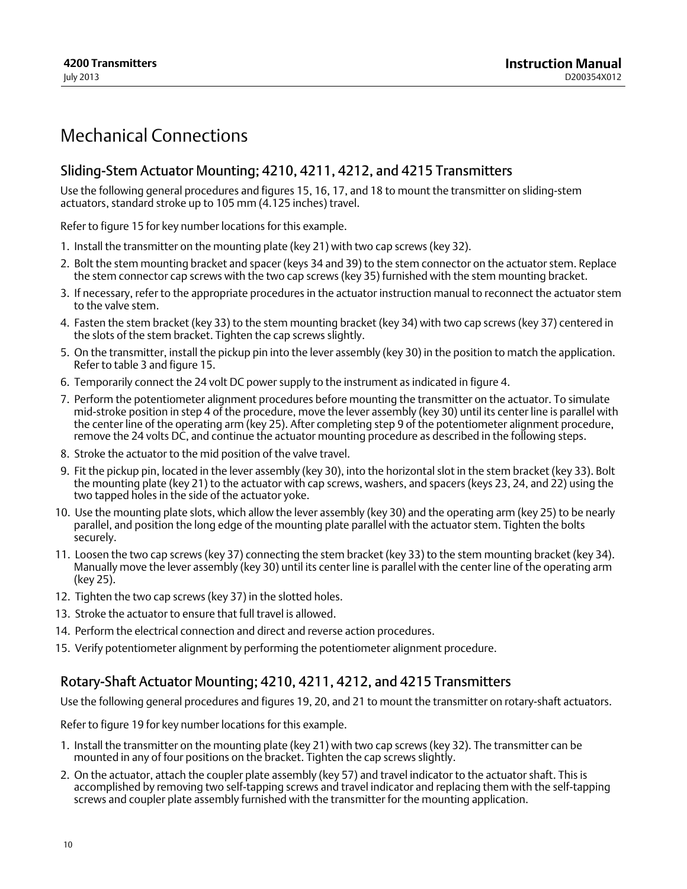# Mechanical Connections

## Sliding-Stem Actuator Mounting; 4210, 4211, 4212, and 4215 Transmitters

Use the following general procedures and figures 15, 16, 17, and 18 to mount the transmitter on sliding-stem actuators, standard stroke up to 105 mm (4.125 inches) travel.

Refer to figure 15 for key number locations for this example.

1. Install the transmitter on the mounting plate (key 21) with two cap screws (key 32).
2. Bolt the stem mounting bracket and spacer (keys 34 and 39) to the stem connector on the actuator stem. Replace the stem connector cap screws with the two cap screws (key 35) furnished with the stem mounting bracket.
3. If necessary, refer to the appropriate procedures in the actuator instruction manual to reconnect the actuator stem to the valve stem.
4. Fasten the stem bracket (key 33) to the stem mounting bracket (key 34) with two cap screws (key 37) centered in the slots of the stem bracket. Tighten the cap screws slightly.
5. On the transmitter, install the pickup pin into the lever assembly (key 30) in the position to match the application. Refer to table 3 and figure 15.
6. Temporarily connect the 24 volt DC power supply to the instrument as indicated in figure 4.
7. Perform the potentiometer alignment procedures before mounting the transmitter on the actuator. To simulate mid-stroke position in step 4 of the procedure, move the lever assembly (key 30) until its center line is parallel with the center line of the operating arm (key 25). After completing step 9 of the potentiometer alignment procedure, remove the 24 volts DC, and continue the actuator mounting procedure as described in the following steps.
8. Stroke the actuator to the mid position of the valve travel.
9. Fit the pickup pin, located in the lever assembly (key 30), into the horizontal slot in the stem bracket (key 33). Bolt the mounting plate (key 21) to the actuator with cap screws, washers, and spacers (keys 23, 24, and 22) using the two tapped holes in the side of the actuator yoke.
10. Use the mounting plate slots, which allow the lever assembly (key 30) and the operating arm (key 25) to be nearly parallel, and position the long edge of the mounting plate parallel with the actuator stem. Tighten the bolts securely.
11. Loosen the two cap screws (key 37) connecting the stem bracket (key 33) to the stem mounting bracket (key 34). Manually move the lever assembly (key 30) until its center line is parallel with the center line of the operating arm (key 25).
12. Tighten the two cap screws (key 37) in the slotted holes.
13. Stroke the actuator to ensure that full travel is allowed.
14. Perform the electrical connection and direct and reverse action procedures.
15. Verify potentiometer alignment by performing the potentiometer alignment procedure.

## Rotary-Shaft Actuator Mounting; 4210, 4211, 4212, and 4215 Transmitters

Use the following general procedures and figures 19, 20, and 21 to mount the transmitter on rotary-shaft actuators.

Refer to figure 19 for key number locations for this example.

1. Install the transmitter on the mounting plate (key 21) with two cap screws (key 32). The transmitter can be mounted in any of four positions on the bracket. Tighten the cap screws slightly.
2. On the actuator, attach the coupler plate assembly (key 57) and travel indicator to the actuator shaft. This is accomplished by removing two self-tapping screws and travel indicator and replacing them with the self-tapping screws and coupler plate assembly furnished with the transmitter for the mounting application.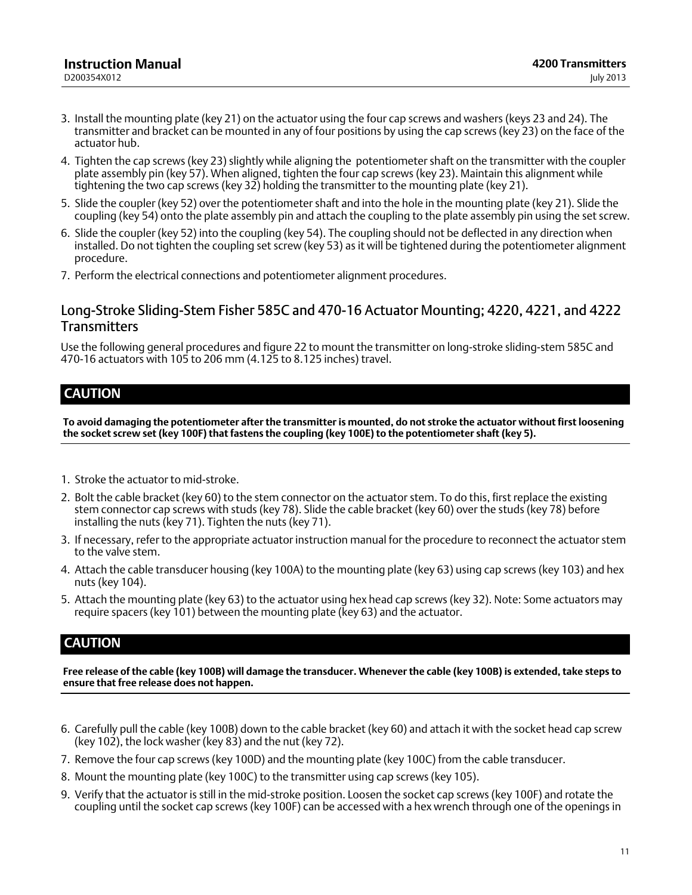3. Install the mounting plate (key 21) on the actuator using the four cap screws and washers (keys 23 and 24). The transmitter and bracket can be mounted in any of four positions by using the cap screws (key 23) on the face of the actuator hub.
4. Tighten the cap screws (key 23) slightly while aligning the potentiometer shaft on the transmitter with the coupler plate assembly pin (key 57). When aligned, tighten the four cap screws (key 23). Maintain this alignment while tightening the two cap screws (key 32) holding the transmitter to the mounting plate (key 21).
5. Slide the coupler (key 52) over the potentiometer shaft and into the hole in the mounting plate (key 21). Slide the coupling (key 54) onto the plate assembly pin and attach the coupling to the plate assembly pin using the set screw.
6. Slide the coupler (key 52) into the coupling (key 54). The coupling should not be deflected in any direction when installed. Do not tighten the coupling set screw (key 53) as it will be tightened during the potentiometer alignment procedure.
7. Perform the electrical connections and potentiometer alignment procedures.

## Long-Stroke Sliding-Stem Fisher 585C and 470-16 Actuator Mounting; 4220, 4221, and 4222 Transmitters

Use the following general procedures and figure 22 to mount the transmitter on long-stroke sliding-stem 585C and 470-16 actuators with 105 to 206 mm (4.125 to 8.125 inches) travel.

### CAUTION

**To avoid damaging the potentiometer after the transmitter is mounted, do not stroke the actuator without first loosening the socket screw set (key 100F) that fastens the coupling (key 100E) to the potentiometer shaft (key 5).**

1. Stroke the actuator to mid-stroke.
2. Bolt the cable bracket (key 60) to the stem connector on the actuator stem. To do this, first replace the existing stem connector cap screws with studs (key 78). Slide the cable bracket (key 60) over the studs (key 78) before installing the nuts (key 71). Tighten the nuts (key 71).
3. If necessary, refer to the appropriate actuator instruction manual for the procedure to reconnect the actuator stem to the valve stem.
4. Attach the cable transducer housing (key 100A) to the mounting plate (key 63) using cap screws (key 103) and hex nuts (key 104).
5. Attach the mounting plate (key 63) to the actuator using hex head cap screws (key 32). Note: Some actuators may require spacers (key 101) between the mounting plate (key 63) and the actuator.

### CAUTION

**Free release of the cable (key 100B) will damage the transducer. Whenever the cable (key 100B) is extended, take steps to ensure that free release does not happen.**

6. Carefully pull the cable (key 100B) down to the cable bracket (key 60) and attach it with the socket head cap screw (key 102), the lock washer (key 83) and the nut (key 72).
7. Remove the four cap screws (key 100D) and the mounting plate (key 100C) from the cable transducer.
8. Mount the mounting plate (key 100C) to the transmitter using cap screws (key 105).
9. Verify that the actuator is still in the mid-stroke position. Loosen the socket cap screws (key 100F) and rotate the coupling until the socket cap screws (key 100F) can be accessed with a hex wrench through one of the openings in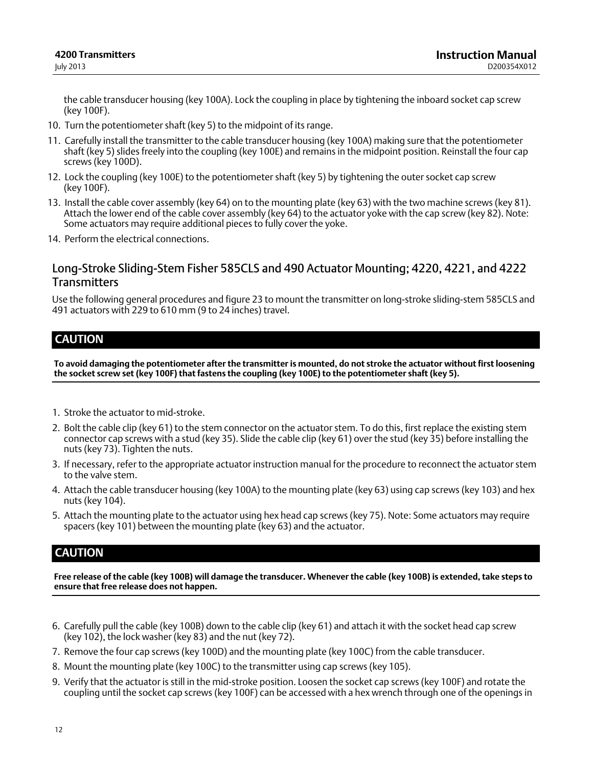the cable transducer housing (key 100A). Lock the coupling in place by tightening the inboard socket cap screw (key 100F).

10. Turn the potentiometer shaft (key 5) to the midpoint of its range.
11. Carefully install the transmitter to the cable transducer housing (key 100A) making sure that the potentiometer shaft (key 5) slides freely into the coupling (key 100E) and remains in the midpoint position. Reinstall the four cap screws (key 100D).
12. Lock the coupling (key 100E) to the potentiometer shaft (key 5) by tightening the outer socket cap screw (key 100F).
13. Install the cable cover assembly (key 64) on to the mounting plate (key 63) with the two machine screws (key 81). Attach the lower end of the cable cover assembly (key 64) to the actuator yoke with the cap screw (key 82). Note: Some actuators may require additional pieces to fully cover the yoke.
14. Perform the electrical connections.

## Long-Stroke Sliding-Stem Fisher 585CLS and 490 Actuator Mounting; 4220, 4221, and 4222 Transmitters

Use the following general procedures and figure 23 to mount the transmitter on long-stroke sliding-stem 585CLS and 491 actuators with 229 to 610 mm (9 to 24 inches) travel.

### CAUTION

**To avoid damaging the potentiometer after the transmitter is mounted, do not stroke the actuator without first loosening the socket screw set (key 100F) that fastens the coupling (key 100E) to the potentiometer shaft (key 5).**

1. Stroke the actuator to mid-stroke.
2. Bolt the cable clip (key 61) to the stem connector on the actuator stem. To do this, first replace the existing stem connector cap screws with a stud (key 35). Slide the cable clip (key 61) over the stud (key 35) before installing the nuts (key 73). Tighten the nuts.
3. If necessary, refer to the appropriate actuator instruction manual for the procedure to reconnect the actuator stem to the valve stem.
4. Attach the cable transducer housing (key 100A) to the mounting plate (key 63) using cap screws (key 103) and hex nuts (key 104).
5. Attach the mounting plate to the actuator using hex head cap screws (key 75). Note: Some actuators may require spacers (key 101) between the mounting plate (key 63) and the actuator.

### CAUTION

**Free release of the cable (key 100B) will damage the transducer. Whenever the cable (key 100B) is extended, take steps to ensure that free release does not happen.**

6. Carefully pull the cable (key 100B) down to the cable clip (key 61) and attach it with the socket head cap screw (key 102), the lock washer (key 83) and the nut (key 72).
7. Remove the four cap screws (key 100D) and the mounting plate (key 100C) from the cable transducer.
8. Mount the mounting plate (key 100C) to the transmitter using cap screws (key 105).
9. Verify that the actuator is still in the mid-stroke position. Loosen the socket cap screws (key 100F) and rotate the coupling until the socket cap screws (key 100F) can be accessed with a hex wrench through one of the openings in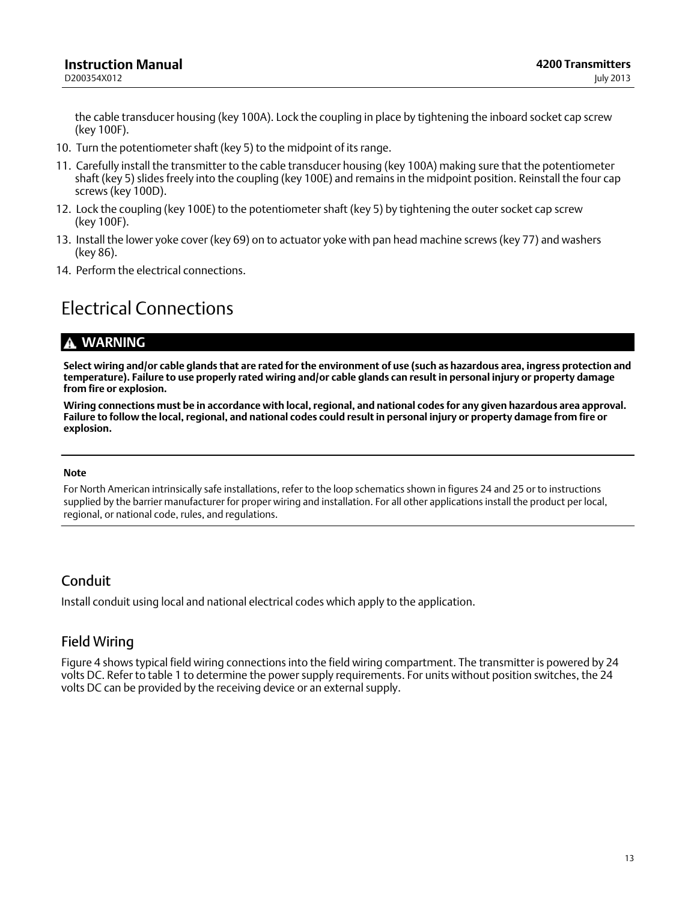the cable transducer housing (key 100A). Lock the coupling in place by tightening the inboard socket cap screw (key 100F).

10. Turn the potentiometer shaft (key 5) to the midpoint of its range.
11. Carefully install the transmitter to the cable transducer housing (key 100A) making sure that the potentiometer shaft (key 5) slides freely into the coupling (key 100E) and remains in the midpoint position. Reinstall the four cap screws (key 100D).
12. Lock the coupling (key 100E) to the potentiometer shaft (key 5) by tightening the outer socket cap screw (key 100F).
13. Install the lower yoke cover (key 69) on to actuator yoke with pan head machine screws (key 77) and washers (key 86).
14. Perform the electrical connections.

# Electrical Connections

**WARNING**

**Select wiring and/or cable glands that are rated for the environment of use (such as hazardous area, ingress protection and temperature). Failure to use properly rated wiring and/or cable glands can result in personal injury or property damage from fire or explosion.**

**Wiring connections must be in accordance with local, regional, and national codes for any given hazardous area approval. Failure to follow the local, regional, and national codes could result in personal injury or property damage from fire or explosion.**

---

**Note**

For North American intrinsically safe installations, refer to the loop schematics shown in figures 24 and 25 or to instructions supplied by the barrier manufacturer for proper wiring and installation. For all other applications install the product per local, regional, or national code, rules, and regulations.

---

## Conduit

Install conduit using local and national electrical codes which apply to the application.

## Field Wiring

Figure 4 shows typical field wiring connections into the field wiring compartment. The transmitter is powered by 24 volts DC. Refer to table 1 to determine the power supply requirements. For units without position switches, the 24 volts DC can be provided by the receiving device or an external supply.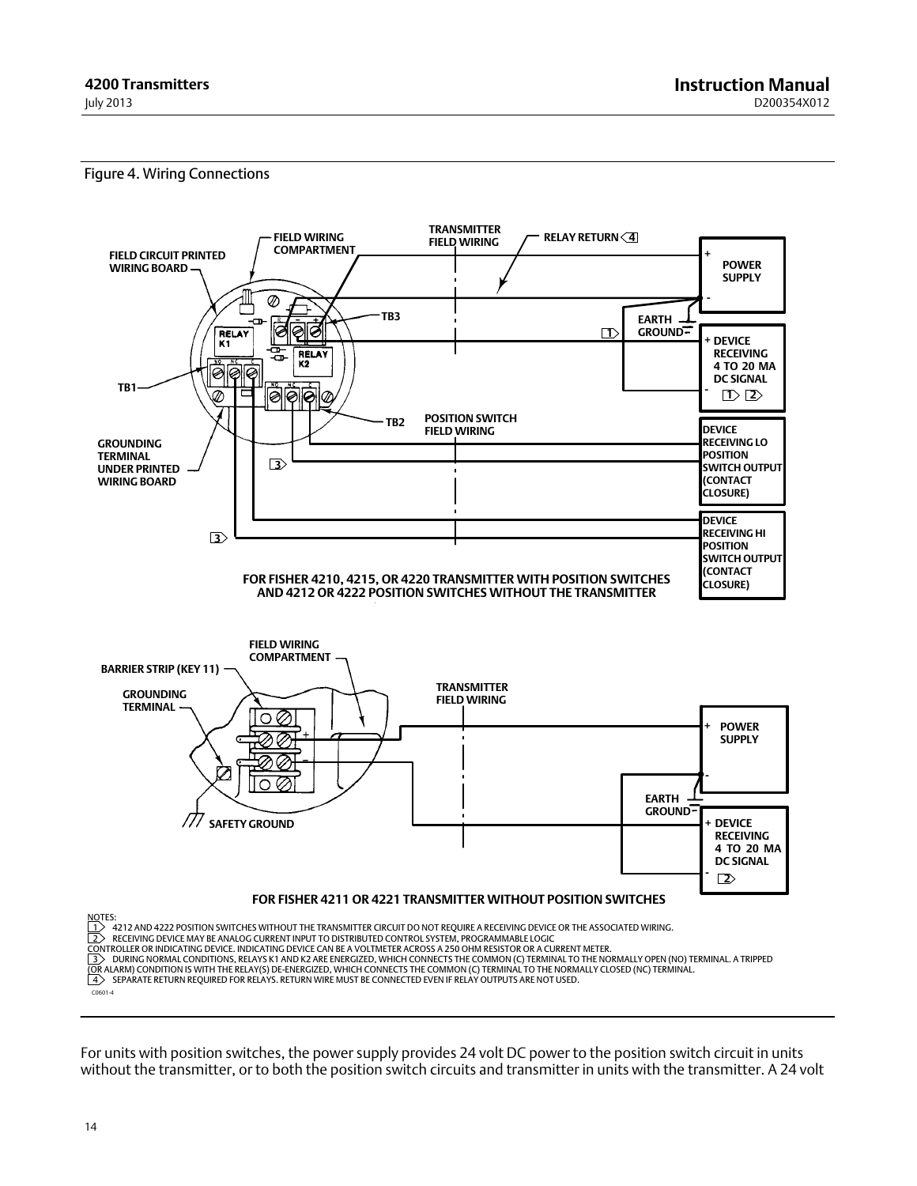Figure 4. Wiring Connections

FOR FISHER 4210, 4215, OR 4220 TRANSMITTER WITH POSITION SWITCHES AND 4212 OR 4222 POSITION SWITCHES WITHOUT THE TRANSMITTER

FOR FISHER 4211 OR 4221 TRANSMITTER WITHOUT POSITION SWITCHES

NOTES:
1. 4212 AND 4222 POSITION SWITCHES WITHOUT THE TRANSMITTER CIRCUIT DO NOT REQUIRE A RECEIVING DEVICE OR THE ASSOCIATED WIRING.
2. RECEIVING DEVICE MAY BE ANALOG CURRENT INPUT TO DISTRIBUTED CONTROL SYSTEM, PROGRAMMABLE LOGIC CONTROLLER OR INDICATING DEVICE. INDICATING DEVICE CAN BE A VOLTMETER ACROSS A 250 OHM RESISTOR OR A CURRENT METER.
3. DURING NORMAL CONDITIONS, RELAYS K1 AND K2 ARE ENERGIZED, WHICH CONNECTS THE COMMON (C) TERMINAL TO THE NORMALLY OPEN (NO) TERMINAL. A TRIPPED (OR ALARM) CONDITION IS WITH THE RELAY(S) DE-ENERGIZED, WHICH CONNECTS THE COMMON (C) TERMINAL TO THE NORMALLY CLOSED (NC) TERMINAL.
4. SEPARATE RETURN REQUIRED FOR RELAYS. RETURN WIRE MUST BE CONNECTED EVEN IF RELAY OUTPUTS ARE NOT USED.

C0601-4

For units with position switches, the power supply provides 24 volt DC power to the position switch circuit in units without the transmitter, or to both the position switch circuits and transmitter in units with the transmitter. A 24 volt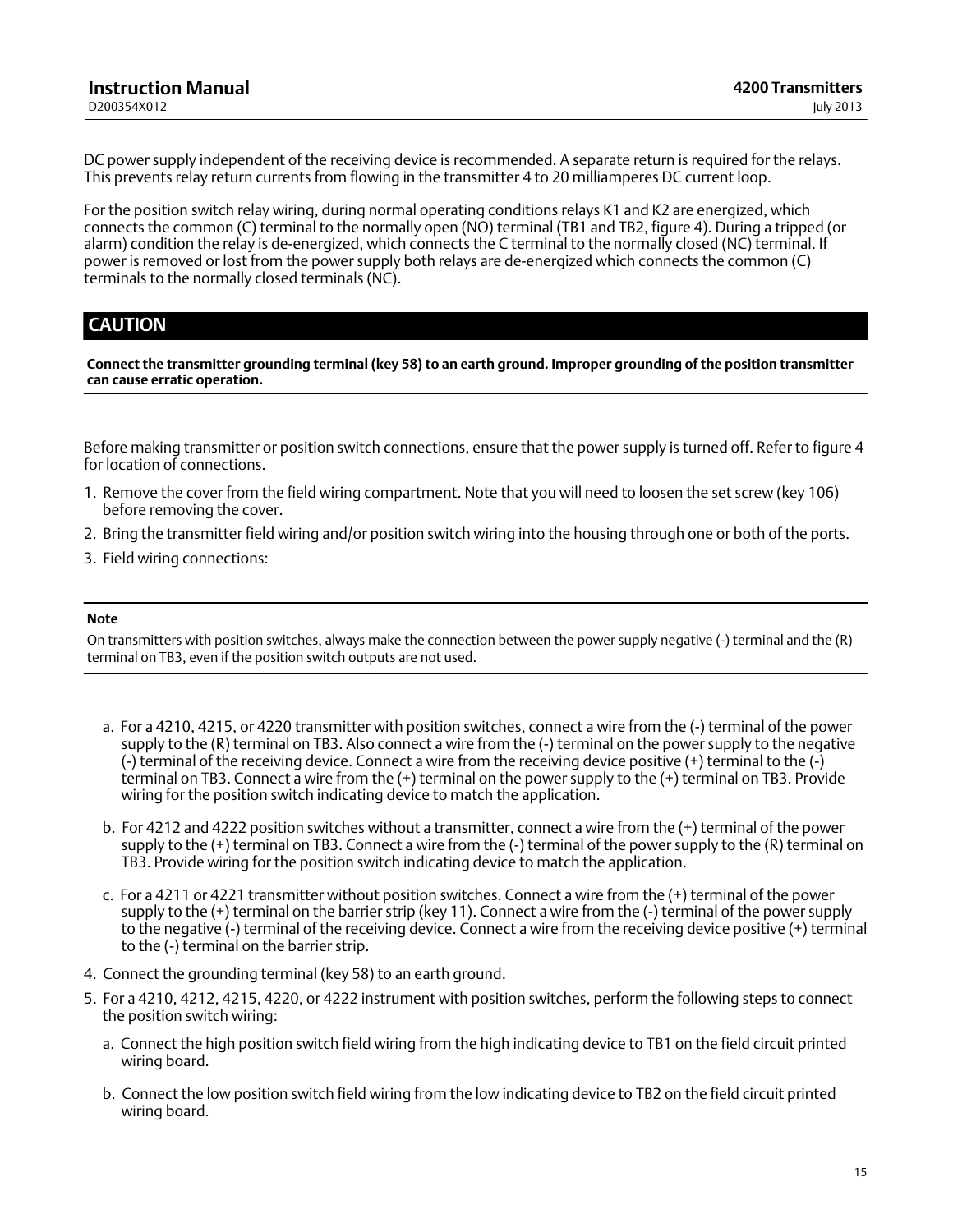DC power supply independent of the receiving device is recommended. A separate return is required for the relays. This prevents relay return currents from flowing in the transmitter 4 to 20 milliamperes DC current loop.

For the position switch relay wiring, during normal operating conditions relays K1 and K2 are energized, which connects the common (C) terminal to the normally open (NO) terminal (TB1 and TB2, figure 4). During a tripped (or alarm) condition the relay is de-energized, which connects the C terminal to the normally closed (NC) terminal. If power is removed or lost from the power supply both relays are de-energized which connects the common (C) terminals to the normally closed terminals (NC).

## CAUTION

**Connect the transmitter grounding terminal (key 58) to an earth ground. Improper grounding of the position transmitter can cause erratic operation.**

---

Before making transmitter or position switch connections, ensure that the power supply is turned off. Refer to figure 4 for location of connections.

1. Remove the cover from the field wiring compartment. Note that you will need to loosen the set screw (key 106) before removing the cover.
2. Bring the transmitter field wiring and/or position switch wiring into the housing through one or both of the ports.
3. Field wiring connections:

---

**Note**

On transmitters with position switches, always make the connection between the power supply negative (-) terminal and the (R) terminal on TB3, even if the position switch outputs are not used.

---

   a. For a 4210, 4215, or 4220 transmitter with position switches, connect a wire from the (-) terminal of the power supply to the (R) terminal on TB3. Also connect a wire from the (-) terminal on the power supply to the negative (-) terminal of the receiving device. Connect a wire from the receiving device positive (+) terminal to the (-) terminal on TB3. Connect a wire from the (+) terminal on the power supply to the (+) terminal on TB3. Provide wiring for the position switch indicating device to match the application.

   b. For 4212 and 4222 position switches without a transmitter, connect a wire from the (+) terminal of the power supply to the (+) terminal on TB3. Connect a wire from the (-) terminal of the power supply to the (R) terminal on TB3. Provide wiring for the position switch indicating device to match the application.

   c. For a 4211 or 4221 transmitter without position switches. Connect a wire from the (+) terminal of the power supply to the (+) terminal on the barrier strip (key 11). Connect a wire from the (-) terminal of the power supply to the negative (-) terminal of the receiving device. Connect a wire from the receiving device positive (+) terminal to the (-) terminal on the barrier strip.

4. Connect the grounding terminal (key 58) to an earth ground.
5. For a 4210, 4212, 4215, 4220, or 4222 instrument with position switches, perform the following steps to connect the position switch wiring:

   a. Connect the high position switch field wiring from the high indicating device to TB1 on the field circuit printed wiring board.

   b. Connect the low position switch field wiring from the low indicating device to TB2 on the field circuit printed wiring board.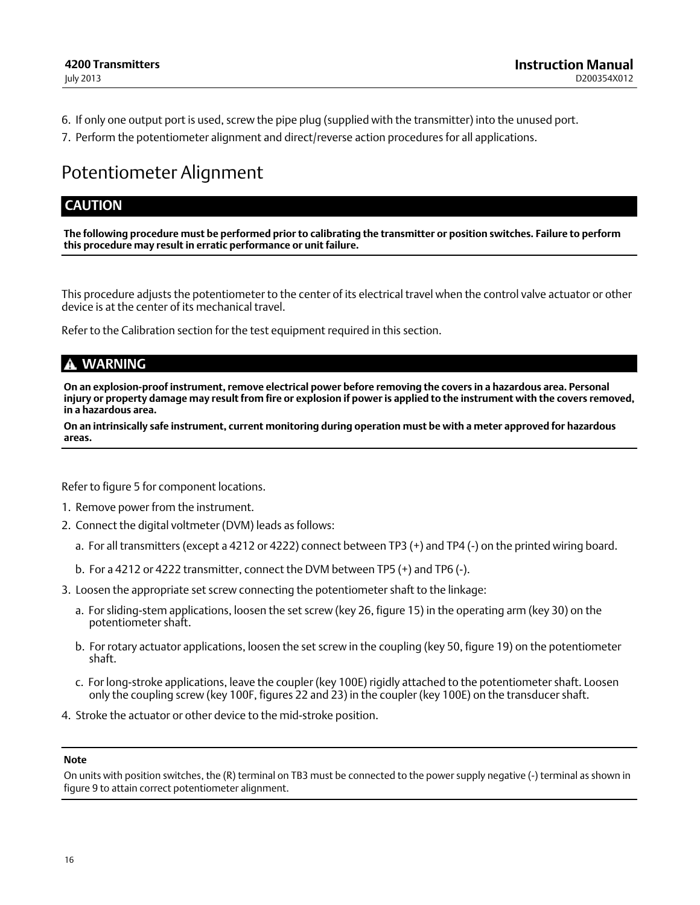6. If only one output port is used, screw the pipe plug (supplied with the transmitter) into the unused port.
7. Perform the potentiometer alignment and direct/reverse action procedures for all applications.

# Potentiometer Alignment

## CAUTION

**The following procedure must be performed prior to calibrating the transmitter or position switches. Failure to perform this procedure may result in erratic performance or unit failure.**

This procedure adjusts the potentiometer to the center of its electrical travel when the control valve actuator or other device is at the center of its mechanical travel.

Refer to the Calibration section for the test equipment required in this section.

## WARNING

**On an explosion-proof instrument, remove electrical power before removing the covers in a hazardous area. Personal injury or property damage may result from fire or explosion if power is applied to the instrument with the covers removed, in a hazardous area.**

**On an intrinsically safe instrument, current monitoring during operation must be with a meter approved for hazardous areas.**

Refer to figure 5 for component locations.

1. Remove power from the instrument.
2. Connect the digital voltmeter (DVM) leads as follows:
   a. For all transmitters (except a 4212 or 4222) connect between TP3 (+) and TP4 (-) on the printed wiring board.
   b. For a 4212 or 4222 transmitter, connect the DVM between TP5 (+) and TP6 (-).
3. Loosen the appropriate set screw connecting the potentiometer shaft to the linkage:
   a. For sliding-stem applications, loosen the set screw (key 26, figure 15) in the operating arm (key 30) on the potentiometer shaft.
   b. For rotary actuator applications, loosen the set screw in the coupling (key 50, figure 19) on the potentiometer shaft.
   c. For long-stroke applications, leave the coupler (key 100E) rigidly attached to the potentiometer shaft. Loosen only the coupling screw (key 100F, figures 22 and 23) in the coupler (key 100E) on the transducer shaft.
4. Stroke the actuator or other device to the mid-stroke position.

**Note**

On units with position switches, the (R) terminal on TB3 must be connected to the power supply negative (-) terminal as shown in figure 9 to attain correct potentiometer alignment.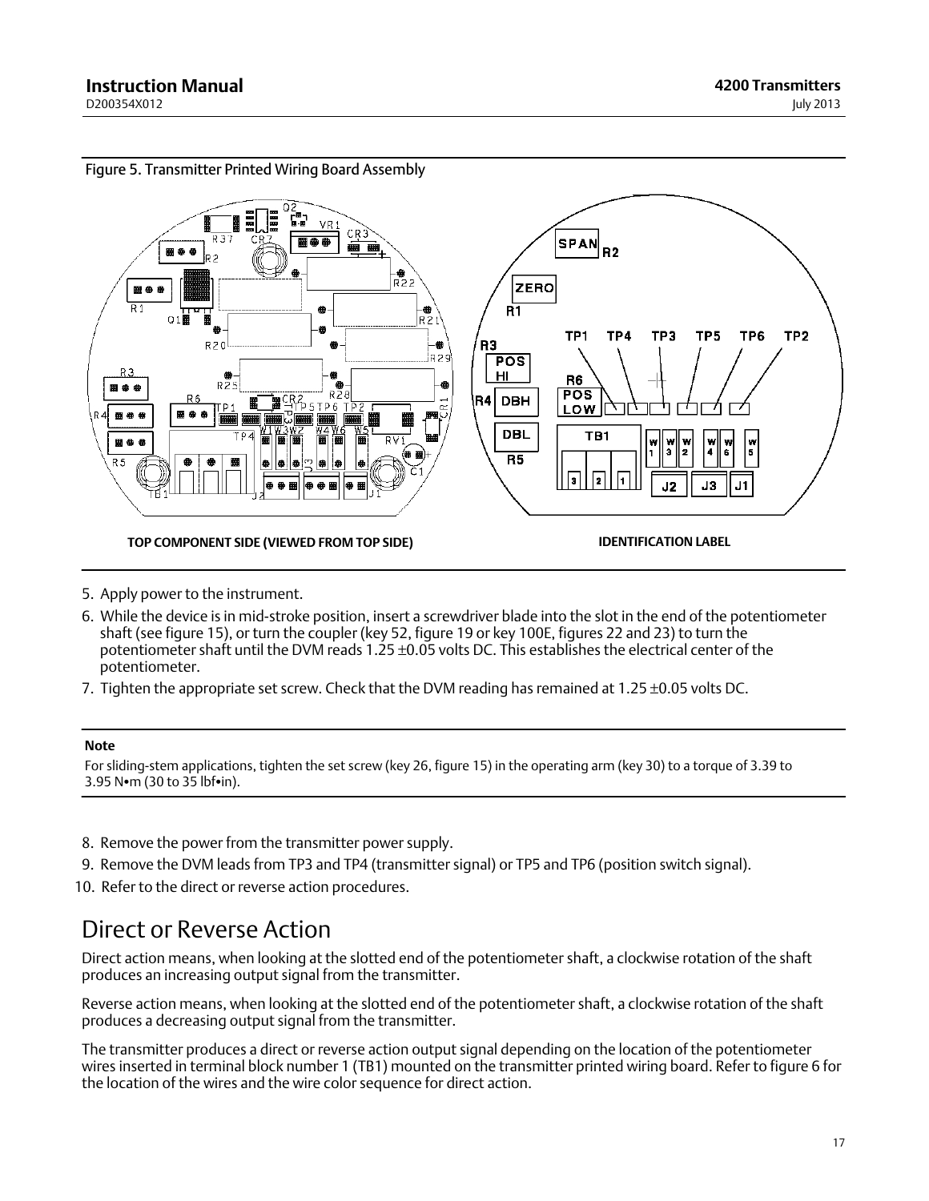Figure 5. Transmitter Printed Wiring Board Assembly

TOP COMPONENT SIDE (VIEWED FROM TOP SIDE)

IDENTIFICATION LABEL

5. Apply power to the instrument.
6. While the device is in mid-stroke position, insert a screwdriver blade into the slot in the end of the potentiometer shaft (see figure 15), or turn the coupler (key 52, figure 19 or key 100E, figures 22 and 23) to turn the potentiometer shaft until the DVM reads 1.25 ±0.05 volts DC. This establishes the electrical center of the potentiometer.
7. Tighten the appropriate set screw. Check that the DVM reading has remained at 1.25 ±0.05 volts DC.

**Note**

For sliding-stem applications, tighten the set screw (key 26, figure 15) in the operating arm (key 30) to a torque of 3.39 to 3.95 N•m (30 to 35 lbf•in).

8. Remove the power from the transmitter power supply.
9. Remove the DVM leads from TP3 and TP4 (transmitter signal) or TP5 and TP6 (position switch signal).
10. Refer to the direct or reverse action procedures.

# Direct or Reverse Action

Direct action means, when looking at the slotted end of the potentiometer shaft, a clockwise rotation of the shaft produces an increasing output signal from the transmitter.

Reverse action means, when looking at the slotted end of the potentiometer shaft, a clockwise rotation of the shaft produces a decreasing output signal from the transmitter.

The transmitter produces a direct or reverse action output signal depending on the location of the potentiometer wires inserted in terminal block number 1 (TB1) mounted on the transmitter printed wiring board. Refer to figure 6 for the location of the wires and the wire color sequence for direct action.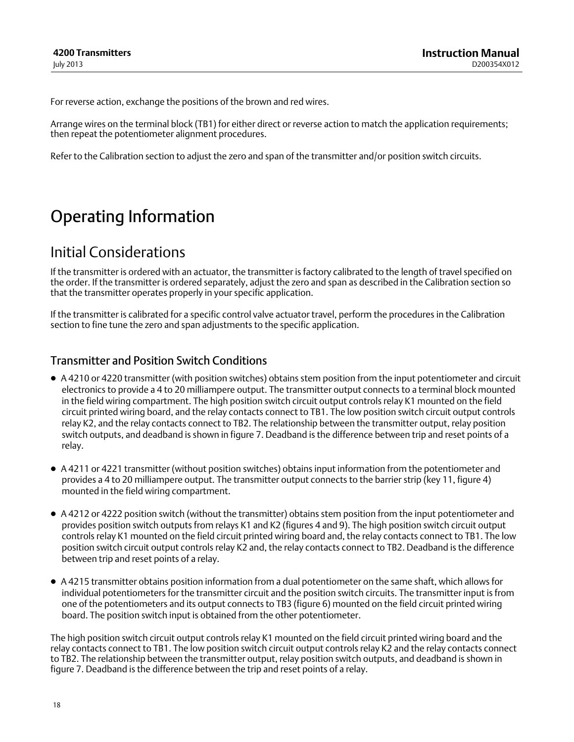For reverse action, exchange the positions of the brown and red wires.

Arrange wires on the terminal block (TB1) for either direct or reverse action to match the application requirements; then repeat the potentiometer alignment procedures.

Refer to the Calibration section to adjust the zero and span of the transmitter and/or position switch circuits.

# Operating Information

## Initial Considerations

If the transmitter is ordered with an actuator, the transmitter is factory calibrated to the length of travel specified on the order. If the transmitter is ordered separately, adjust the zero and span as described in the Calibration section so that the transmitter operates properly in your specific application.

If the transmitter is calibrated for a specific control valve actuator travel, perform the procedures in the Calibration section to fine tune the zero and span adjustments to the specific application.

### Transmitter and Position Switch Conditions

- A 4210 or 4220 transmitter (with position switches) obtains stem position from the input potentiometer and circuit electronics to provide a 4 to 20 milliampere output. The transmitter output connects to a terminal block mounted in the field wiring compartment. The high position switch circuit output controls relay K1 mounted on the field circuit printed wiring board, and the relay contacts connect to TB1. The low position switch circuit output controls relay K2, and the relay contacts connect to TB2. The relationship between the transmitter output, relay position switch outputs, and deadband is shown in figure 7. Deadband is the difference between trip and reset points of a relay.

- A 4211 or 4221 transmitter (without position switches) obtains input information from the potentiometer and provides a 4 to 20 milliampere output. The transmitter output connects to the barrier strip (key 11, figure 4) mounted in the field wiring compartment.

- A 4212 or 4222 position switch (without the transmitter) obtains stem position from the input potentiometer and provides position switch outputs from relays K1 and K2 (figures 4 and 9). The high position switch circuit output controls relay K1 mounted on the field circuit printed wiring board and, the relay contacts connect to TB1. The low position switch circuit output controls relay K2 and, the relay contacts connect to TB2. Deadband is the difference between trip and reset points of a relay.

- A 4215 transmitter obtains position information from a dual potentiometer on the same shaft, which allows for individual potentiometers for the transmitter circuit and the position switch circuits. The transmitter input is from one of the potentiometers and its output connects to TB3 (figure 6) mounted on the field circuit printed wiring board. The position switch input is obtained from the other potentiometer.

The high position switch circuit output controls relay K1 mounted on the field circuit printed wiring board and the relay contacts connect to TB1. The low position switch circuit output controls relay K2 and the relay contacts connect to TB2. The relationship between the transmitter output, relay position switch outputs, and deadband is shown in figure 7. Deadband is the difference between the trip and reset points of a relay.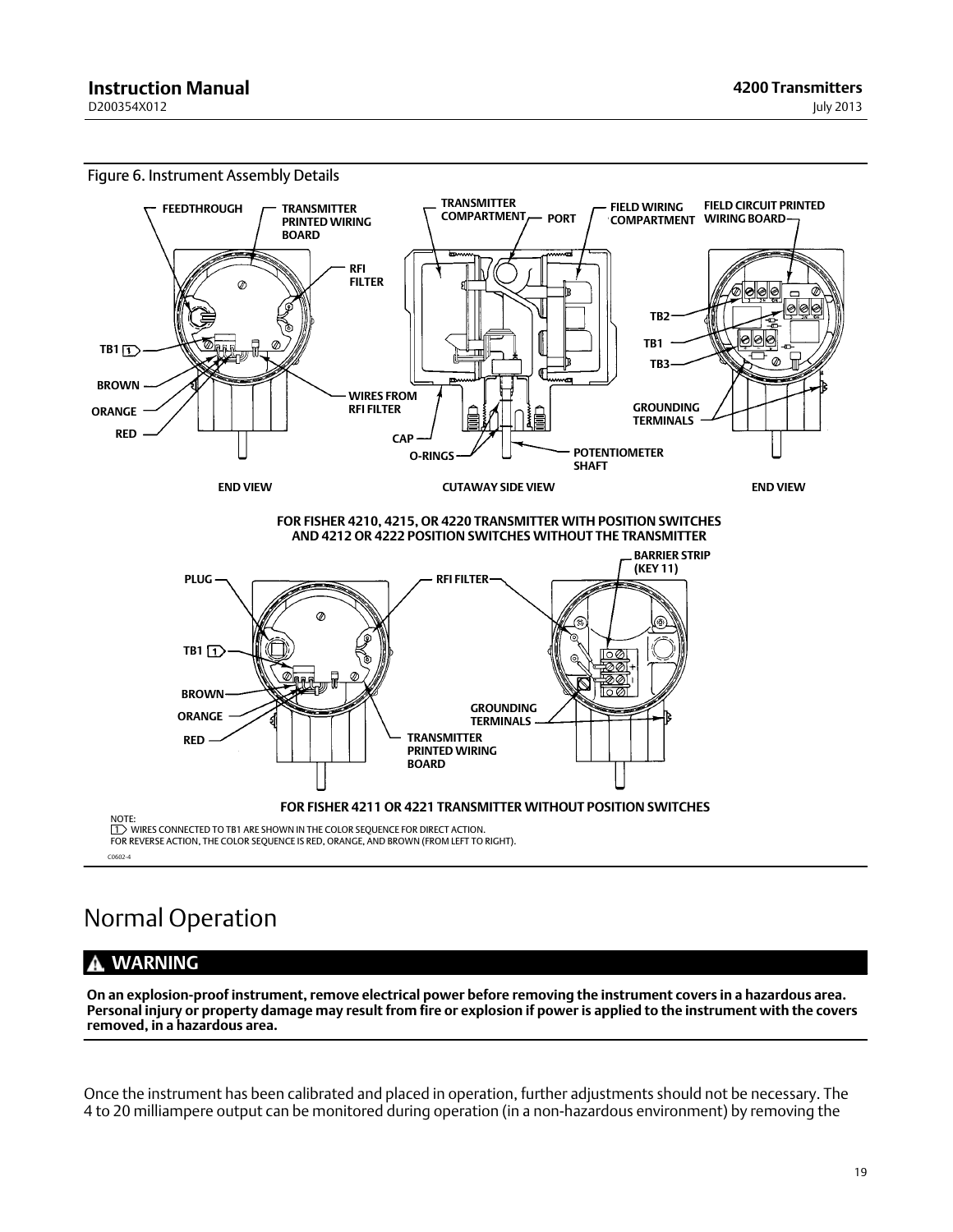Figure 6. Instrument Assembly Details

FOR FISHER 4210, 4215, OR 4220 TRANSMITTER WITH POSITION SWITCHES AND 4212 OR 4222 POSITION SWITCHES WITHOUT THE TRANSMITTER

FOR FISHER 4211 OR 4221 TRANSMITTER WITHOUT POSITION SWITCHES

NOTE:
1 WIRES CONNECTED TO TB1 ARE SHOWN IN THE COLOR SEQUENCE FOR DIRECT ACTION.
FOR REVERSE ACTION, THE COLOR SEQUENCE IS RED, ORANGE, AND BROWN (FROM LEFT TO RIGHT).

C0602-4

# Normal Operation

## ⚠ WARNING

**On an explosion-proof instrument, remove electrical power before removing the instrument covers in a hazardous area. Personal injury or property damage may result from fire or explosion if power is applied to the instrument with the covers removed, in a hazardous area.**

Once the instrument has been calibrated and placed in operation, further adjustments should not be necessary. The 4 to 20 milliampere output can be monitored during operation (in a non-hazardous environment) by removing the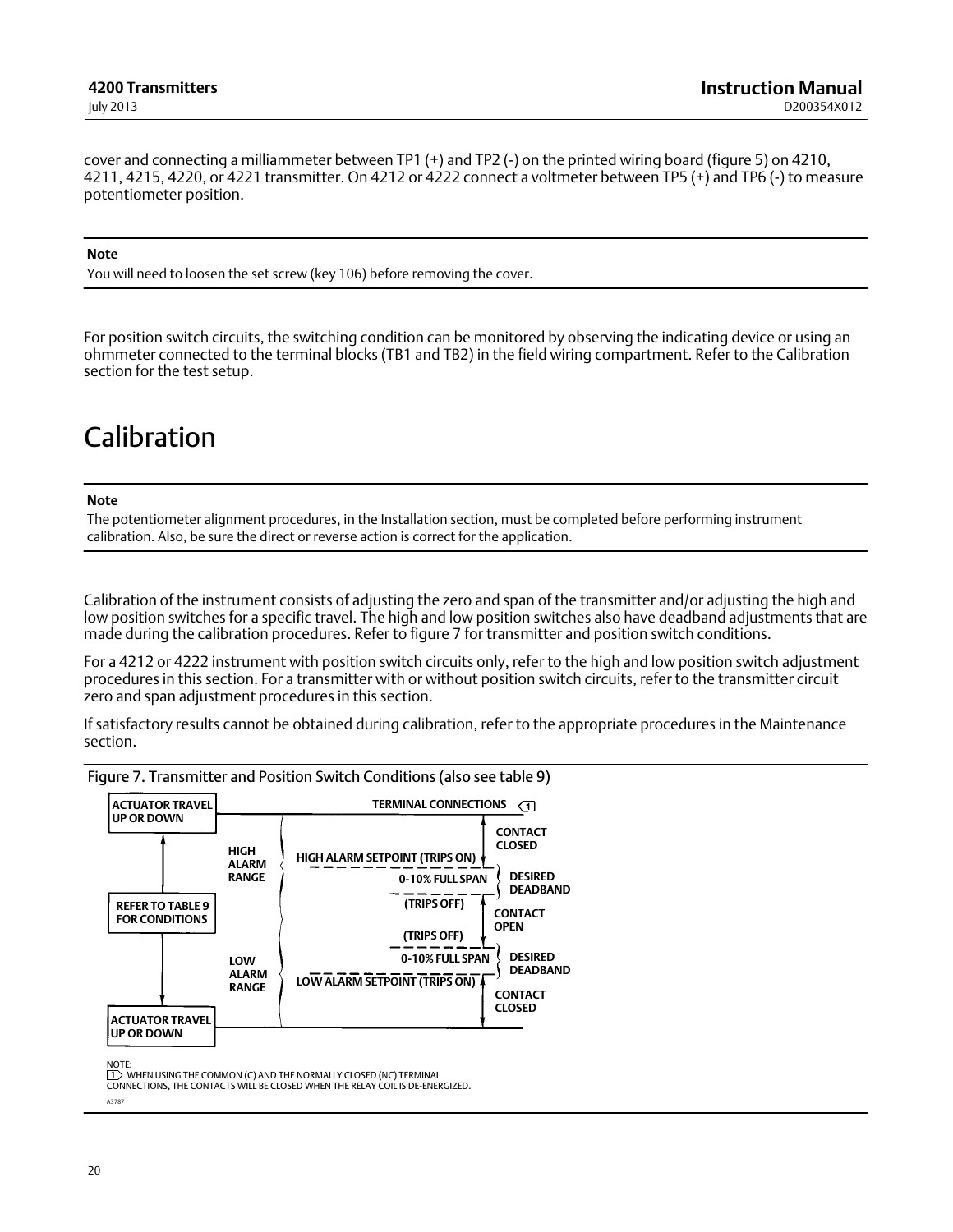cover and connecting a milliammeter between TP1 (+) and TP2 (-) on the printed wiring board (figure 5) on 4210, 4211, 4215, 4220, or 4221 transmitter. On 4212 or 4222 connect a voltmeter between TP5 (+) and TP6 (-) to measure potentiometer position.

**Note**

You will need to loosen the set screw (key 106) before removing the cover.

For position switch circuits, the switching condition can be monitored by observing the indicating device or using an ohmmeter connected to the terminal blocks (TB1 and TB2) in the field wiring compartment. Refer to the Calibration section for the test setup.

# Calibration

**Note**

The potentiometer alignment procedures, in the Installation section, must be completed before performing instrument calibration. Also, be sure the direct or reverse action is correct for the application.

Calibration of the instrument consists of adjusting the zero and span of the transmitter and/or adjusting the high and low position switches for a specific travel. The high and low position switches also have deadband adjustments that are made during the calibration procedures. Refer to figure 7 for transmitter and position switch conditions.

For a 4212 or 4222 instrument with position switch circuits only, refer to the high and low position switch adjustment procedures in this section. For a transmitter with or without position switch circuits, refer to the transmitter circuit zero and span adjustment procedures in this section.

If satisfactory results cannot be obtained during calibration, refer to the appropriate procedures in the Maintenance section.

Figure 7. Transmitter and Position Switch Conditions (also see table 9)

ACTUATOR TRAVEL UP OR DOWN

REFER TO TABLE 9 FOR CONDITIONS

ACTUATOR TRAVEL UP OR DOWN

HIGH ALARM RANGE

LOW ALARM RANGE

TERMINAL CONNECTIONS [1]

CONTACT CLOSED

HIGH ALARM SETPOINT (TRIPS ON)

0-10% FULL SPAN

DESIRED DEADBAND

(TRIPS OFF)

CONTACT OPEN

(TRIPS OFF)

0-10% FULL SPAN

DESIRED DEADBAND

LOW ALARM SETPOINT (TRIPS ON)

CONTACT CLOSED

NOTE:
[1] WHEN USING THE COMMON (C) AND THE NORMALLY CLOSED (NC) TERMINAL CONNECTIONS, THE CONTACTS WILL BE CLOSED WHEN THE RELAY COIL IS DE-ENERGIZED.

A3787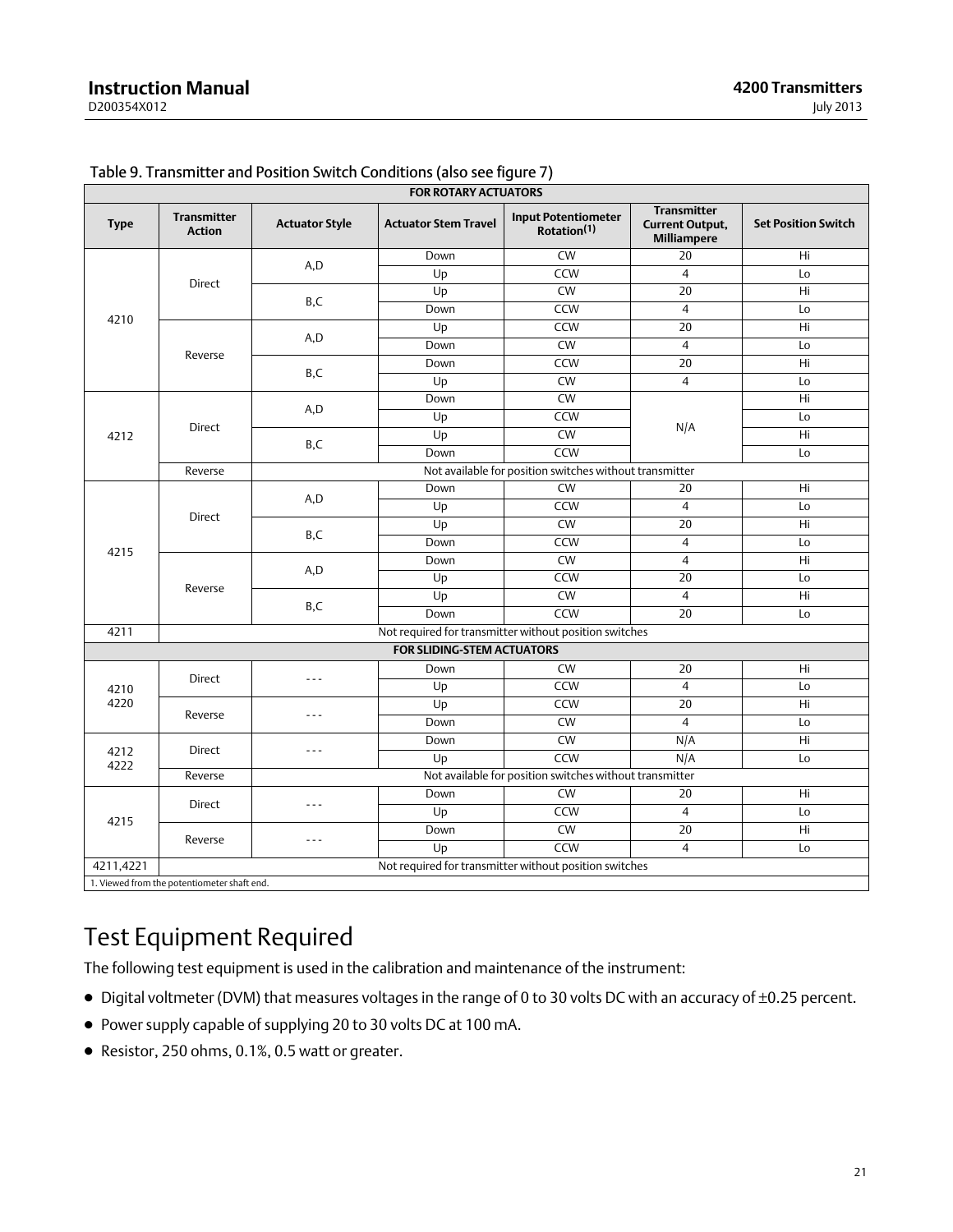Table 9. Transmitter and Position Switch Conditions (also see figure 7)

| Type | Transmitter Action | Actuator Style | Actuator Stem Travel | Input Potentiometer Rotation(1) | Transmitter Current Output, Milliampere | Set Position Switch |
|---|---|---|---|---|---|---|
| **FOR ROTARY ACTUATORS** | | | | | | |
| 4210 | Direct | A,D | Down | CW | 20 | Hi |
| | | | Up | CCW | 4 | Lo |
| | | B,C | Up | CW | 20 | Hi |
| | | | Down | CCW | 4 | Lo |
| | Reverse | A,D | Up | CCW | 20 | Hi |
| | | | Down | CW | 4 | Lo |
| | | B,C | Down | CCW | 20 | Hi |
| | | | Up | CW | 4 | Lo |
| 4212 | Direct | A,D | Down | CW | N/A | Hi |
| | | | Up | CCW | | Lo |
| | | B,C | Up | CW | | Hi |
| | | | Down | CCW | | Lo |
| | Reverse | Not available for position switches without transmitter | | | | |
| 4215 | Direct | A,D | Down | CW | 20 | Hi |
| | | | Up | CCW | 4 | Lo |
| | | B,C | Up | CW | 20 | Hi |
| | | | Down | CCW | 4 | Lo |
| | Reverse | A,D | Down | CW | 4 | Hi |
| | | | Up | CCW | 20 | Lo |
| | | B,C | Up | CW | 4 | Hi |
| | | | Down | CCW | 20 | Lo |
| 4211 | Not required for transmitter without position switches | | | | | |
| **FOR SLIDING-STEM ACTUATORS** | | | | | | |
| 4210 4220 | Direct | - - - | Down | CW | 20 | Hi |
| | | | Up | CCW | 4 | Lo |
| | Reverse | - - - | Up | CCW | 20 | Hi |
| | | | Down | CW | 4 | Lo |
| 4212 4222 | Direct | - - - | Down | CW | N/A | Hi |
| | | | Up | CCW | N/A | Lo |
| | Reverse | Not available for position switches without transmitter | | | | |
| 4215 | Direct | - - - | Down | CW | 20 | Hi |
| | | | Up | CCW | 4 | Lo |
| | Reverse | - - - | Down | CW | 20 | Hi |
| | | | Up | CCW | 4 | Lo |
| 4211,4221 | Not required for transmitter without position switches | | | | | |

1. Viewed from the potentiometer shaft end.

# Test Equipment Required

The following test equipment is used in the calibration and maintenance of the instrument:

- Digital voltmeter (DVM) that measures voltages in the range of 0 to 30 volts DC with an accuracy of ±0.25 percent.
- Power supply capable of supplying 20 to 30 volts DC at 100 mA.
- Resistor, 250 ohms, 0.1%, 0.5 watt or greater.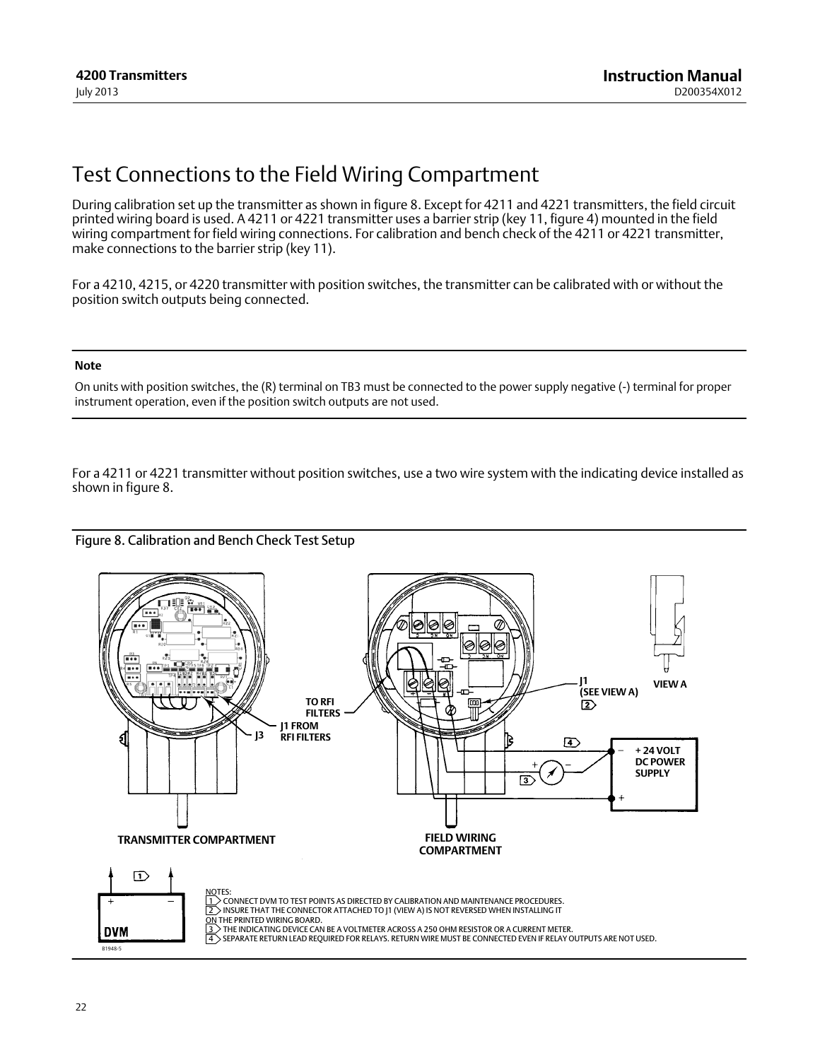# Test Connections to the Field Wiring Compartment

During calibration set up the transmitter as shown in figure 8. Except for 4211 and 4221 transmitters, the field circuit printed wiring board is used. A 4211 or 4221 transmitter uses a barrier strip (key 11, figure 4) mounted in the field wiring compartment for field wiring connections. For calibration and bench check of the 4211 or 4221 transmitter, make connections to the barrier strip (key 11).

For a 4210, 4215, or 4220 transmitter with position switches, the transmitter can be calibrated with or without the position switch outputs being connected.

---

**Note**

On units with position switches, the (R) terminal on TB3 must be connected to the power supply negative (-) terminal for proper instrument operation, even if the position switch outputs are not used.

---

For a 4211 or 4221 transmitter without position switches, use a two wire system with the indicating device installed as shown in figure 8.

Figure 8. Calibration and Bench Check Test Setup

TRANSMITTER COMPARTMENT

FIELD WIRING COMPARTMENT

J3

J1 FROM RFI FILTERS

TO RFI FILTERS

J1 (SEE VIEW A) 2

VIEW A

+ 24 VOLT DC POWER SUPPLY

DVM

NOTES:
1 CONNECT DVM TO TEST POINTS AS DIRECTED BY CALIBRATION AND MAINTENANCE PROCEDURES.
2 INSURE THAT THE CONNECTOR ATTACHED TO J1 (VIEW A) IS NOT REVERSED WHEN INSTALLING IT ON THE PRINTED WIRING BOARD.
3 THE INDICATING DEVICE CAN BE A VOLTMETER ACROSS A 250 OHM RESISTOR OR A CURRENT METER.
4 SEPARATE RETURN LEAD REQUIRED FOR RELAYS. RETURN WIRE MUST BE CONNECTED EVEN IF RELAY OUTPUTS ARE NOT USED.

B1948-5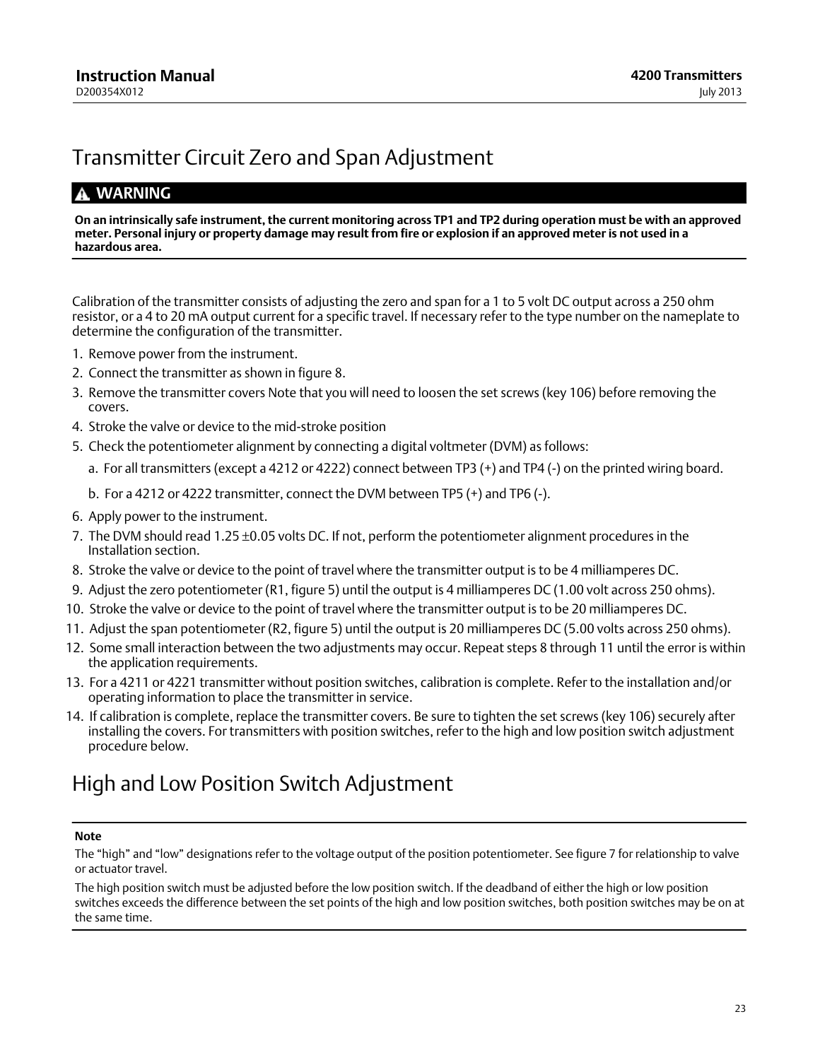# Transmitter Circuit Zero and Span Adjustment

**WARNING**

**On an intrinsically safe instrument, the current monitoring across TP1 and TP2 during operation must be with an approved meter. Personal injury or property damage may result from fire or explosion if an approved meter is not used in a hazardous area.**

Calibration of the transmitter consists of adjusting the zero and span for a 1 to 5 volt DC output across a 250 ohm resistor, or a 4 to 20 mA output current for a specific travel. If necessary refer to the type number on the nameplate to determine the configuration of the transmitter.

1. Remove power from the instrument.
2. Connect the transmitter as shown in figure 8.
3. Remove the transmitter covers Note that you will need to loosen the set screws (key 106) before removing the covers.
4. Stroke the valve or device to the mid-stroke position
5. Check the potentiometer alignment by connecting a digital voltmeter (DVM) as follows:

   a. For all transmitters (except a 4212 or 4222) connect between TP3 (+) and TP4 (-) on the printed wiring board.

   b. For a 4212 or 4222 transmitter, connect the DVM between TP5 (+) and TP6 (-).
6. Apply power to the instrument.
7. The DVM should read 1.25 ±0.05 volts DC. If not, perform the potentiometer alignment procedures in the Installation section.
8. Stroke the valve or device to the point of travel where the transmitter output is to be 4 milliamperes DC.
9. Adjust the zero potentiometer (R1, figure 5) until the output is 4 milliamperes DC (1.00 volt across 250 ohms).
10. Stroke the valve or device to the point of travel where the transmitter output is to be 20 milliamperes DC.
11. Adjust the span potentiometer (R2, figure 5) until the output is 20 milliamperes DC (5.00 volts across 250 ohms).
12. Some small interaction between the two adjustments may occur. Repeat steps 8 through 11 until the error is within the application requirements.
13. For a 4211 or 4221 transmitter without position switches, calibration is complete. Refer to the installation and/or operating information to place the transmitter in service.
14. If calibration is complete, replace the transmitter covers. Be sure to tighten the set screws (key 106) securely after installing the covers. For transmitters with position switches, refer to the high and low position switch adjustment procedure below.

# High and Low Position Switch Adjustment

**Note**

The “high” and “low” designations refer to the voltage output of the position potentiometer. See figure 7 for relationship to valve or actuator travel.

The high position switch must be adjusted before the low position switch. If the deadband of either the high or low position switches exceeds the difference between the set points of the high and low position switches, both position switches may be on at the same time.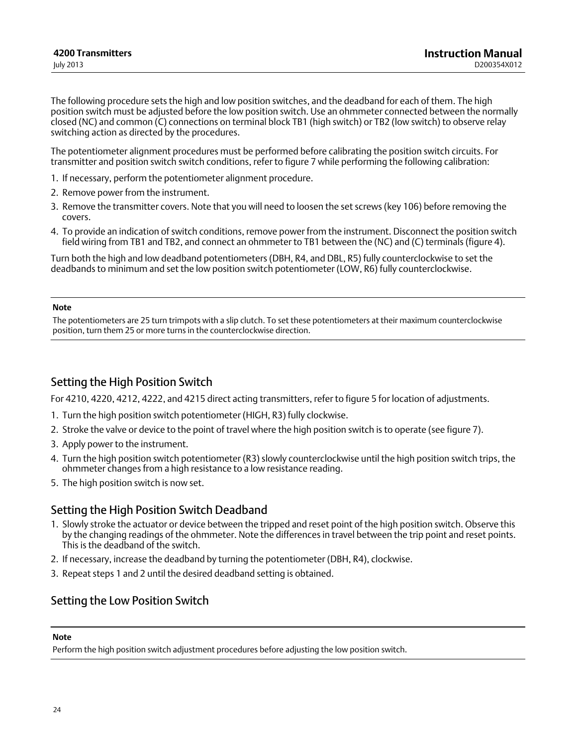The following procedure sets the high and low position switches, and the deadband for each of them. The high position switch must be adjusted before the low position switch. Use an ohmmeter connected between the normally closed (NC) and common (C) connections on terminal block TB1 (high switch) or TB2 (low switch) to observe relay switching action as directed by the procedures.

The potentiometer alignment procedures must be performed before calibrating the position switch circuits. For transmitter and position switch switch conditions, refer to figure 7 while performing the following calibration:

1. If necessary, perform the potentiometer alignment procedure.
2. Remove power from the instrument.
3. Remove the transmitter covers. Note that you will need to loosen the set screws (key 106) before removing the covers.
4. To provide an indication of switch conditions, remove power from the instrument. Disconnect the position switch field wiring from TB1 and TB2, and connect an ohmmeter to TB1 between the (NC) and (C) terminals (figure 4).

Turn both the high and low deadband potentiometers (DBH, R4, and DBL, R5) fully counterclockwise to set the deadbands to minimum and set the low position switch potentiometer (LOW, R6) fully counterclockwise.

---

**Note**

The potentiometers are 25 turn trimpots with a slip clutch. To set these potentiometers at their maximum counterclockwise position, turn them 25 or more turns in the counterclockwise direction.

---

## Setting the High Position Switch

For 4210, 4220, 4212, 4222, and 4215 direct acting transmitters, refer to figure 5 for location of adjustments.

1. Turn the high position switch potentiometer (HIGH, R3) fully clockwise.
2. Stroke the valve or device to the point of travel where the high position switch is to operate (see figure 7).
3. Apply power to the instrument.
4. Turn the high position switch potentiometer (R3) slowly counterclockwise until the high position switch trips, the ohmmeter changes from a high resistance to a low resistance reading.
5. The high position switch is now set.

## Setting the High Position Switch Deadband

1. Slowly stroke the actuator or device between the tripped and reset point of the high position switch. Observe this by the changing readings of the ohmmeter. Note the differences in travel between the trip point and reset points. This is the deadband of the switch.
2. If necessary, increase the deadband by turning the potentiometer (DBH, R4), clockwise.
3. Repeat steps 1 and 2 until the desired deadband setting is obtained.

## Setting the Low Position Switch

---

**Note**

Perform the high position switch adjustment procedures before adjusting the low position switch.

---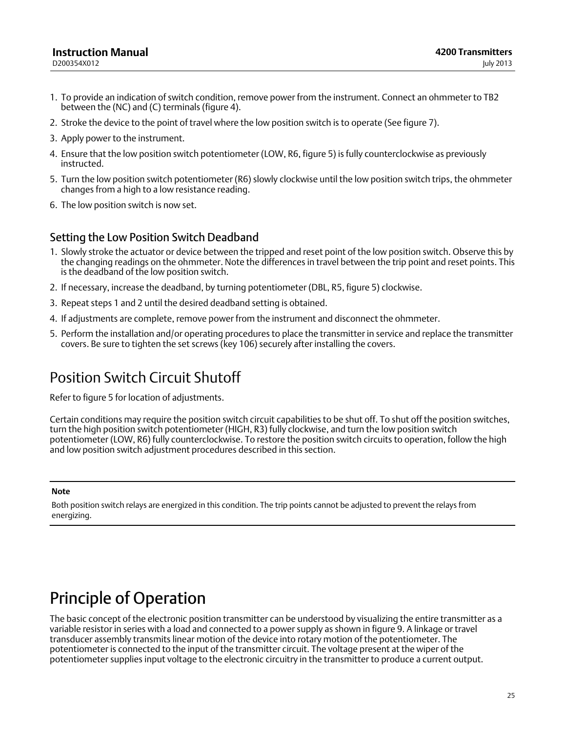1. To provide an indication of switch condition, remove power from the instrument. Connect an ohmmeter to TB2 between the (NC) and (C) terminals (figure 4).
2. Stroke the device to the point of travel where the low position switch is to operate (See figure 7).
3. Apply power to the instrument.
4. Ensure that the low position switch potentiometer (LOW, R6, figure 5) is fully counterclockwise as previously instructed.
5. Turn the low position switch potentiometer (R6) slowly clockwise until the low position switch trips, the ohmmeter changes from a high to a low resistance reading.
6. The low position switch is now set.

### Setting the Low Position Switch Deadband

1. Slowly stroke the actuator or device between the tripped and reset point of the low position switch. Observe this by the changing readings on the ohmmeter. Note the differences in travel between the trip point and reset points. This is the deadband of the low position switch.
2. If necessary, increase the deadband, by turning potentiometer (DBL, R5, figure 5) clockwise.
3. Repeat steps 1 and 2 until the desired deadband setting is obtained.
4. If adjustments are complete, remove power from the instrument and disconnect the ohmmeter.
5. Perform the installation and/or operating procedures to place the transmitter in service and replace the transmitter covers. Be sure to tighten the set screws (key 106) securely after installing the covers.

## Position Switch Circuit Shutoff

Refer to figure 5 for location of adjustments.

Certain conditions may require the position switch circuit capabilities to be shut off. To shut off the position switches, turn the high position switch potentiometer (HIGH, R3) fully clockwise, and turn the low position switch potentiometer (LOW, R6) fully counterclockwise. To restore the position switch circuits to operation, follow the high and low position switch adjustment procedures described in this section.

**Note**

Both position switch relays are energized in this condition. The trip points cannot be adjusted to prevent the relays from energizing.

## Principle of Operation

The basic concept of the electronic position transmitter can be understood by visualizing the entire transmitter as a variable resistor in series with a load and connected to a power supply as shown in figure 9. A linkage or travel transducer assembly transmits linear motion of the device into rotary motion of the potentiometer. The potentiometer is connected to the input of the transmitter circuit. The voltage present at the wiper of the potentiometer supplies input voltage to the electronic circuitry in the transmitter to produce a current output.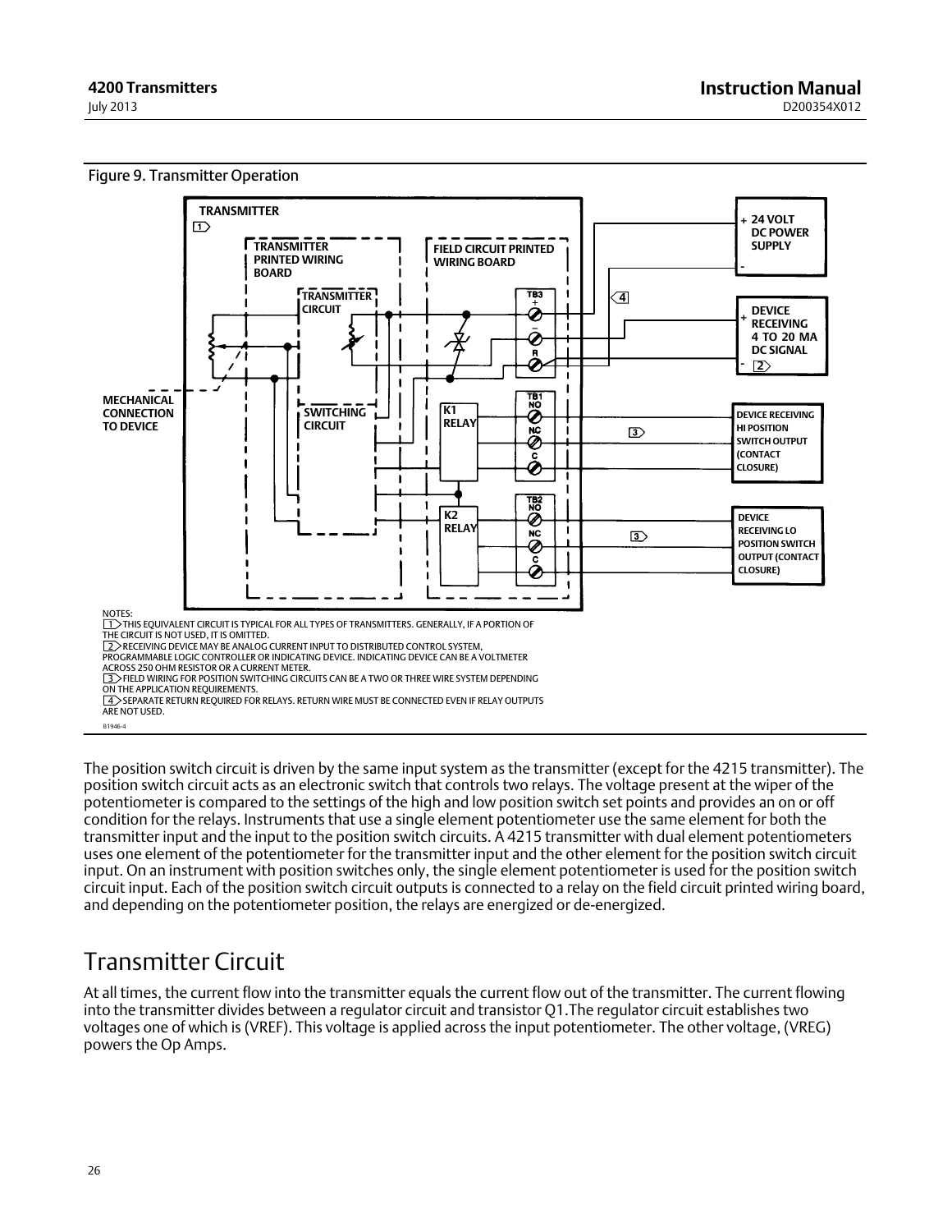Figure 9. Transmitter Operation

NOTES:
1 THIS EQUIVALENT CIRCUIT IS TYPICAL FOR ALL TYPES OF TRANSMITTERS. GENERALLY, IF A PORTION OF THE CIRCUIT IS NOT USED, IT IS OMITTED.
2 RECEIVING DEVICE MAY BE ANALOG CURRENT INPUT TO DISTRIBUTED CONTROL SYSTEM, PROGRAMMABLE LOGIC CONTROLLER OR INDICATING DEVICE. INDICATING DEVICE CAN BE A VOLTMETER ACROSS 250 OHM RESISTOR OR A CURRENT METER.
3 FIELD WIRING FOR POSITION SWITCHING CIRCUITS CAN BE A TWO OR THREE WIRE SYSTEM DEPENDING ON THE APPLICATION REQUIREMENTS.
4 SEPARATE RETURN REQUIRED FOR RELAYS. RETURN WIRE MUST BE CONNECTED EVEN IF RELAY OUTPUTS ARE NOT USED.

B1946-4

The position switch circuit is driven by the same input system as the transmitter (except for the 4215 transmitter). The position switch circuit acts as an electronic switch that controls two relays. The voltage present at the wiper of the potentiometer is compared to the settings of the high and low position switch set points and provides an on or off condition for the relays. Instruments that use a single element potentiometer use the same element for both the transmitter input and the input to the position switch circuits. A 4215 transmitter with dual element potentiometers uses one element of the potentiometer for the transmitter input and the other element for the position switch circuit input. On an instrument with position switches only, the single element potentiometer is used for the position switch circuit input. Each of the position switch circuit outputs is connected to a relay on the field circuit printed wiring board, and depending on the potentiometer position, the relays are energized or de-energized.

# Transmitter Circuit

At all times, the current flow into the transmitter equals the current flow out of the transmitter. The current flowing into the transmitter divides between a regulator circuit and transistor Q1.The regulator circuit establishes two voltages one of which is (VREF). This voltage is applied across the input potentiometer. The other voltage, (VREG) powers the Op Amps.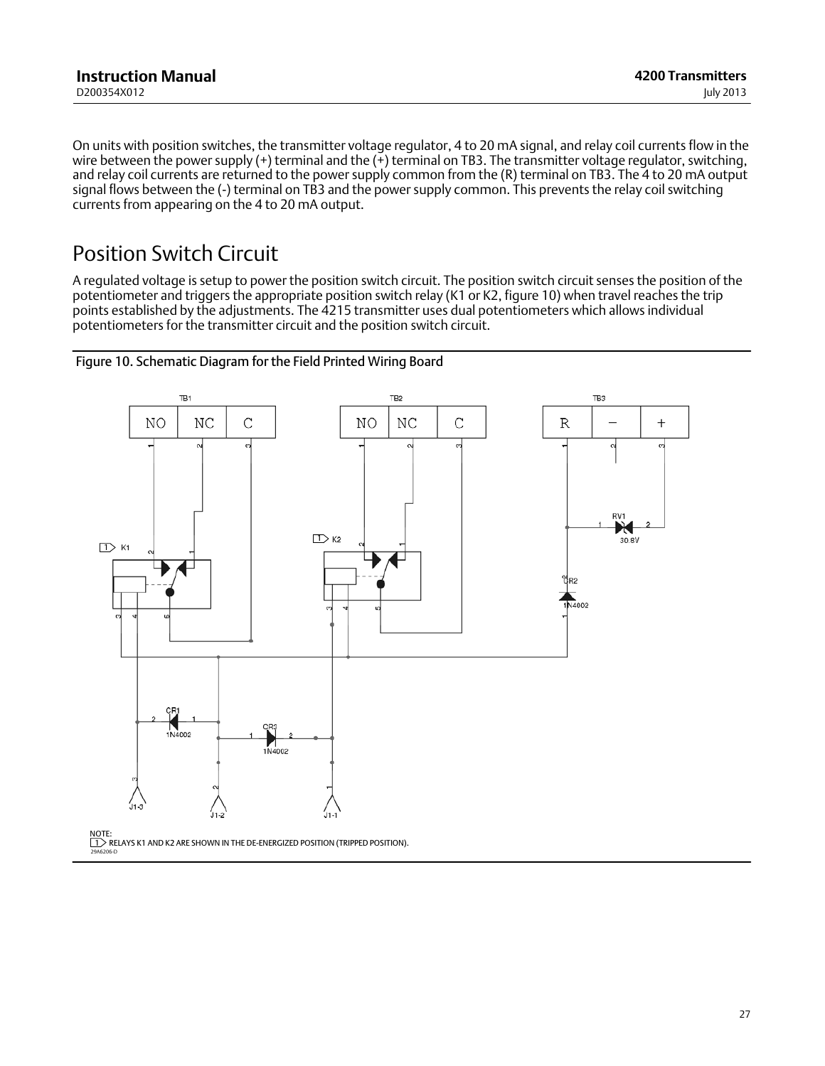On units with position switches, the transmitter voltage regulator, 4 to 20 mA signal, and relay coil currents flow in the wire between the power supply (+) terminal and the (+) terminal on TB3. The transmitter voltage regulator, switching, and relay coil currents are returned to the power supply common from the (R) terminal on TB3. The 4 to 20 mA output signal flows between the (-) terminal on TB3 and the power supply common. This prevents the relay coil switching currents from appearing on the 4 to 20 mA output.

# Position Switch Circuit

A regulated voltage is setup to power the position switch circuit. The position switch circuit senses the position of the potentiometer and triggers the appropriate position switch relay (K1 or K2, figure 10) when travel reaches the trip points established by the adjustments. The 4215 transmitter uses dual potentiometers which allows individual potentiometers for the transmitter circuit and the position switch circuit.

Figure 10. Schematic Diagram for the Field Printed Wiring Board

NOTE:
1 RELAYS K1 AND K2 ARE SHOWN IN THE DE-ENERGIZED POSITION (TRIPPED POSITION).

29A6206-D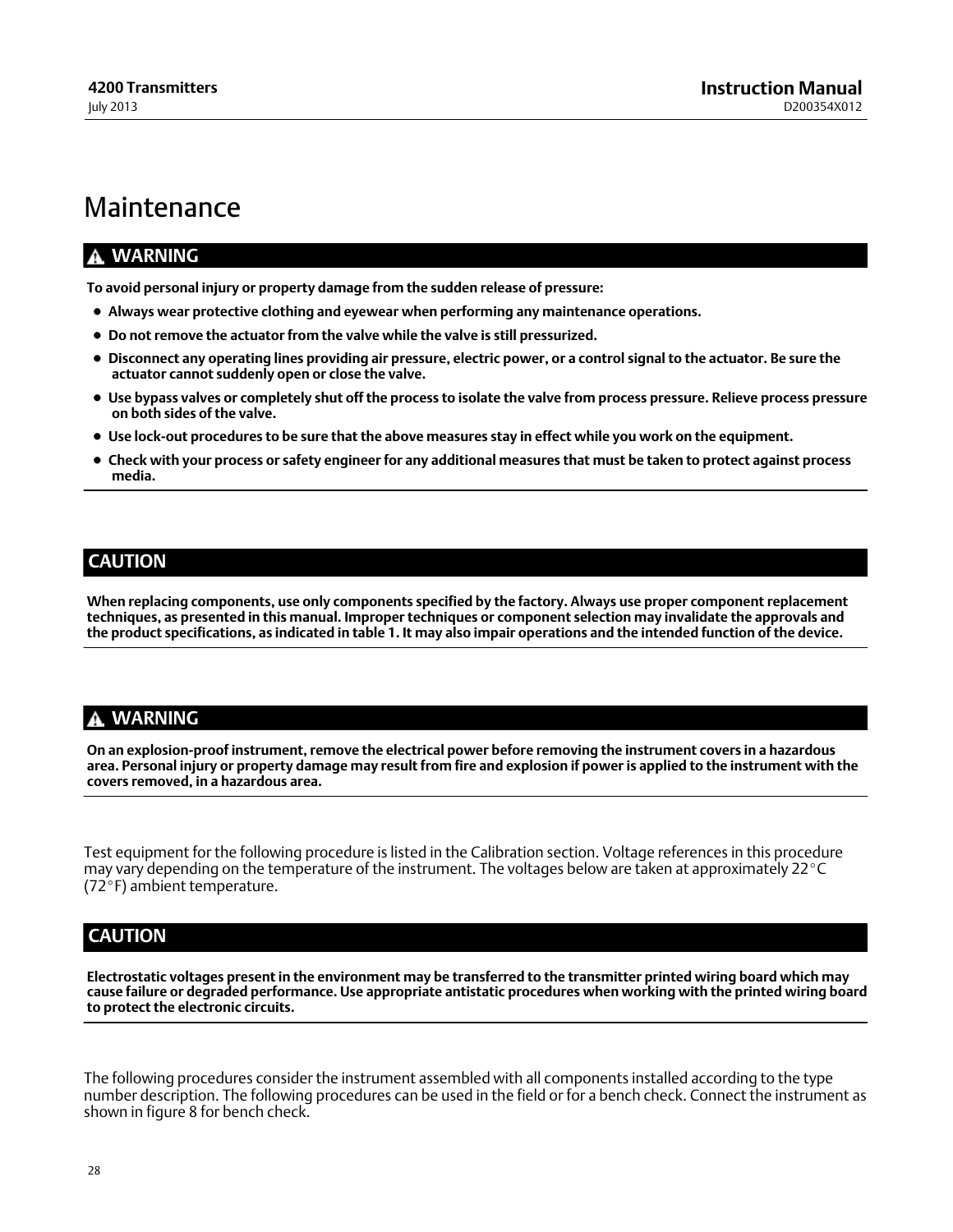# Maintenance

**⚠ WARNING**

**To avoid personal injury or property damage from the sudden release of pressure:**

- **Always wear protective clothing and eyewear when performing any maintenance operations.**
- **Do not remove the actuator from the valve while the valve is still pressurized.**
- **Disconnect any operating lines providing air pressure, electric power, or a control signal to the actuator. Be sure the actuator cannot suddenly open or close the valve.**
- **Use bypass valves or completely shut off the process to isolate the valve from process pressure. Relieve process pressure on both sides of the valve.**
- **Use lock-out procedures to be sure that the above measures stay in effect while you work on the equipment.**
- **Check with your process or safety engineer for any additional measures that must be taken to protect against process media.**

**CAUTION**

**When replacing components, use only components specified by the factory. Always use proper component replacement techniques, as presented in this manual. Improper techniques or component selection may invalidate the approvals and the product specifications, as indicated in table 1. It may also impair operations and the intended function of the device.**

**⚠ WARNING**

**On an explosion-proof instrument, remove the electrical power before removing the instrument covers in a hazardous area. Personal injury or property damage may result from fire and explosion if power is applied to the instrument with the covers removed, in a hazardous area.**

Test equipment for the following procedure is listed in the Calibration section. Voltage references in this procedure may vary depending on the temperature of the instrument. The voltages below are taken at approximately 22°C (72°F) ambient temperature.

**CAUTION**

**Electrostatic voltages present in the environment may be transferred to the transmitter printed wiring board which may cause failure or degraded performance. Use appropriate antistatic procedures when working with the printed wiring board to protect the electronic circuits.**

The following procedures consider the instrument assembled with all components installed according to the type number description. The following procedures can be used in the field or for a bench check. Connect the instrument as shown in figure 8 for bench check.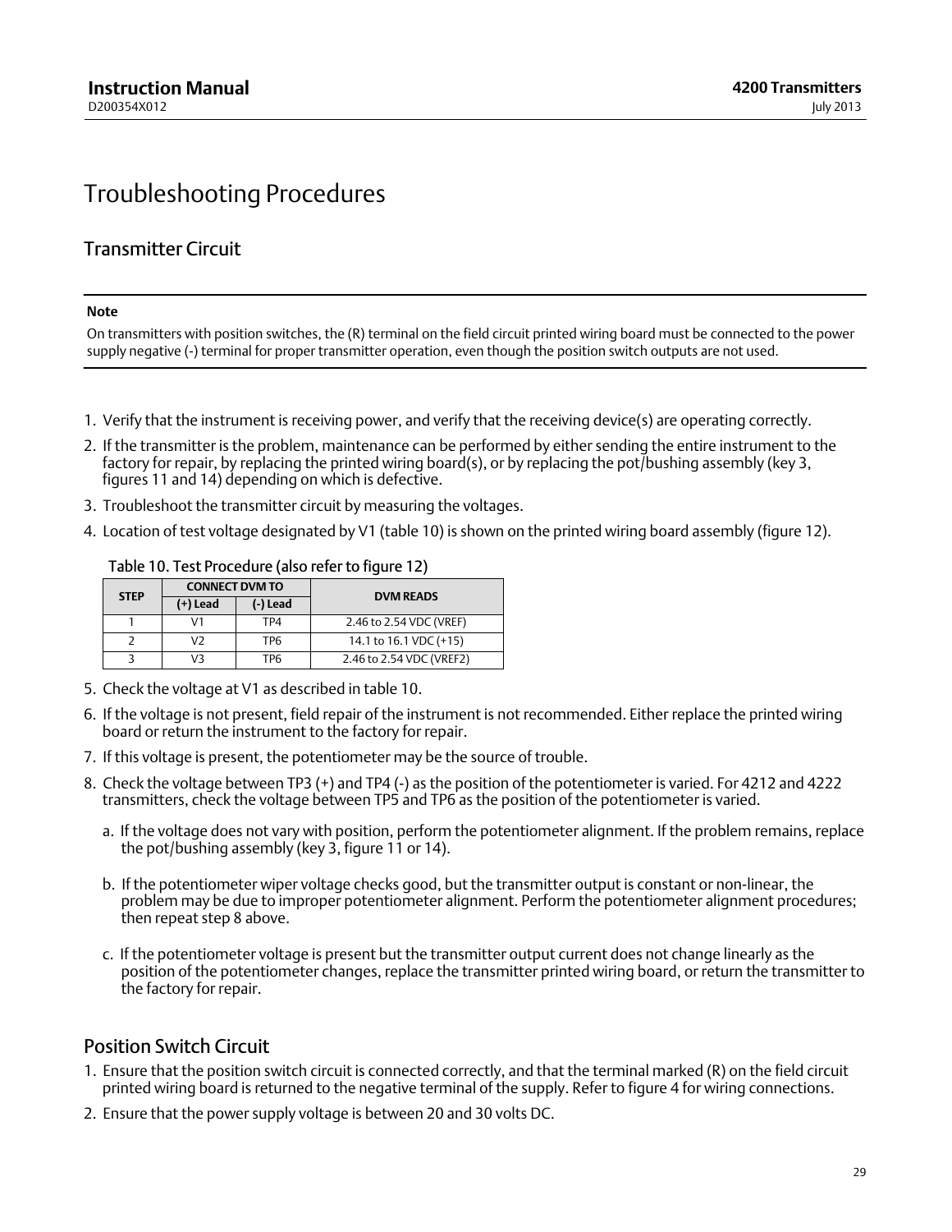# Troubleshooting Procedures

## Transmitter Circuit

---

**Note**

On transmitters with position switches, the (R) terminal on the field circuit printed wiring board must be connected to the power supply negative (-) terminal for proper transmitter operation, even though the position switch outputs are not used.

---

1. Verify that the instrument is receiving power, and verify that the receiving device(s) are operating correctly.
2. If the transmitter is the problem, maintenance can be performed by either sending the entire instrument to the factory for repair, by replacing the printed wiring board(s), or by replacing the pot/bushing assembly (key 3, figures 11 and 14) depending on which is defective.
3. Troubleshoot the transmitter circuit by measuring the voltages.
4. Location of test voltage designated by V1 (table 10) is shown on the printed wiring board assembly (figure 12).

Table 10. Test Procedure (also refer to figure 12)

| STEP | CONNECT DVM TO | | DVM READS |
|---|---|---|---|
| | (+) Lead | (-) Lead | |
| 1 | V1 | TP4 | 2.46 to 2.54 VDC (VREF) |
| 2 | V2 | TP6 | 14.1 to 16.1 VDC (+15) |
| 3 | V3 | TP6 | 2.46 to 2.54 VDC (VREF2) |

5. Check the voltage at V1 as described in table 10.
6. If the voltage is not present, field repair of the instrument is not recommended. Either replace the printed wiring board or return the instrument to the factory for repair.
7. If this voltage is present, the potentiometer may be the source of trouble.
8. Check the voltage between TP3 (+) and TP4 (-) as the position of the potentiometer is varied. For 4212 and 4222 transmitters, check the voltage between TP5 and TP6 as the position of the potentiometer is varied.

   a. If the voltage does not vary with position, perform the potentiometer alignment. If the problem remains, replace the pot/bushing assembly (key 3, figure 11 or 14).

   b. If the potentiometer wiper voltage checks good, but the transmitter output is constant or non-linear, the problem may be due to improper potentiometer alignment. Perform the potentiometer alignment procedures; then repeat step 8 above.

   c. If the potentiometer voltage is present but the transmitter output current does not change linearly as the position of the potentiometer changes, replace the transmitter printed wiring board, or return the transmitter to the factory for repair.

## Position Switch Circuit

1. Ensure that the position switch circuit is connected correctly, and that the terminal marked (R) on the field circuit printed wiring board is returned to the negative terminal of the supply. Refer to figure 4 for wiring connections.
2. Ensure that the power supply voltage is between 20 and 30 volts DC.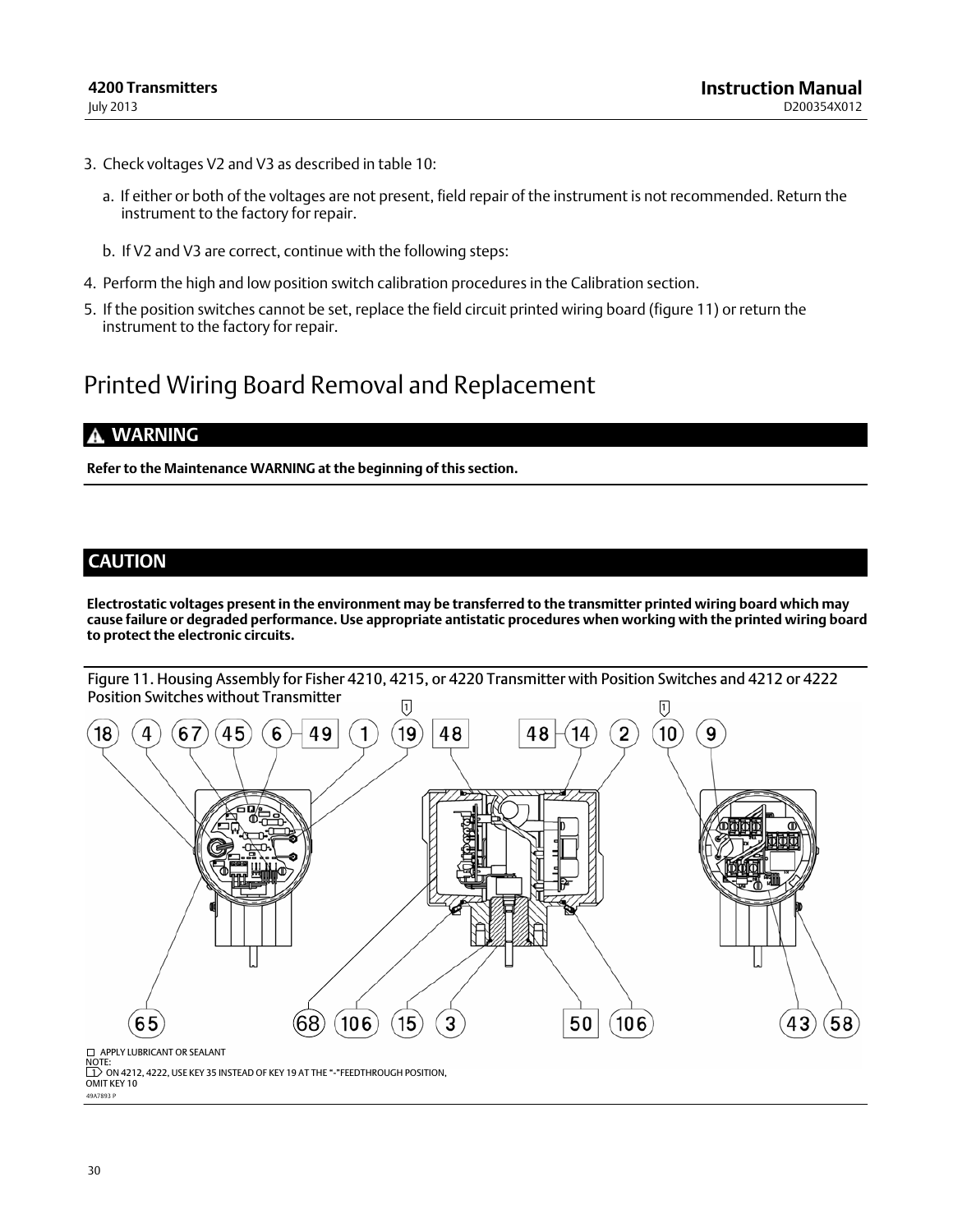3. Check voltages V2 and V3 as described in table 10:

   a. If either or both of the voltages are not present, field repair of the instrument is not recommended. Return the instrument to the factory for repair.

   b. If V2 and V3 are correct, continue with the following steps:

4. Perform the high and low position switch calibration procedures in the Calibration section.

5. If the position switches cannot be set, replace the field circuit printed wiring board (figure 11) or return the instrument to the factory for repair.

# Printed Wiring Board Removal and Replacement

## WARNING

**Refer to the Maintenance WARNING at the beginning of this section.**

## CAUTION

**Electrostatic voltages present in the environment may be transferred to the transmitter printed wiring board which may cause failure or degraded performance. Use appropriate antistatic procedures when working with the printed wiring board to protect the electronic circuits.**

Figure 11. Housing Assembly for Fisher 4210, 4215, or 4220 Transmitter with Position Switches and 4212 or 4222 Position Switches without Transmitter

18 4 67 45 6 49 1 19 48 48 14 2 10 9

65 68 106 15 3 50 106 43 58

APPLY LUBRICANT OR SEALANT

NOTE:
1 ON 4212, 4222, USE KEY 35 INSTEAD OF KEY 19 AT THE "-"FEEDTHROUGH POSITION, OMIT KEY 10

49A7893 P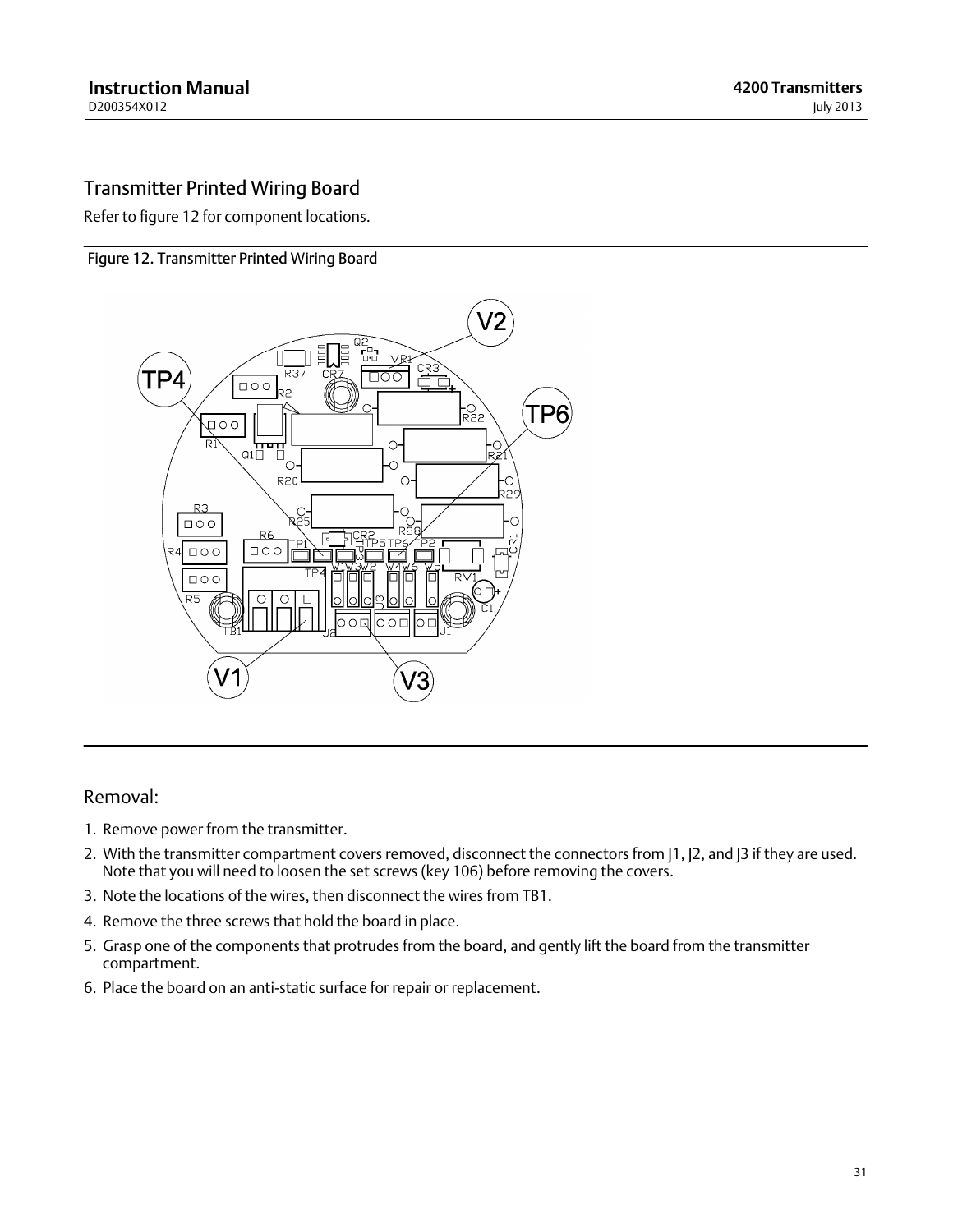## Transmitter Printed Wiring Board

Refer to figure 12 for component locations.

Figure 12. Transmitter Printed Wiring Board

### Removal:

1. Remove power from the transmitter.
2. With the transmitter compartment covers removed, disconnect the connectors from J1, J2, and J3 if they are used. Note that you will need to loosen the set screws (key 106) before removing the covers.
3. Note the locations of the wires, then disconnect the wires from TB1.
4. Remove the three screws that hold the board in place.
5. Grasp one of the components that protrudes from the board, and gently lift the board from the transmitter compartment.
6. Place the board on an anti-static surface for repair or replacement.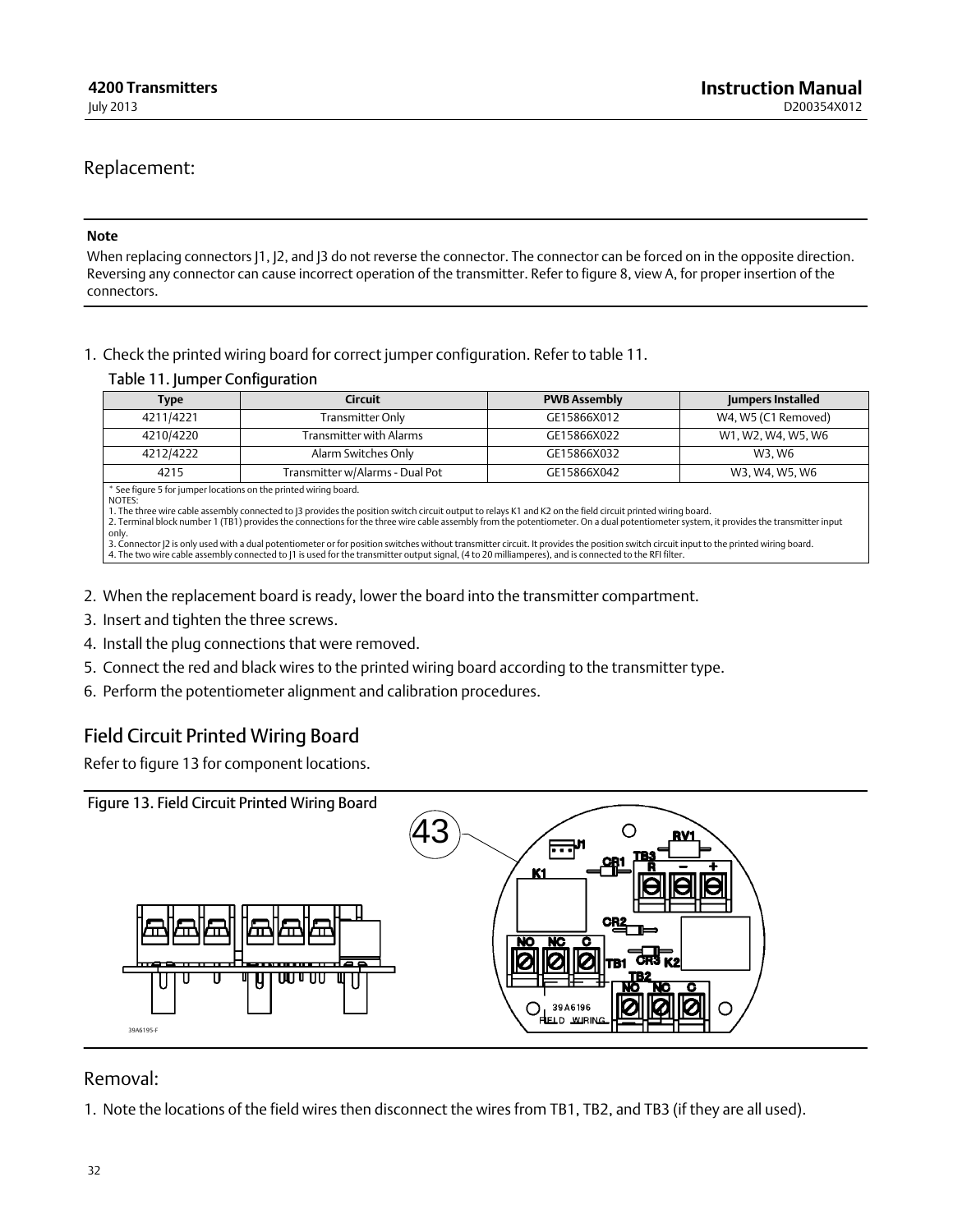## Replacement:

**Note**

When replacing connectors J1, J2, and J3 do not reverse the connector. The connector can be forced on in the opposite direction. Reversing any connector can cause incorrect operation of the transmitter. Refer to figure 8, view A, for proper insertion of the connectors.

1. Check the printed wiring board for correct jumper configuration. Refer to table 11.

Table 11. Jumper Configuration

| Type | Circuit | PWB Assembly | Jumpers Installed |
|---|---|---|---|
| 4211/4221 | Transmitter Only | GE15866X012 | W4, W5 (C1 Removed) |
| 4210/4220 | Transmitter with Alarms | GE15866X022 | W1, W2, W4, W5, W6 |
| 4212/4222 | Alarm Switches Only | GE15866X032 | W3, W6 |
| 4215 | Transmitter w/Alarms - Dual Pot | GE15866X042 | W3, W4, W5, W6 |

* See figure 5 for jumper locations on the printed wiring board.
NOTES:
1. The three wire cable assembly connected to J3 provides the position switch circuit output to relays K1 and K2 on the field circuit printed wiring board.
2. Terminal block number 1 (TB1) provides the connections for the three wire cable assembly from the potentiometer. On a dual potentiometer system, it provides the transmitter input only.
3. Connector J2 is only used with a dual potentiometer or for position switches without transmitter circuit. It provides the position switch circuit input to the printed wiring board.
4. The two wire cable assembly connected to J1 is used for the transmitter output signal, (4 to 20 milliamperes), and is connected to the RFI filter.

2. When the replacement board is ready, lower the board into the transmitter compartment.
3. Insert and tighten the three screws.
4. Install the plug connections that were removed.
5. Connect the red and black wires to the printed wiring board according to the transmitter type.
6. Perform the potentiometer alignment and calibration procedures.

## Field Circuit Printed Wiring Board

Refer to figure 13 for component locations.

Figure 13. Field Circuit Printed Wiring Board

## Removal:

1. Note the locations of the field wires then disconnect the wires from TB1, TB2, and TB3 (if they are all used).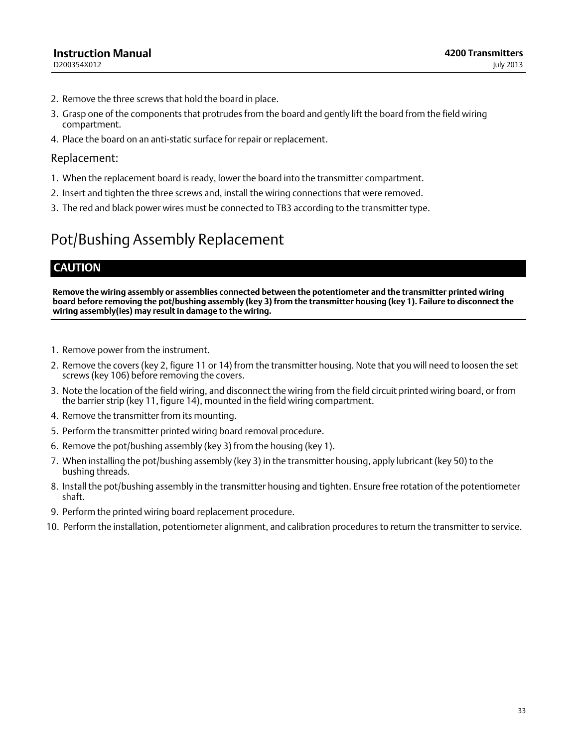2. Remove the three screws that hold the board in place.
3. Grasp one of the components that protrudes from the board and gently lift the board from the field wiring compartment.
4. Place the board on an anti-static surface for repair or replacement.

Replacement:

1. When the replacement board is ready, lower the board into the transmitter compartment.
2. Insert and tighten the three screws and, install the wiring connections that were removed.
3. The red and black power wires must be connected to TB3 according to the transmitter type.

## Pot/Bushing Assembly Replacement

**CAUTION**

**Remove the wiring assembly or assemblies connected between the potentiometer and the transmitter printed wiring board before removing the pot/bushing assembly (key 3) from the transmitter housing (key 1). Failure to disconnect the wiring assembly(ies) may result in damage to the wiring.**

1. Remove power from the instrument.
2. Remove the covers (key 2, figure 11 or 14) from the transmitter housing. Note that you will need to loosen the set screws (key 106) before removing the covers.
3. Note the location of the field wiring, and disconnect the wiring from the field circuit printed wiring board, or from the barrier strip (key 11, figure 14), mounted in the field wiring compartment.
4. Remove the transmitter from its mounting.
5. Perform the transmitter printed wiring board removal procedure.
6. Remove the pot/bushing assembly (key 3) from the housing (key 1).
7. When installing the pot/bushing assembly (key 3) in the transmitter housing, apply lubricant (key 50) to the bushing threads.
8. Install the pot/bushing assembly in the transmitter housing and tighten. Ensure free rotation of the potentiometer shaft.
9. Perform the printed wiring board replacement procedure.
10. Perform the installation, potentiometer alignment, and calibration procedures to return the transmitter to service.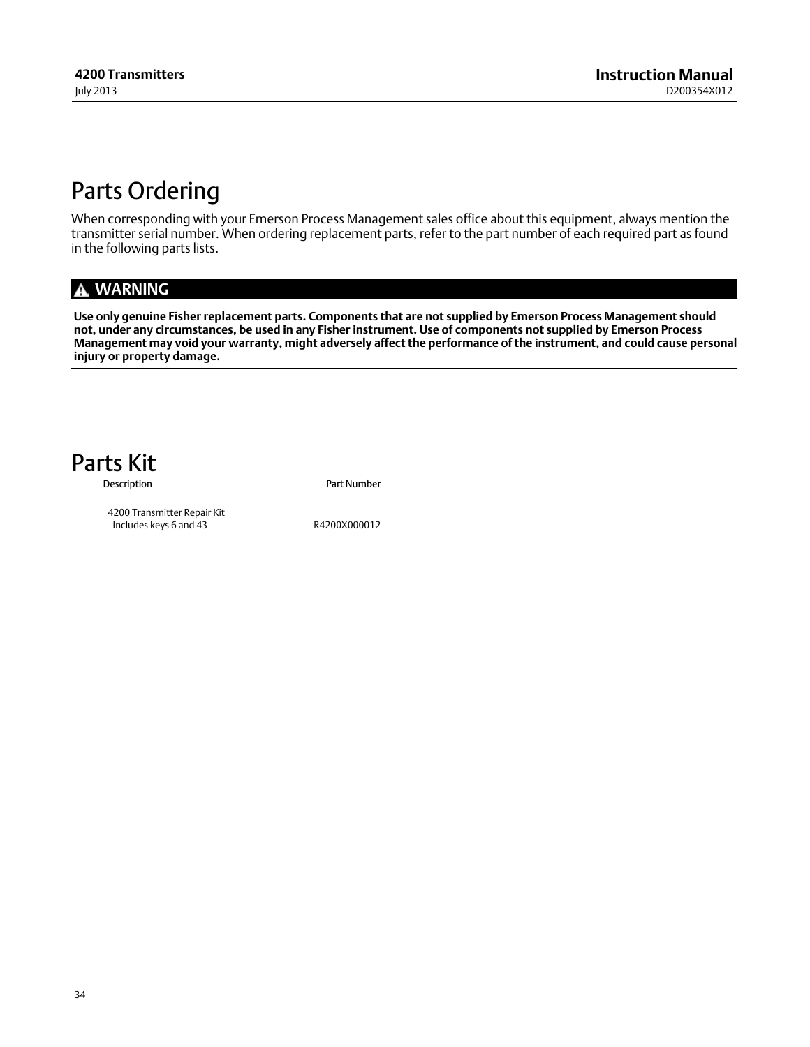# Parts Ordering

When corresponding with your Emerson Process Management sales office about this equipment, always mention the transmitter serial number. When ordering replacement parts, refer to the part number of each required part as found in the following parts lists.

**⚠ WARNING**

**Use only genuine Fisher replacement parts. Components that are not supplied by Emerson Process Management should not, under any circumstances, be used in any Fisher instrument. Use of components not supplied by Emerson Process Management may void your warranty, might adversely affect the performance of the instrument, and could cause personal injury or property damage.**

# Parts Kit

| Description | Part Number |
|---|---|
| 4200 Transmitter Repair Kit<br>Includes keys 6 and 43 | R4200X000012 |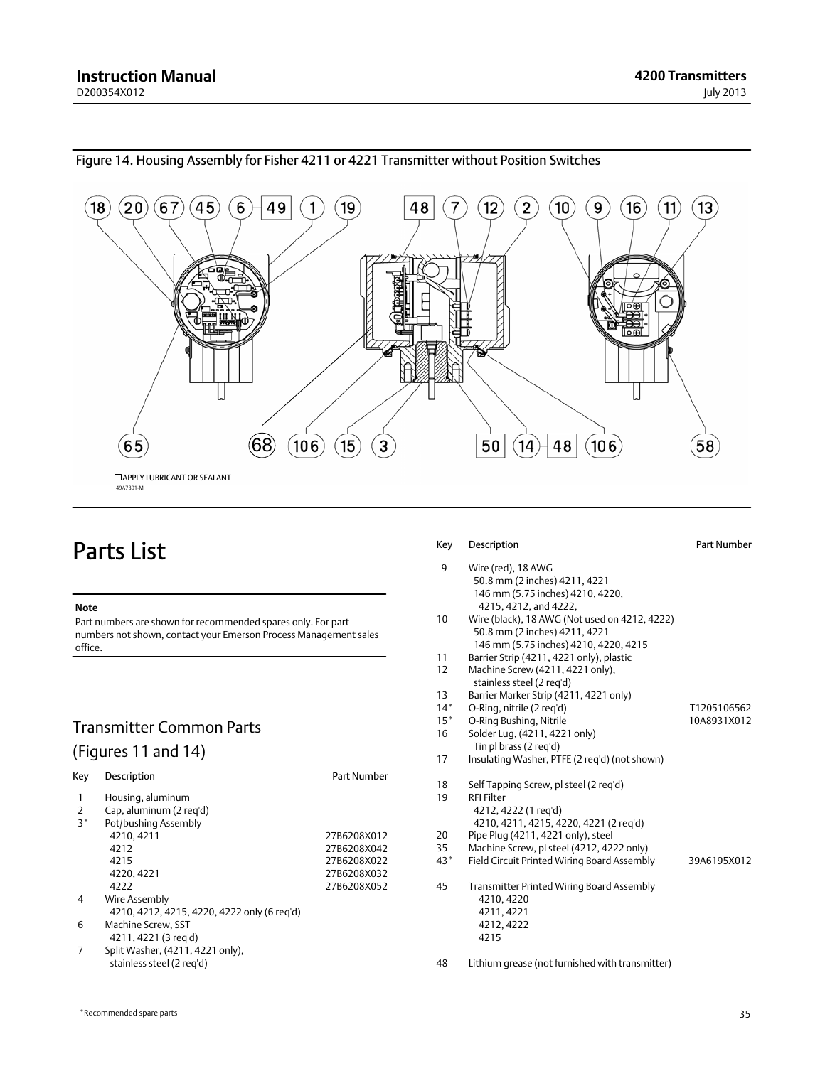Figure 14. Housing Assembly for Fisher 4211 or 4221 Transmitter without Position Switches

☐APPLY LUBRICANT OR SEALANT
49A7891-M

# Parts List

**Note**

Part numbers are shown for recommended spares only. For part numbers not shown, contact your Emerson Process Management sales office.

## Transmitter Common Parts (Figures 11 and 14)

| Key | Description | Part Number |
|---|---|---|
| 1 | Housing, aluminum | |
| 2 | Cap, aluminum (2 req'd) | |
| 3* | Pot/bushing Assembly | |
| | 4210, 4211 | 27B6208X012 |
| | 4212 | 27B6208X042 |
| | 4215 | 27B6208X022 |
| | 4220, 4221 | 27B6208X032 |
| | 4222 | 27B6208X052 |
| 4 | Wire Assembly<br>4210, 4212, 4215, 4220, 4222 only (6 req'd) | |
| 6 | Machine Screw, SST<br>4211, 4221 (3 req'd) | |
| 7 | Split Washer, (4211, 4221 only),<br>stainless steel (2 req'd) | |
| 9 | Wire (red), 18 AWG<br>50.8 mm (2 inches) 4211, 4221<br>146 mm (5.75 inches) 4210, 4220, 4215, 4212, and 4222, | |
| 10 | Wire (black), 18 AWG (Not used on 4212, 4222)<br>50.8 mm (2 inches) 4211, 4221<br>146 mm (5.75 inches) 4210, 4220, 4215 | |
| 11 | Barrier Strip (4211, 4221 only), plastic | |
| 12 | Machine Screw (4211, 4221 only),<br>stainless steel (2 req'd) | |
| 13 | Barrier Marker Strip (4211, 4221 only) | |
| 14* | O-Ring, nitrile (2 req'd) | T1205106562 |
| 15* | O-Ring Bushing, Nitrile | 10A8931X012 |
| 16 | Solder Lug, (4211, 4221 only)<br>Tin pl brass (2 req'd) | |
| 17 | Insulating Washer, PTFE (2 req'd) (not shown) | |
| 18 | Self Tapping Screw, pl steel (2 req'd) | |
| 19 | RFI Filter<br>4212, 4222 (1 req'd)<br>4210, 4211, 4215, 4220, 4221 (2 req'd) | |
| 20 | Pipe Plug (4211, 4221 only), steel | |
| 35 | Machine Screw, pl steel (4212, 4222 only) | |
| 43* | Field Circuit Printed Wiring Board Assembly | 39A6195X012 |
| 45 | Transmitter Printed Wiring Board Assembly<br>4210, 4220<br>4211, 4221<br>4212, 4222<br>4215 | |
| 48 | Lithium grease (not furnished with transmitter) | |

*Recommended spare parts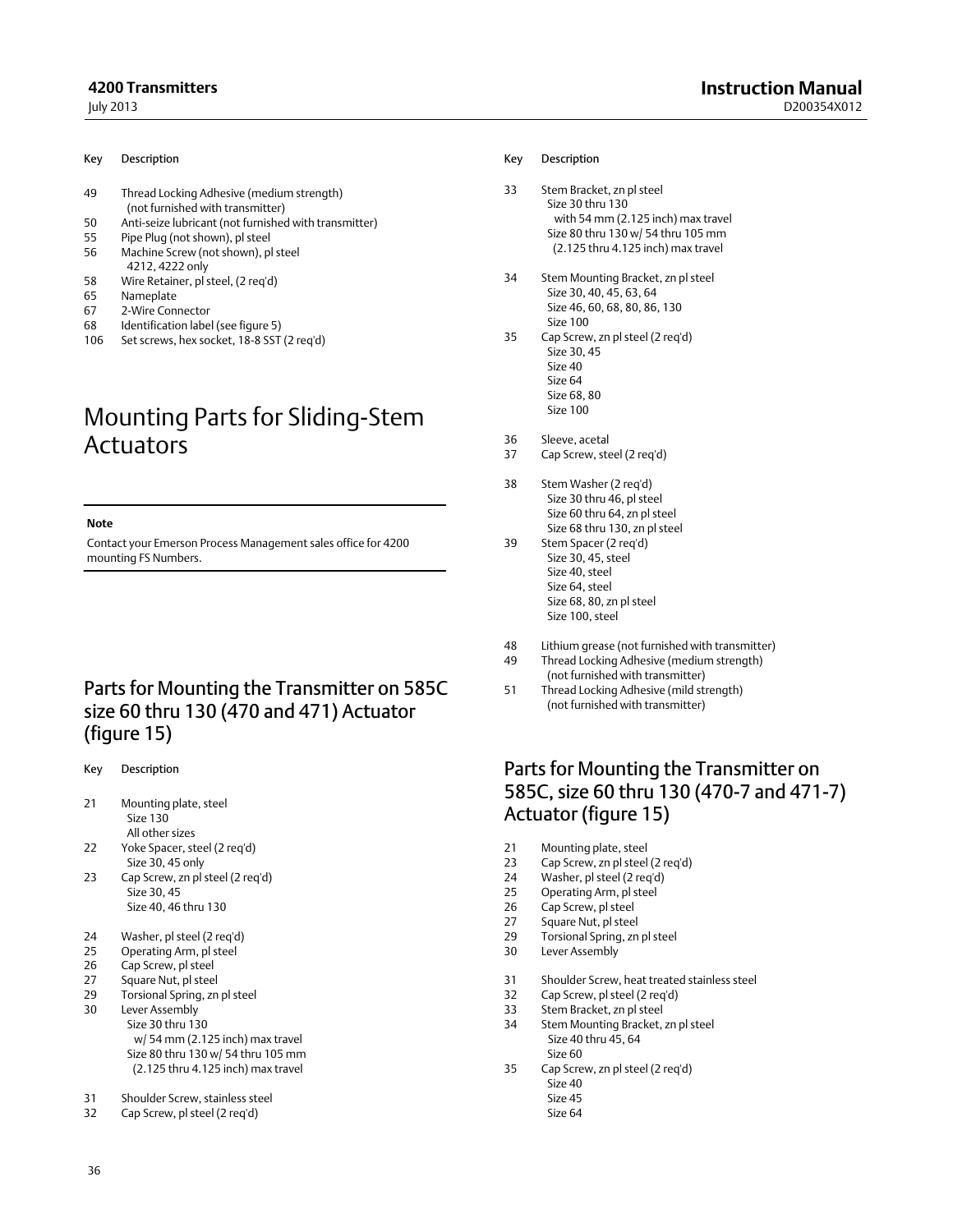| Key | Description |
|---|---|
| 49 | Thread Locking Adhesive (medium strength) (not furnished with transmitter) |
| 50 | Anti-seize lubricant (not furnished with transmitter) |
| 55 | Pipe Plug (not shown), pl steel |
| 56 | Machine Screw (not shown), pl steel 4212, 4222 only |
| 58 | Wire Retainer, pl steel, (2 req'd) |
| 65 | Nameplate |
| 67 | 2-Wire Connector |
| 68 | Identification label (see figure 5) |
| 106 | Set screws, hex socket, 18-8 SST (2 req'd) |

# Mounting Parts for Sliding-Stem Actuators

**Note**

Contact your Emerson Process Management sales office for 4200 mounting FS Numbers.

## Parts for Mounting the Transmitter on 585C size 60 thru 130 (470 and 471) Actuator (figure 15)

| Key | Description |
|---|---|
| 21 | Mounting plate, steel<br>Size 130<br>All other sizes |
| 22 | Yoke Spacer, steel (2 req'd)<br>Size 30, 45 only |
| 23 | Cap Screw, zn pl steel (2 req'd)<br>Size 30, 45<br>Size 40, 46 thru 130 |
| 24 | Washer, pl steel (2 req'd) |
| 25 | Operating Arm, pl steel |
| 26 | Cap Screw, pl steel |
| 27 | Square Nut, pl steel |
| 29 | Torsional Spring, zn pl steel |
| 30 | Lever Assembly<br>Size 30 thru 130<br>w/ 54 mm (2.125 inch) max travel<br>Size 80 thru 130 w/ 54 thru 105 mm<br>(2.125 thru 4.125 inch) max travel |
| 31 | Shoulder Screw, stainless steel |
| 32 | Cap Screw, pl steel (2 req'd) |
| 33 | Stem Bracket, zn pl steel<br>Size 30 thru 130<br>with 54 mm (2.125 inch) max travel<br>Size 80 thru 130 w/ 54 thru 105 mm<br>(2.125 thru 4.125 inch) max travel |
| 34 | Stem Mounting Bracket, zn pl steel<br>Size 30, 40, 45, 63, 64<br>Size 46, 60, 68, 80, 86, 130<br>Size 100 |
| 35 | Cap Screw, zn pl steel (2 req'd)<br>Size 30, 45<br>Size 40<br>Size 64<br>Size 68, 80<br>Size 100 |
| 36 | Sleeve, acetal |
| 37 | Cap Screw, steel (2 req'd) |
| 38 | Stem Washer (2 req'd)<br>Size 30 thru 46, pl steel<br>Size 60 thru 64, zn pl steel<br>Size 68 thru 130, zn pl steel |
| 39 | Stem Spacer (2 req'd)<br>Size 30, 45, steel<br>Size 40, steel<br>Size 64, steel<br>Size 68, 80, zn pl steel<br>Size 100, steel |
| 48 | Lithium grease (not furnished with transmitter) |
| 49 | Thread Locking Adhesive (medium strength) (not furnished with transmitter) |
| 51 | Thread Locking Adhesive (mild strength) (not furnished with transmitter) |

## Parts for Mounting the Transmitter on 585C, size 60 thru 130 (470-7 and 471-7) Actuator (figure 15)

| Key | Description |
|---|---|
| 21 | Mounting plate, steel |
| 23 | Cap Screw, zn pl steel (2 req'd) |
| 24 | Washer, pl steel (2 req'd) |
| 25 | Operating Arm, pl steel |
| 26 | Cap Screw, pl steel |
| 27 | Square Nut, pl steel |
| 29 | Torsional Spring, zn pl steel |
| 30 | Lever Assembly |
| 31 | Shoulder Screw, heat treated stainless steel |
| 32 | Cap Screw, pl steel (2 req'd) |
| 33 | Stem Bracket, zn pl steel |
| 34 | Stem Mounting Bracket, zn pl steel<br>Size 40 thru 45, 64<br>Size 60 |
| 35 | Cap Screw, zn pl steel (2 req'd)<br>Size 40<br>Size 45<br>Size 64 |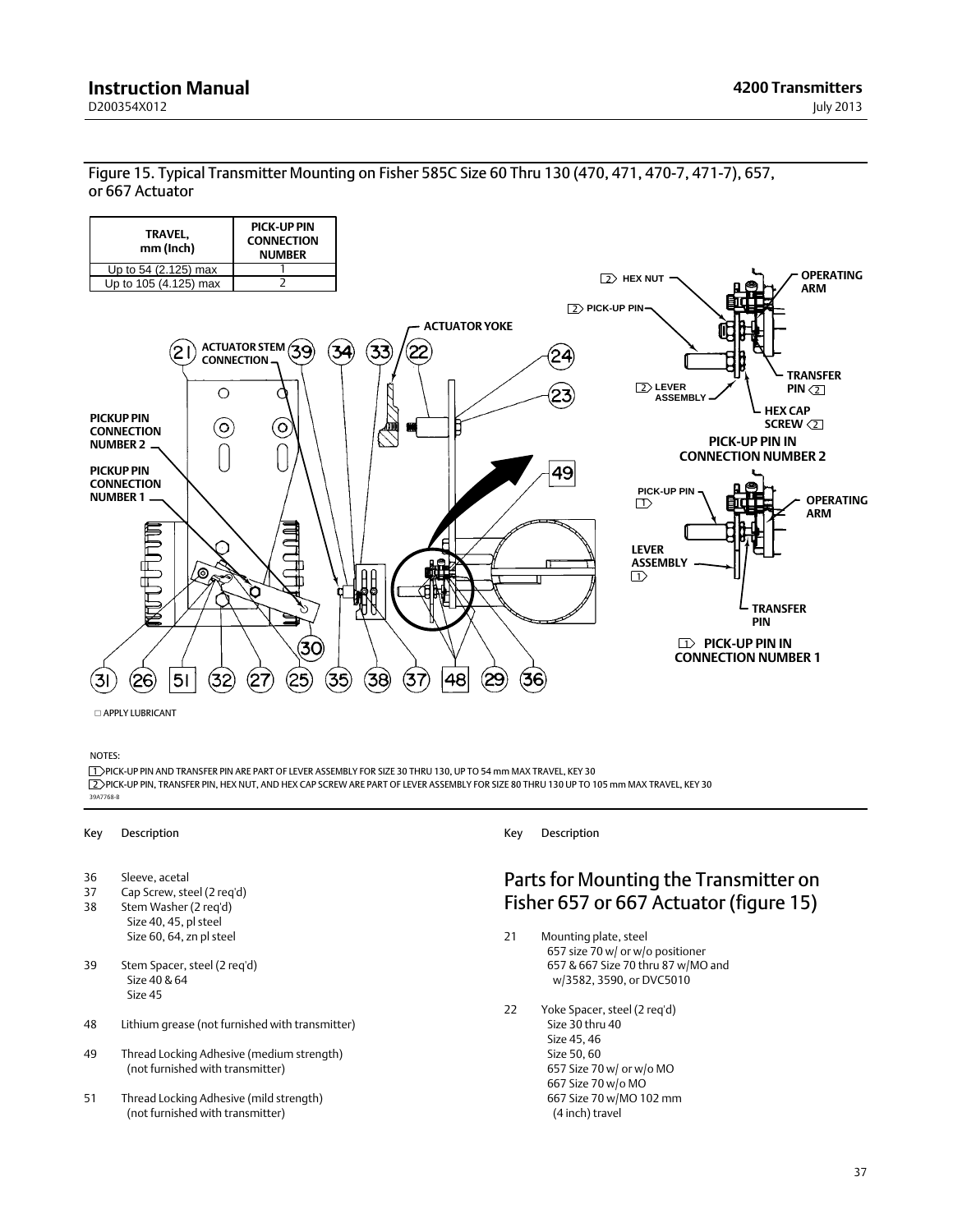Figure 15. Typical Transmitter Mounting on Fisher 585C Size 60 Thru 130 (470, 471, 470-7, 471-7), 657, or 667 Actuator

| TRAVEL, mm (Inch) | PICK-UP PIN CONNECTION NUMBER |
|---|---|
| Up to 54 (2.125) max | 1 |
| Up to 105 (4.125) max | 2 |

□ APPLY LUBRICANT

NOTES:

1 PICK-UP PIN AND TRANSFER PIN ARE PART OF LEVER ASSEMBLY FOR SIZE 30 THRU 130, UP TO 54 mm MAX TRAVEL, KEY 30

2 PICK-UP PIN, TRANSFER PIN, HEX NUT, AND HEX CAP SCREW ARE PART OF LEVER ASSEMBLY FOR SIZE 80 THRU 130 UP TO 105 mm MAX TRAVEL, KEY 30

39A7768-B

| Key | Description |
|---|---|
| 36 | Sleeve, acetal |
| 37 | Cap Screw, steel (2 req'd) |
| 38 | Stem Washer (2 req'd)<br>Size 40, 45, pl steel<br>Size 60, 64, zn pl steel |
| 39 | Stem Spacer, steel (2 req'd)<br>Size 40 & 64<br>Size 45 |
| 48 | Lithium grease (not furnished with transmitter) |
| 49 | Thread Locking Adhesive (medium strength)<br>(not furnished with transmitter) |
| 51 | Thread Locking Adhesive (mild strength)<br>(not furnished with transmitter) |

## Parts for Mounting the Transmitter on Fisher 657 or 667 Actuator (figure 15)

| Key | Description |
|---|---|
| 21 | Mounting plate, steel<br>657 size 70 w/ or w/o positioner<br>657 & 667 Size 70 thru 87 w/MO and w/3582, 3590, or DVC5010 |
| 22 | Yoke Spacer, steel (2 req'd)<br>Size 30 thru 40<br>Size 45, 46<br>Size 50, 60<br>657 Size 70 w/ or w/o MO<br>667 Size 70 w/o MO<br>667 Size 70 w/MO 102 mm (4 inch) travel |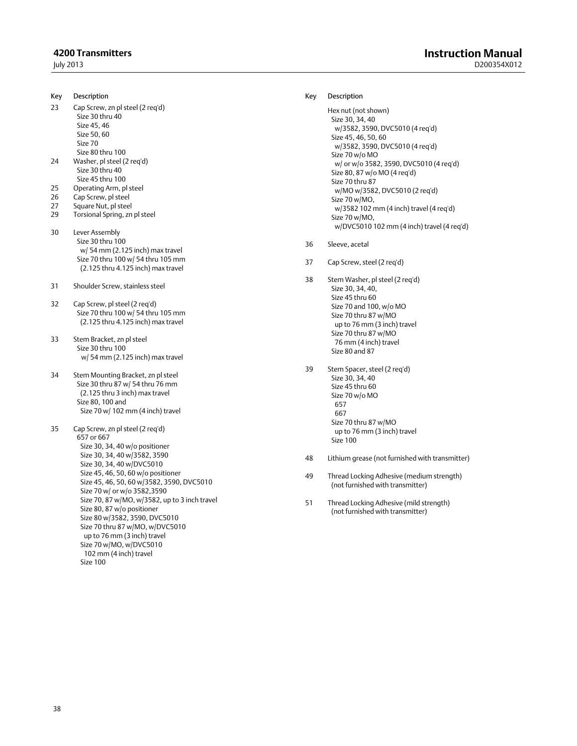| Key | Description |
|---|---|
| 23 | Cap Screw, zn pl steel (2 req'd)<br>Size 30 thru 40<br>Size 45, 46<br>Size 50, 60<br>Size 70<br>Size 80 thru 100 |
| 24 | Washer, pl steel (2 req'd)<br>Size 30 thru 40<br>Size 45 thru 100 |
| 25 | Operating Arm, pl steel |
| 26 | Cap Screw, pl steel |
| 27 | Square Nut, pl steel |
| 29 | Torsional Spring, zn pl steel |
| 30 | Lever Assembly<br>Size 30 thru 100<br>w/ 54 mm (2.125 inch) max travel<br>Size 70 thru 100 w/ 54 thru 105 mm<br>(2.125 thru 4.125 inch) max travel |
| 31 | Shoulder Screw, stainless steel |
| 32 | Cap Screw, pl steel (2 req'd)<br>Size 70 thru 100 w/ 54 thru 105 mm<br>(2.125 thru 4.125 inch) max travel |
| 33 | Stem Bracket, zn pl steel<br>Size 30 thru 100<br>w/ 54 mm (2.125 inch) max travel |
| 34 | Stem Mounting Bracket, zn pl steel<br>Size 30 thru 87 w/ 54 thru 76 mm<br>(2.125 thru 3 inch) max travel<br>Size 80, 100 and<br>Size 70 w/ 102 mm (4 inch) travel |
| 35 | Cap Screw, zn pl steel (2 req'd)<br>657 or 667<br>Size 30, 34, 40 w/o positioner<br>Size 30, 34, 40 w/3582, 3590<br>Size 30, 34, 40 w/DVC5010<br>Size 45, 46, 50, 60 w/o positioner<br>Size 45, 46, 50, 60 w/3582, 3590, DVC5010<br>Size 70 w/ or w/o 3582,3590<br>Size 70, 87 w/MO, w/3582, up to 3 inch travel<br>Size 80, 87 w/o positioner<br>Size 80 w/3582, 3590, DVC5010<br>Size 70 thru 87 w/MO, w/DVC5010<br>up to 76 mm (3 inch) travel<br>Size 70 w/MO, w/DVC5010<br>102 mm (4 inch) travel<br>Size 100 |
| | Hex nut (not shown)<br>Size 30, 34, 40<br>w/3582, 3590, DVC5010 (4 req'd)<br>Size 45, 46, 50, 60<br>w/3582, 3590, DVC5010 (4 req'd)<br>Size 70 w/o MO<br>w/ or w/o 3582, 3590, DVC5010 (4 req'd)<br>Size 80, 87 w/o MO (4 req'd)<br>Size 70 thru 87<br>w/MO w/3582, DVC5010 (2 req'd)<br>Size 70 w/MO,<br>w/3582 102 mm (4 inch) travel (4 req'd)<br>Size 70 w/MO,<br>w/DVC5010 102 mm (4 inch) travel (4 req'd) |
| 36 | Sleeve, acetal |
| 37 | Cap Screw, steel (2 req'd) |
| 38 | Stem Washer, pl steel (2 req'd)<br>Size 30, 34, 40,<br>Size 45 thru 60<br>Size 70 and 100, w/o MO<br>Size 70 thru 87 w/MO<br>up to 76 mm (3 inch) travel<br>Size 70 thru 87 w/MO<br>76 mm (4 inch) travel<br>Size 80 and 87 |
| 39 | Stem Spacer, steel (2 req'd)<br>Size 30, 34, 40<br>Size 45 thru 60<br>Size 70 w/o MO<br>657<br>667<br>Size 70 thru 87 w/MO<br>up to 76 mm (3 inch) travel<br>Size 100 |
| 48 | Lithium grease (not furnished with transmitter) |
| 49 | Thread Locking Adhesive (medium strength)<br>(not furnished with transmitter) |
| 51 | Thread Locking Adhesive (mild strength)<br>(not furnished with transmitter) |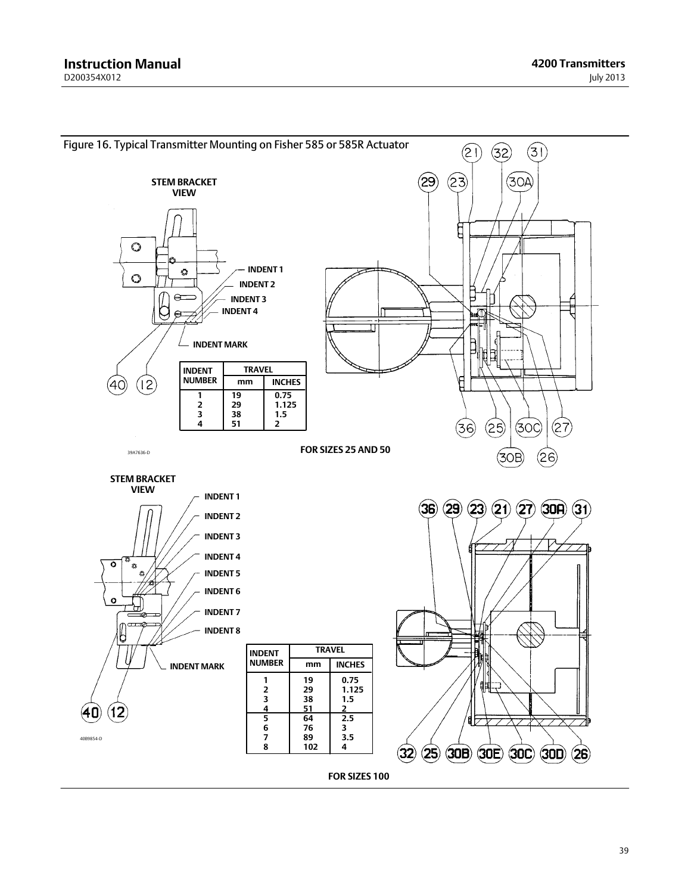Figure 16. Typical Transmitter Mounting on Fisher 585 or 585R Actuator

STEM BRACKET VIEW

INDENT 1
INDENT 2
INDENT 3
INDENT 4
INDENT MARK

| INDENT NUMBER | TRAVEL | |
|---|---|---|
| | mm | INCHES |
| 1 | 19 | 0.75 |
| 2 | 29 | 1.125 |
| 3 | 38 | 1.5 |
| 4 | 51 | 2 |

39A7636-D

FOR SIZES 25 AND 50

STEM BRACKET VIEW

INDENT 1
INDENT 2
INDENT 3
INDENT 4
INDENT 5
INDENT 6
INDENT 7
INDENT 8
INDENT MARK

| INDENT NUMBER | TRAVEL | |
|---|---|---|
| | mm | INCHES |
| 1 | 19 | 0.75 |
| 2 | 29 | 1.125 |
| 3 | 38 | 1.5 |
| 4 | 51 | 2 |
| 5 | 64 | 2.5 |
| 6 | 76 | 3 |
| 7 | 89 | 3.5 |
| 8 | 102 | 4 |

40B9854-D

FOR SIZES 100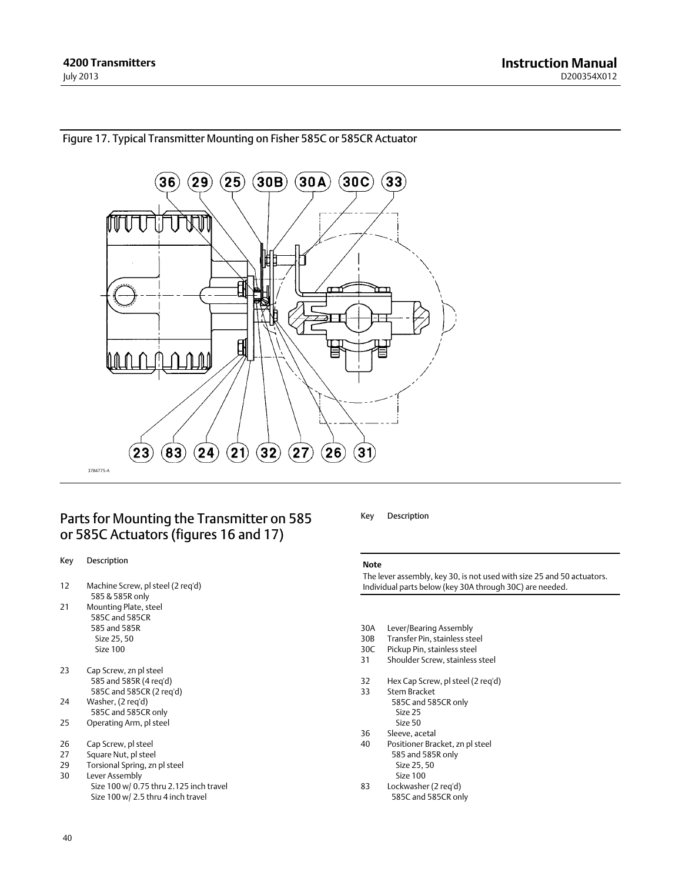Figure 17. Typical Transmitter Mounting on Fisher 585C or 585CR Actuator

## Parts for Mounting the Transmitter on 585 or 585C Actuators (figures 16 and 17)

| Key | Description |
|---|---|
| 12 | Machine Screw, pl steel (2 req'd)<br>585 & 585R only |
| 21 | Mounting Plate, steel<br>585C and 585CR<br>585 and 585R<br>Size 25, 50<br>Size 100 |
| 23 | Cap Screw, zn pl steel<br>585 and 585R (4 req'd)<br>585C and 585CR (2 req'd) |
| 24 | Washer, (2 req'd)<br>585C and 585CR only |
| 25 | Operating Arm, pl steel |
| 26 | Cap Screw, pl steel |
| 27 | Square Nut, pl steel |
| 29 | Torsional Spring, zn pl steel |
| 30 | Lever Assembly<br>Size 100 w/ 0.75 thru 2.125 inch travel<br>Size 100 w/ 2.5 thru 4 inch travel |

**Note**

The lever assembly, key 30, is not used with size 25 and 50 actuators. Individual parts below (key 30A through 30C) are needed.

| Key | Description |
|---|---|
| 30A | Lever/Bearing Assembly |
| 30B | Transfer Pin, stainless steel |
| 30C | Pickup Pin, stainless steel |
| 31 | Shoulder Screw, stainless steel |
| 32 | Hex Cap Screw, pl steel (2 req'd) |
| 33 | Stem Bracket<br>585C and 585CR only<br>Size 25<br>Size 50 |
| 36 | Sleeve, acetal |
| 40 | Positioner Bracket, zn pl steel<br>585 and 585R only<br>Size 25, 50<br>Size 100 |
| 83 | Lockwasher (2 req'd)<br>585C and 585CR only |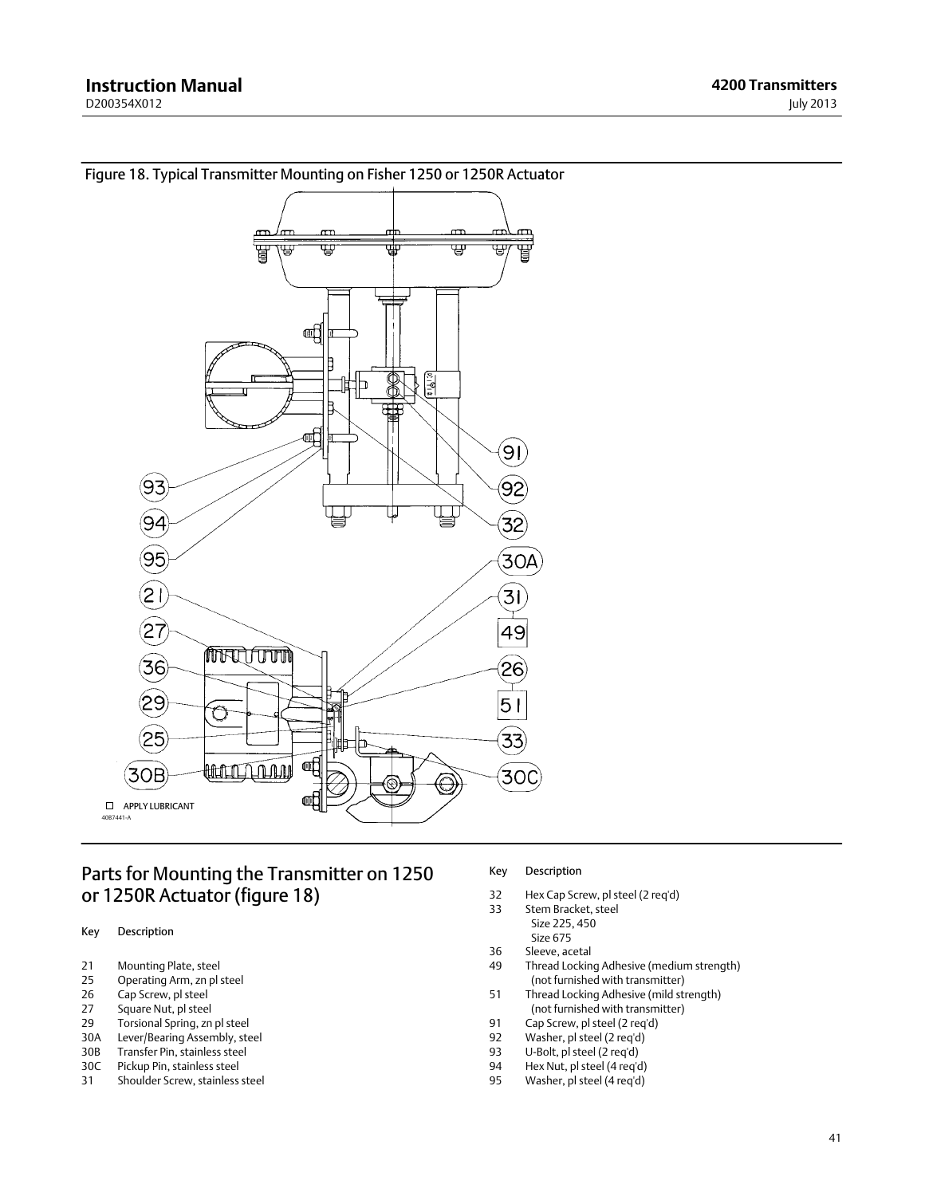Figure 18. Typical Transmitter Mounting on Fisher 1250 or 1250R Actuator

☐ APPLY LUBRICANT

4087441-A

## Parts for Mounting the Transmitter on 1250 or 1250R Actuator (figure 18)

| Key | Description |
|---|---|
| 21 | Mounting Plate, steel |
| 25 | Operating Arm, zn pl steel |
| 26 | Cap Screw, pl steel |
| 27 | Square Nut, pl steel |
| 29 | Torsional Spring, zn pl steel |
| 30A | Lever/Bearing Assembly, steel |
| 30B | Transfer Pin, stainless steel |
| 30C | Pickup Pin, stainless steel |
| 31 | Shoulder Screw, stainless steel |
| 32 | Hex Cap Screw, pl steel (2 req'd) |
| 33 | Stem Bracket, steel<br>Size 225, 450<br>Size 675 |
| 36 | Sleeve, acetal |
| 49 | Thread Locking Adhesive (medium strength)<br>(not furnished with transmitter) |
| 51 | Thread Locking Adhesive (mild strength)<br>(not furnished with transmitter) |
| 91 | Cap Screw, pl steel (2 req'd) |
| 92 | Washer, pl steel (2 req'd) |
| 93 | U-Bolt, pl steel (2 req'd) |
| 94 | Hex Nut, pl steel (4 req'd) |
| 95 | Washer, pl steel (4 req'd) |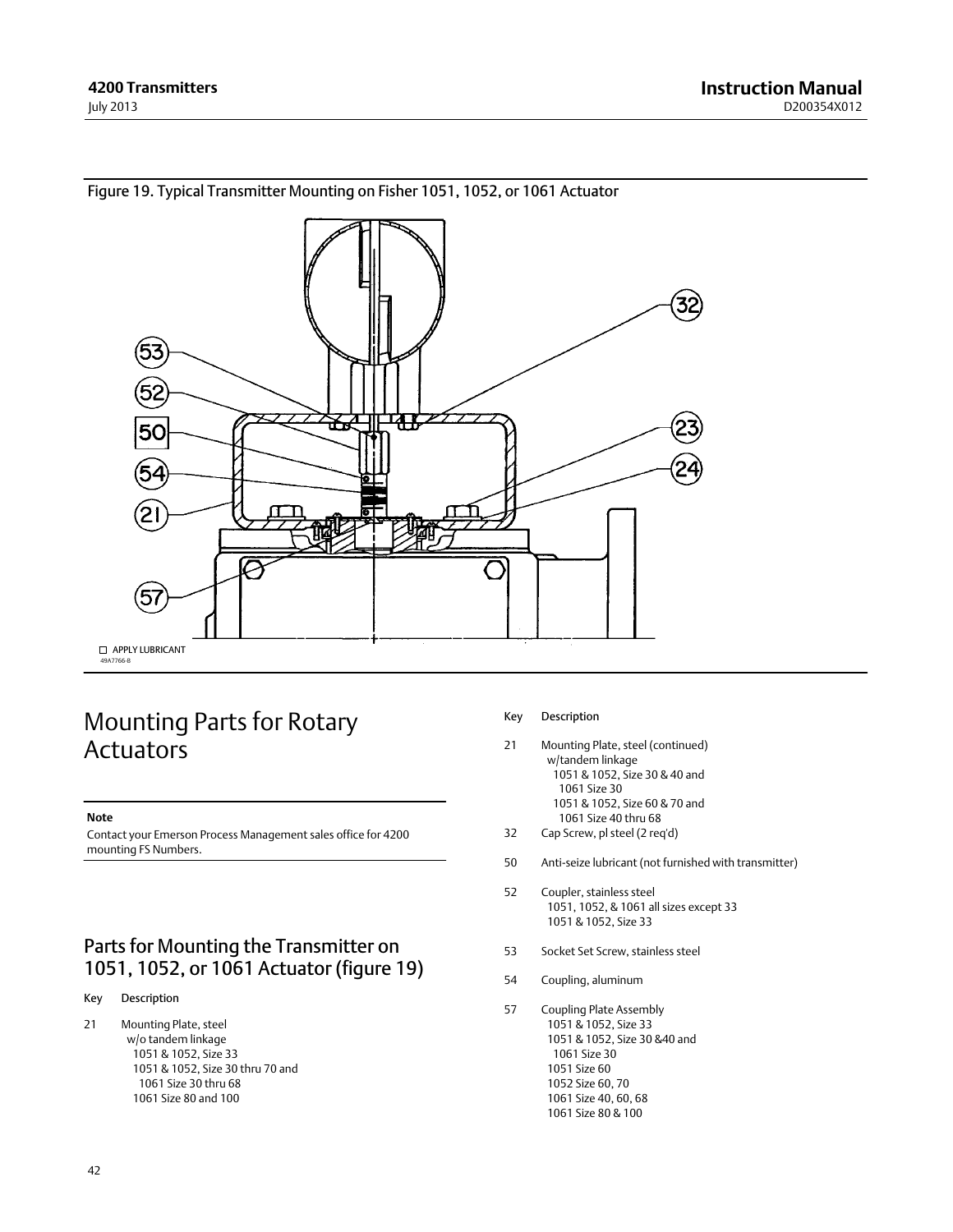Figure 19. Typical Transmitter Mounting on Fisher 1051, 1052, or 1061 Actuator

☐ APPLY LUBRICANT

49A7766-B

# Mounting Parts for Rotary Actuators

**Note**

Contact your Emerson Process Management sales office for 4200 mounting FS Numbers.

## Parts for Mounting the Transmitter on 1051, 1052, or 1061 Actuator (figure 19)

| Key | Description |
|---|---|
| 21 | Mounting Plate, steel<br>w/o tandem linkage<br>1051 & 1052, Size 33<br>1051 & 1052, Size 30 thru 70 and<br>1061 Size 30 thru 68<br>1061 Size 80 and 100 |
| 21 | Mounting Plate, steel (continued)<br>w/tandem linkage<br>1051 & 1052, Size 30 & 40 and<br>1061 Size 30<br>1051 & 1052, Size 60 & 70 and<br>1061 Size 40 thru 68 |
| 32 | Cap Screw, pl steel (2 req'd) |
| 50 | Anti-seize lubricant (not furnished with transmitter) |
| 52 | Coupler, stainless steel<br>1051, 1052, & 1061 all sizes except 33<br>1051 & 1052, Size 33 |
| 53 | Socket Set Screw, stainless steel |
| 54 | Coupling, aluminum |
| 57 | Coupling Plate Assembly<br>1051 & 1052, Size 33<br>1051 & 1052, Size 30 &40 and<br>1061 Size 30<br>1051 Size 60<br>1052 Size 60, 70<br>1061 Size 40, 60, 68<br>1061 Size 80 & 100 |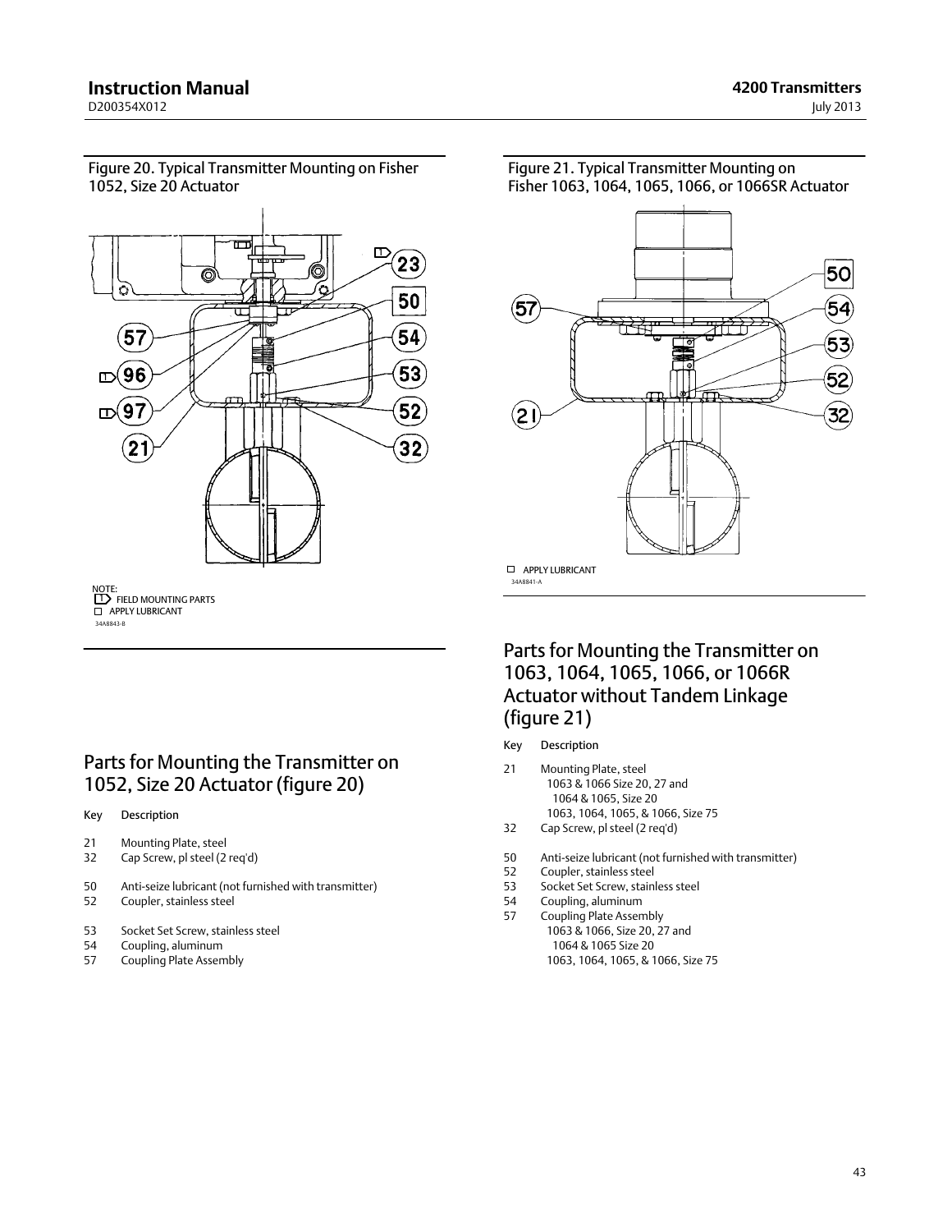Figure 20. Typical Transmitter Mounting on Fisher 1052, Size 20 Actuator

NOTE:
1 FIELD MOUNTING PARTS
☐ APPLY LUBRICANT
34A8843-B

Figure 21. Typical Transmitter Mounting on Fisher 1063, 1064, 1065, 1066, or 1066SR Actuator

☐ APPLY LUBRICANT
34A8841-A

## Parts for Mounting the Transmitter on 1052, Size 20 Actuator (figure 20)

| Key | Description |
|---|---|
| 21 | Mounting Plate, steel |
| 32 | Cap Screw, pl steel (2 req'd) |
| 50 | Anti-seize lubricant (not furnished with transmitter) |
| 52 | Coupler, stainless steel |
| 53 | Socket Set Screw, stainless steel |
| 54 | Coupling, aluminum |
| 57 | Coupling Plate Assembly |

## Parts for Mounting the Transmitter on 1063, 1064, 1065, 1066, or 1066R Actuator without Tandem Linkage (figure 21)

| Key | Description |
|---|---|
| 21 | Mounting Plate, steel<br>1063 & 1066 Size 20, 27 and<br>1064 & 1065, Size 20<br>1063, 1064, 1065, & 1066, Size 75 |
| 32 | Cap Screw, pl steel (2 req'd) |
| 50 | Anti-seize lubricant (not furnished with transmitter) |
| 52 | Coupler, stainless steel |
| 53 | Socket Set Screw, stainless steel |
| 54 | Coupling, aluminum |
| 57 | Coupling Plate Assembly<br>1063 & 1066, Size 20, 27 and<br>1064 & 1065 Size 20<br>1063, 1064, 1065, & 1066, Size 75 |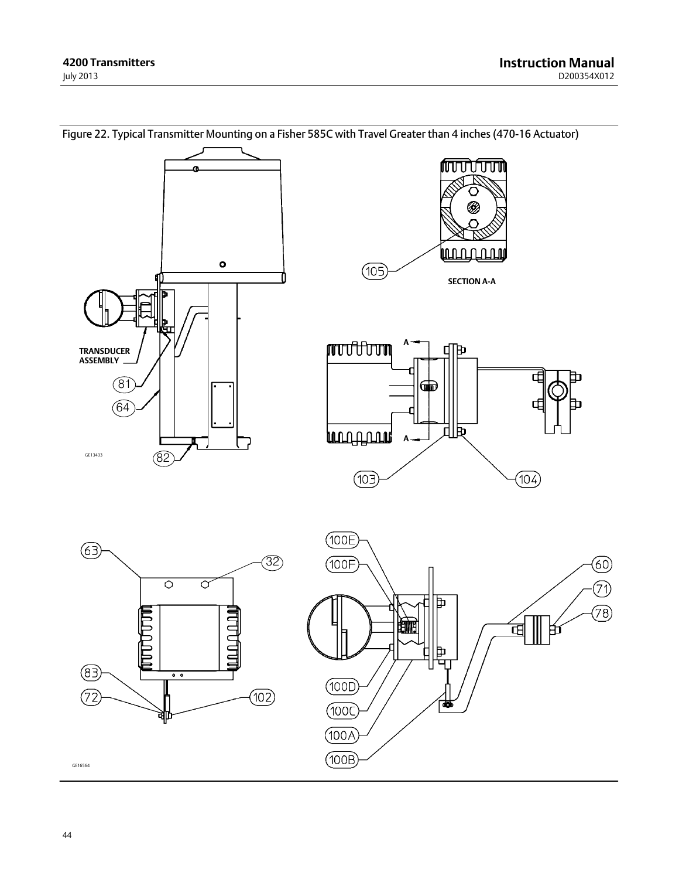Figure 22. Typical Transmitter Mounting on a Fisher 585C with Travel Greater than 4 inches (470-16 Actuator)

TRANSDUCER ASSEMBLY

81

64

82

GE13433

105

SECTION A-A

A

A

103

104

63

32

83

72

102

100E

100F

100D

100C

100A

100B

60

71

78

GE16564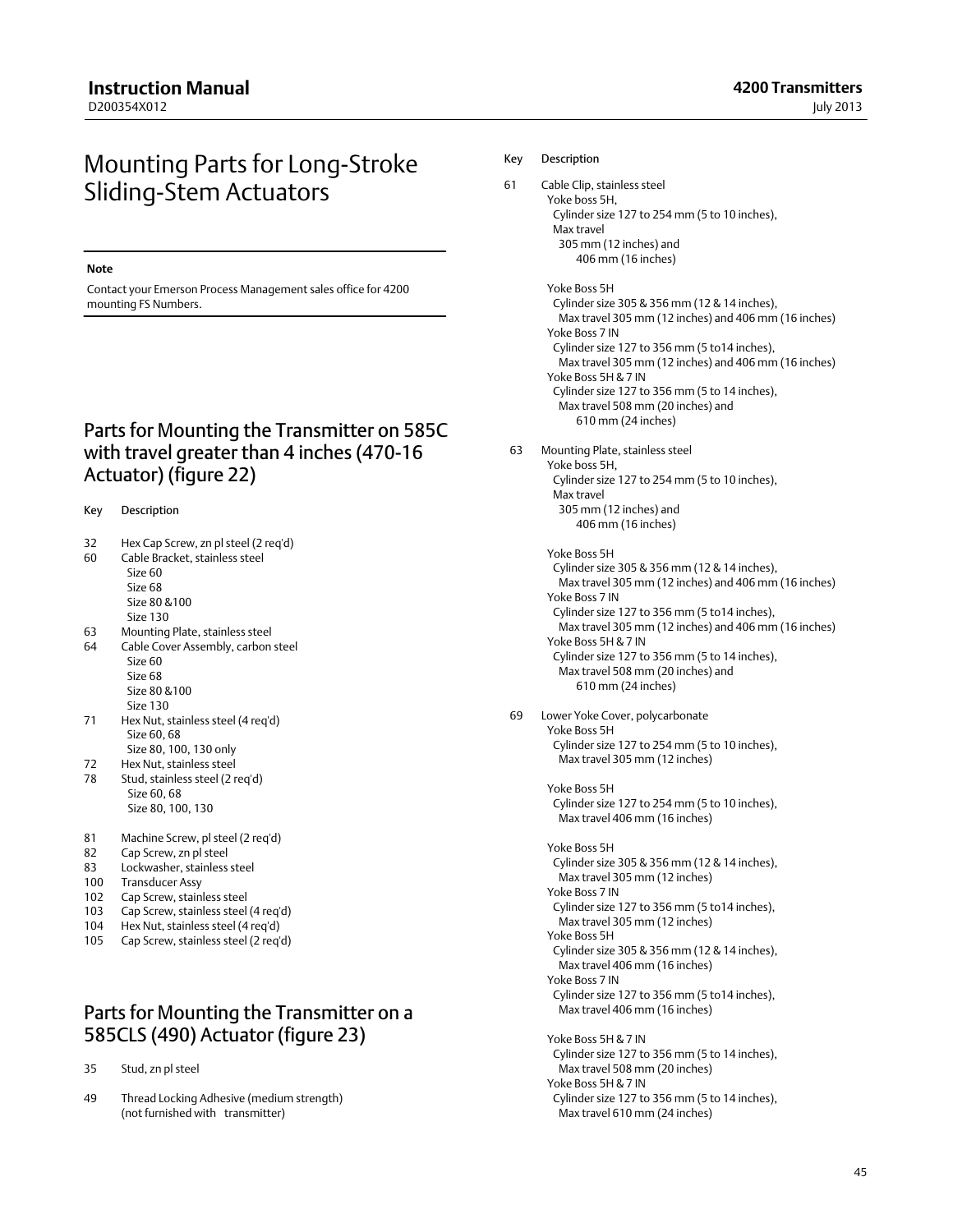# Mounting Parts for Long-Stroke Sliding-Stem Actuators

**Note**

Contact your Emerson Process Management sales office for 4200 mounting FS Numbers.

## Parts for Mounting the Transmitter on 585C with travel greater than 4 inches (470-16 Actuator) (figure 22)

| Key | Description |
|---|---|
| 32 | Hex Cap Screw, zn pl steel (2 req'd) |
| 60 | Cable Bracket, stainless steel<br>Size 60<br>Size 68<br>Size 80 &100<br>Size 130 |
| 63 | Mounting Plate, stainless steel |
| 64 | Cable Cover Assembly, carbon steel<br>Size 60<br>Size 68<br>Size 80 &100<br>Size 130 |
| 71 | Hex Nut, stainless steel (4 req'd)<br>Size 60, 68<br>Size 80, 100, 130 only |
| 72 | Hex Nut, stainless steel |
| 78 | Stud, stainless steel (2 req'd)<br>Size 60, 68<br>Size 80, 100, 130 |
| 81 | Machine Screw, pl steel (2 req'd) |
| 82 | Cap Screw, zn pl steel |
| 83 | Lockwasher, stainless steel |
| 100 | Transducer Assy |
| 102 | Cap Screw, stainless steel |
| 103 | Cap Screw, stainless steel (4 req'd) |
| 104 | Hex Nut, stainless steel (4 req'd) |
| 105 | Cap Screw, stainless steel (2 req'd) |

## Parts for Mounting the Transmitter on a 585CLS (490) Actuator (figure 23)

| Key | Description |
|---|---|
| 35 | Stud, zn pl steel |
| 49 | Thread Locking Adhesive (medium strength)<br>(not furnished with transmitter) |
| 61 | Cable Clip, stainless steel<br>Yoke boss 5H,<br>Cylinder size 127 to 254 mm (5 to 10 inches),<br>Max travel<br>305 mm (12 inches) and<br>406 mm (16 inches)<br><br>Yoke Boss 5H<br>Cylinder size 305 & 356 mm (12 & 14 inches),<br>Max travel 305 mm (12 inches) and 406 mm (16 inches)<br>Yoke Boss 7 IN<br>Cylinder size 127 to 356 mm (5 to14 inches),<br>Max travel 305 mm (12 inches) and 406 mm (16 inches)<br>Yoke Boss 5H & 7 IN<br>Cylinder size 127 to 356 mm (5 to 14 inches),<br>Max travel 508 mm (20 inches) and<br>610 mm (24 inches) |
| 63 | Mounting Plate, stainless steel<br>Yoke boss 5H,<br>Cylinder size 127 to 254 mm (5 to 10 inches),<br>Max travel<br>305 mm (12 inches) and<br>406 mm (16 inches)<br><br>Yoke Boss 5H<br>Cylinder size 305 & 356 mm (12 & 14 inches),<br>Max travel 305 mm (12 inches) and 406 mm (16 inches)<br>Yoke Boss 7 IN<br>Cylinder size 127 to 356 mm (5 to14 inches),<br>Max travel 305 mm (12 inches) and 406 mm (16 inches)<br>Yoke Boss 5H & 7 IN<br>Cylinder size 127 to 356 mm (5 to 14 inches),<br>Max travel 508 mm (20 inches) and<br>610 mm (24 inches) |
| 69 | Lower Yoke Cover, polycarbonate<br>Yoke Boss 5H<br>Cylinder size 127 to 254 mm (5 to 10 inches),<br>Max travel 305 mm (12 inches)<br><br>Yoke Boss 5H<br>Cylinder size 127 to 254 mm (5 to 10 inches),<br>Max travel 406 mm (16 inches)<br><br>Yoke Boss 5H<br>Cylinder size 305 & 356 mm (12 & 14 inches),<br>Max travel 305 mm (12 inches)<br>Yoke Boss 7 IN<br>Cylinder size 127 to 356 mm (5 to14 inches),<br>Max travel 305 mm (12 inches)<br>Yoke Boss 5H<br>Cylinder size 305 & 356 mm (12 & 14 inches),<br>Max travel 406 mm (16 inches)<br>Yoke Boss 7 IN<br>Cylinder size 127 to 356 mm (5 to14 inches),<br>Max travel 406 mm (16 inches)<br><br>Yoke Boss 5H & 7 IN<br>Cylinder size 127 to 356 mm (5 to 14 inches),<br>Max travel 508 mm (20 inches)<br>Yoke Boss 5H & 7 IN<br>Cylinder size 127 to 356 mm (5 to 14 inches),<br>Max travel 610 mm (24 inches) |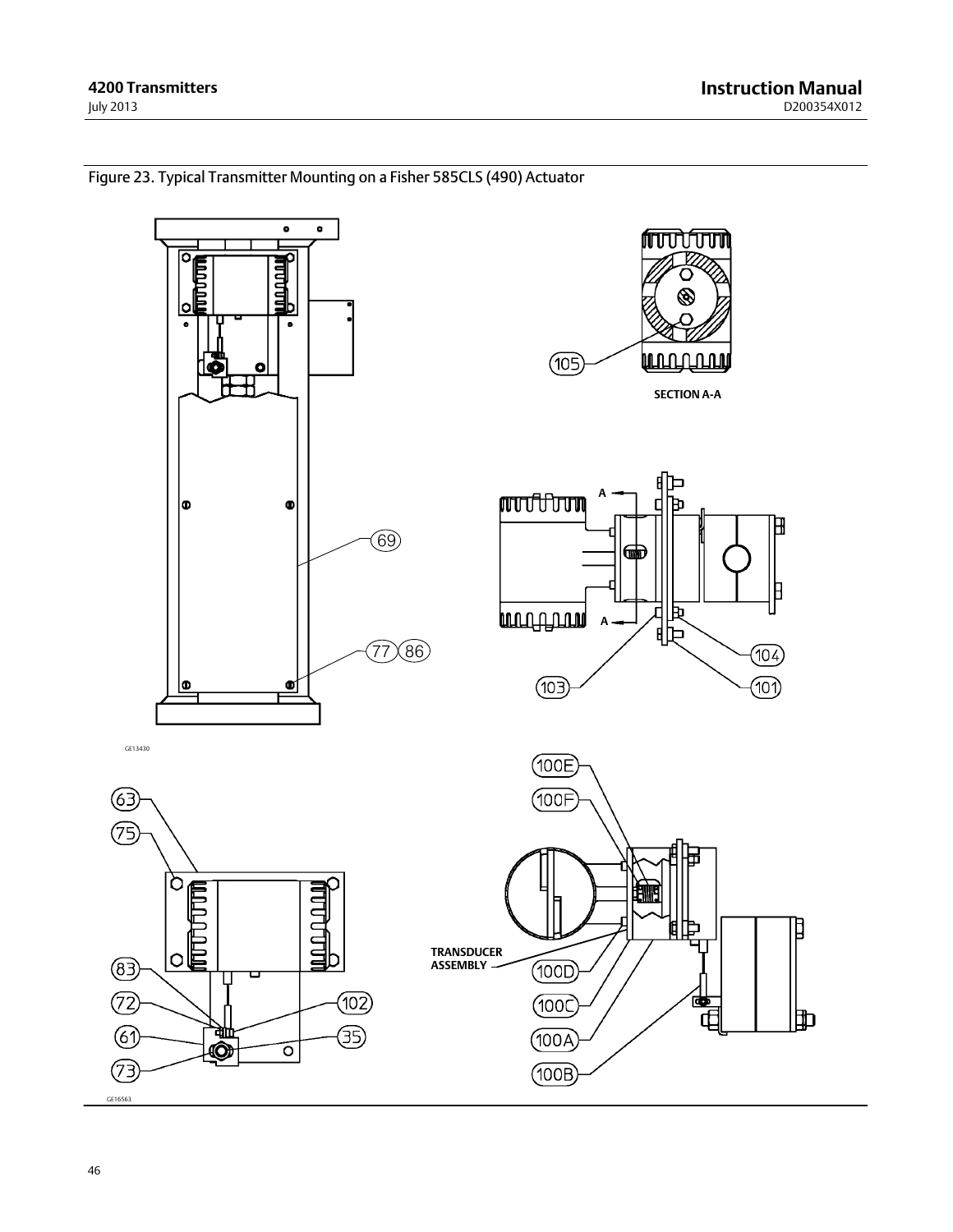Figure 23. Typical Transmitter Mounting on a Fisher 585CLS (490) Actuator

SECTION A-A

TRANSDUCER ASSEMBLY

GE13430

GE16563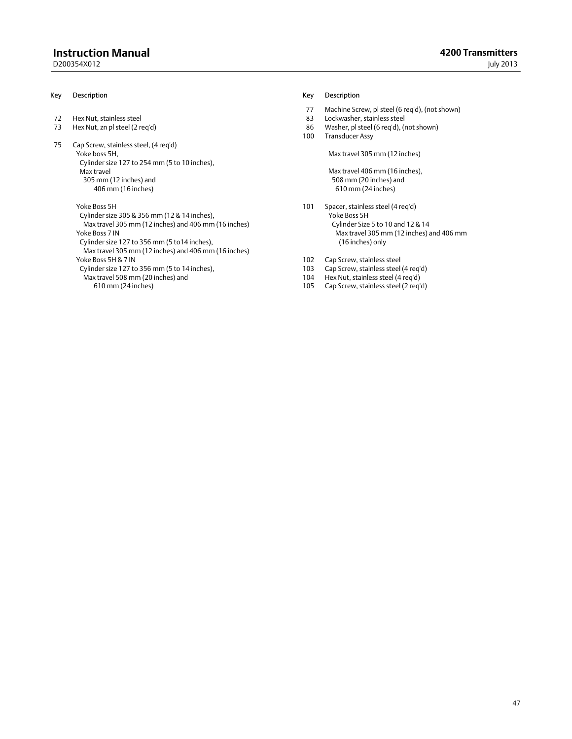| Key | Description |
|---|---|
| 72 | Hex Nut, stainless steel |
| 73 | Hex Nut, zn pl steel (2 req'd) |
| 75 | Cap Screw, stainless steel, (4 req'd)<br>Yoke boss 5H,<br>Cylinder size 127 to 254 mm (5 to 10 inches),<br>Max travel<br>305 mm (12 inches) and<br>406 mm (16 inches)<br><br>Yoke Boss 5H<br>Cylinder size 305 & 356 mm (12 & 14 inches),<br>Max travel 305 mm (12 inches) and 406 mm (16 inches)<br>Yoke Boss 7 IN<br>Cylinder size 127 to 356 mm (5 to14 inches),<br>Max travel 305 mm (12 inches) and 406 mm (16 inches)<br>Yoke Boss 5H & 7 IN<br>Cylinder size 127 to 356 mm (5 to 14 inches),<br>Max travel 508 mm (20 inches) and<br>610 mm (24 inches) |

| Key | Description |
|---|---|
| 77 | Machine Screw, pl steel (6 req'd), (not shown) |
| 83 | Lockwasher, stainless steel |
| 86 | Washer, pl steel (6 req'd), (not shown) |
| 100 | Transducer Assy<br><br>Max travel 305 mm (12 inches)<br><br>Max travel 406 mm (16 inches),<br>508 mm (20 inches) and<br>610 mm (24 inches) |
| 101 | Spacer, stainless steel (4 req'd)<br>Yoke Boss 5H<br>Cylinder Size 5 to 10 and 12 & 14<br>Max travel 305 mm (12 inches) and 406 mm<br>(16 inches) only |
| 102 | Cap Screw, stainless steel |
| 103 | Cap Screw, stainless steel (4 req'd) |
| 104 | Hex Nut, stainless steel (4 req'd) |
| 105 | Cap Screw, stainless steel (2 req'd) |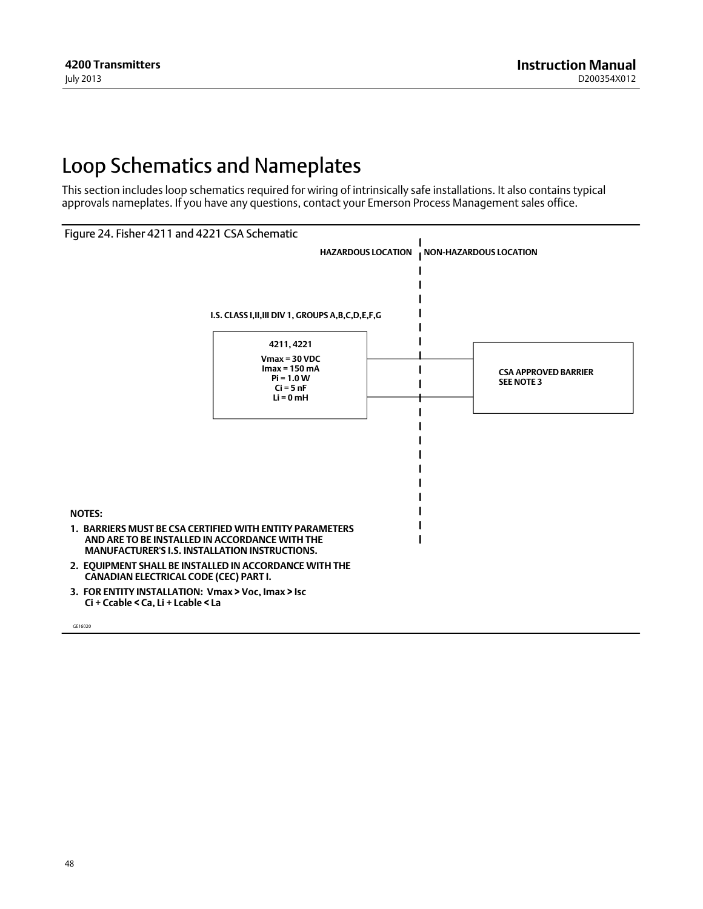# Loop Schematics and Nameplates

This section includes loop schematics required for wiring of intrinsically safe installations. It also contains typical approvals nameplates. If you have any questions, contact your Emerson Process Management sales office.

Figure 24. Fisher 4211 and 4221 CSA Schematic

HAZARDOUS LOCATION | NON-HAZARDOUS LOCATION

I.S. CLASS I,II,III DIV 1, GROUPS A,B,C,D,E,F,G

**4211, 4221**
Vmax = 30 VDC
Imax = 150 mA
Pi = 1.0 W
Ci = 5 nF
Li = 0 mH

CSA APPROVED BARRIER
SEE NOTE 3

NOTES:

1. BARRIERS MUST BE CSA CERTIFIED WITH ENTITY PARAMETERS AND ARE TO BE INSTALLED IN ACCORDANCE WITH THE MANUFACTURER'S I.S. INSTALLATION INSTRUCTIONS.
2. EQUIPMENT SHALL BE INSTALLED IN ACCORDANCE WITH THE CANADIAN ELECTRICAL CODE (CEC) PART I.
3. FOR ENTITY INSTALLATION: Vmax > Voc, Imax > Isc
   Ci + Ccable < Ca, Li + Lcable < La

GE16020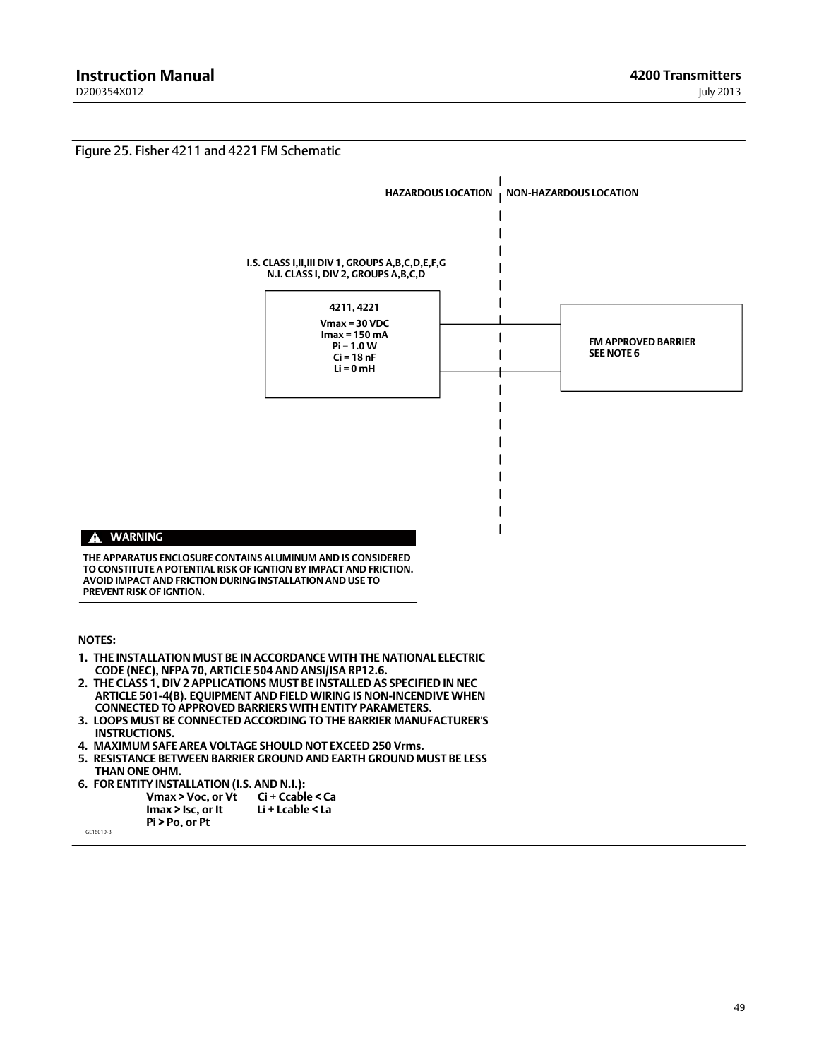Figure 25. Fisher 4211 and 4221 FM Schematic

HAZARDOUS LOCATION | NON-HAZARDOUS LOCATION

I.S. CLASS I,II,III DIV 1, GROUPS A,B,C,D,E,F,G
N.I. CLASS I, DIV 2, GROUPS A,B,C,D

**4211, 4221**

Vmax = 30 VDC
Imax = 150 mA
Pi = 1.0 W
Ci = 18 nF
Li = 0 mH

FM APPROVED BARRIER
SEE NOTE 6

**⚠ WARNING**

THE APPARATUS ENCLOSURE CONTAINS ALUMINUM AND IS CONSIDERED TO CONSTITUTE A POTENTIAL RISK OF IGNTION BY IMPACT AND FRICTION. AVOID IMPACT AND FRICTION DURING INSTALLATION AND USE TO PREVENT RISK OF IGNTION.

**NOTES:**

1. THE INSTALLATION MUST BE IN ACCORDANCE WITH THE NATIONAL ELECTRIC CODE (NEC), NFPA 70, ARTICLE 504 AND ANSI/ISA RP12.6.
2. THE CLASS 1, DIV 2 APPLICATIONS MUST BE INSTALLED AS SPECIFIED IN NEC ARTICLE 501-4(B). EQUIPMENT AND FIELD WIRING IS NON-INCENDIVE WHEN CONNECTED TO APPROVED BARRIERS WITH ENTITY PARAMETERS.
3. LOOPS MUST BE CONNECTED ACCORDING TO THE BARRIER MANUFACTURER'S INSTRUCTIONS.
4. MAXIMUM SAFE AREA VOLTAGE SHOULD NOT EXCEED 250 Vrms.
5. RESISTANCE BETWEEN BARRIER GROUND AND EARTH GROUND MUST BE LESS THAN ONE OHM.
6. FOR ENTITY INSTALLATION (I.S. AND N.I.):

| | |
|---|---|
| Vmax > Voc, or Vt | Ci + Ccable < Ca |
| Imax > Isc, or It | Li + Lcable < La |
| Pi > Po, or Pt | |

GE16019-B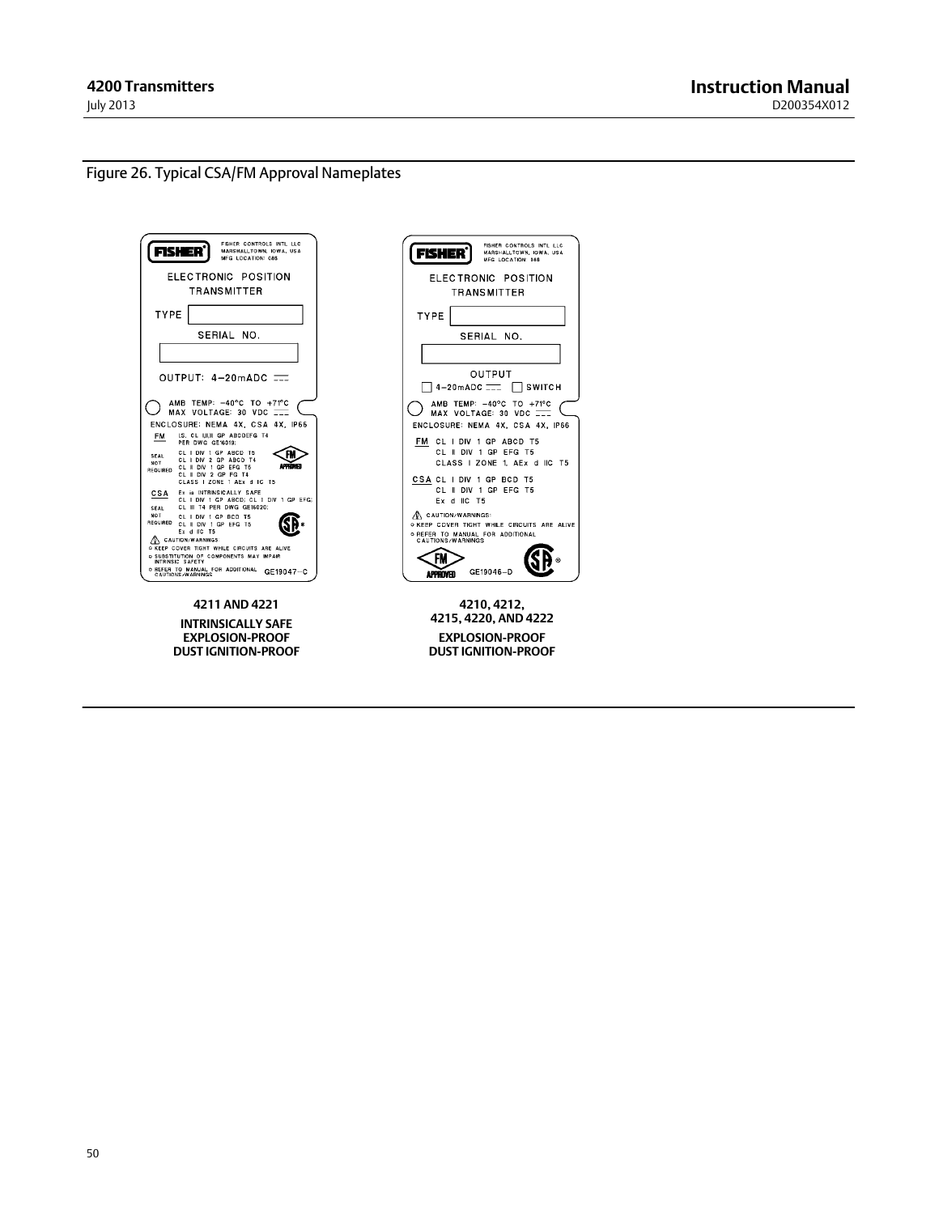Figure 26. Typical CSA/FM Approval Nameplates

FISHER CONTROLS INTL LLC
MARSHALLTOWN, IOWA, USA
MFG LOCATION: C66

ELECTRONIC POSITION TRANSMITTER

TYPE

SERIAL NO.

OUTPUT: 4−20mADC

AMB TEMP: −40°C TO +71°C
MAX VOLTAGE: 30 VDC

ENCLOSURE: NEMA 4X, CSA 4X, IP66

FM I.S. CL I,II,III GP ABCDEFG T4 PER DWG GE16019;
SEAL NOT REQUIRED CL I DIV 1 GP ABCD T5
CL I DIV 2 GP ABCD T4
CL II DIV 1 GP EFG T5
CL II DIV 2 GP FG T4
CLASS I ZONE 1 AEx d IIC T5

CSA Ex ia INTRINSICALLY SAFE
CL I DIV 1 GP ABCD; CL II DIV 1 GP EFG;
CL III T4 PER DWG GE16020;
SEAL NOT REQUIRED CL I DIV 1 GP BCD T5
CL II DIV 1 GP EFG T5
Ex d IIC T5

CAUTION/WARNINGS:
- KEEP COVER TIGHT WHILE CIRCUITS ARE ALIVE
- SUBSTITUTION OF COMPONENTS MAY IMPAIR INTRINSIC SAFETY
- REFER TO MANUAL FOR ADDITIONAL CAUTIONS/WARNINGS

GE19047−C

**4211 AND 4221**

**INTRINSICALLY SAFE**
**EXPLOSION-PROOF**
**DUST IGNITION-PROOF**

FISHER CONTROLS INTL LLC
MARSHALLTOWN, IOWA, USA
MFG LOCATION: 066

ELECTRONIC POSITION TRANSMITTER

TYPE

SERIAL NO.

OUTPUT
☐ 4−20mADC ☐ SWITCH

AMB TEMP: −40°C TO +71°C
MAX VOLTAGE: 30 VDC

ENCLOSURE: NEMA 4X, CSA 4X, IP66

FM CL I DIV 1 GP ABCD T5
CL II DIV 1 GP EFG T5
CLASS I ZONE 1, AEx d IIC T5

CSA CL I DIV 1 GP BCD T5
CL II DIV 1 GP EFG T5
Ex d IIC T5

CAUTION/WARNINGS:
- KEEP COVER TIGHT WHILE CIRCUITS ARE ALIVE
- REFER TO MANUAL FOR ADDITIONAL CAUTIONS/WARNINGS

GE19046−D

**4210, 4212,**
**4215, 4220, AND 4222**

**EXPLOSION-PROOF**
**DUST IGNITION-PROOF**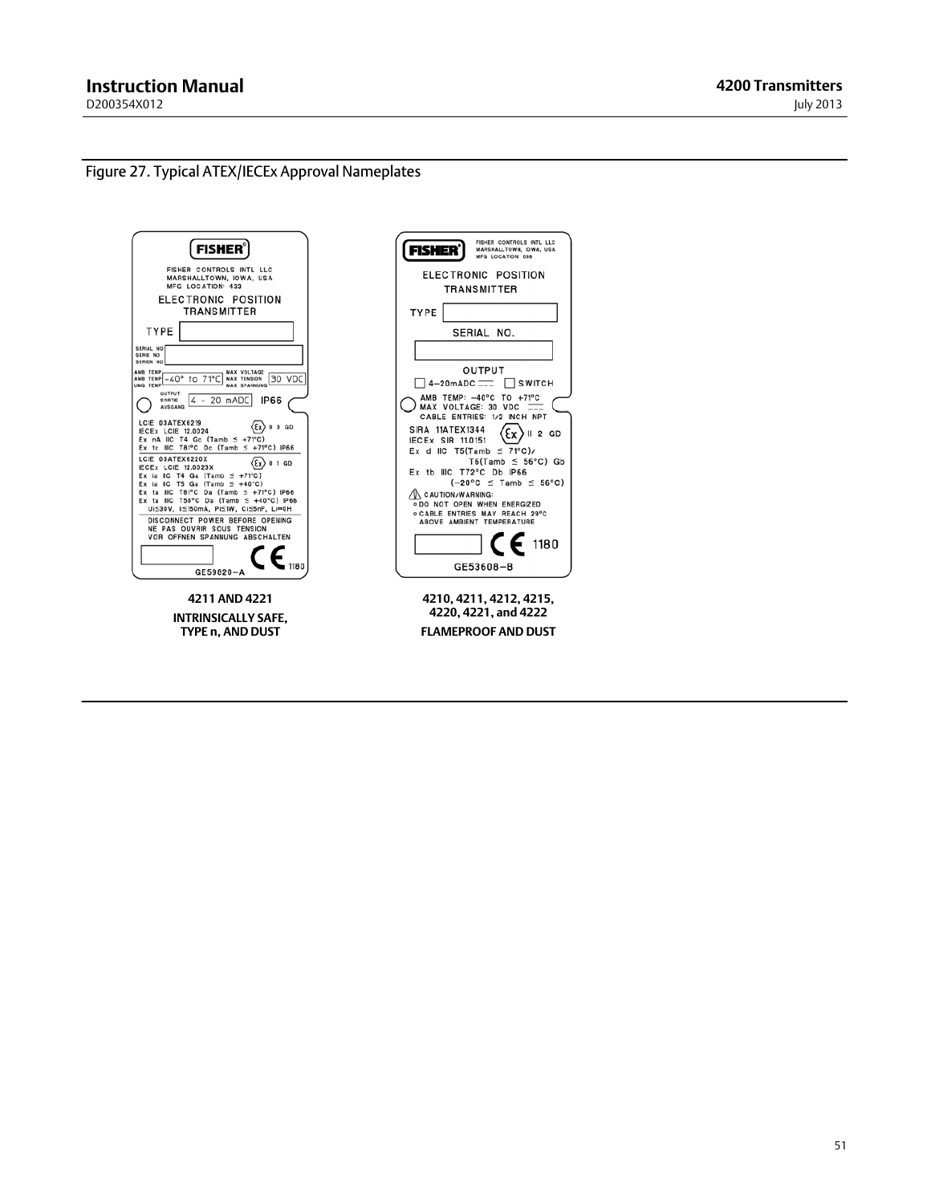Figure 27. Typical ATEX/IECEx Approval Nameplates

FISHER

FISHER CONTROLS INTL LLC
MARSHALLTOWN, IOWA, USA
MFG LOCATION: 433

ELECTRONIC POSITION TRANSMITTER

TYPE

SERIAL NO / SERIE NO / SERIEN NO

AMB TEMP / AMB TEMP / UMG TEMP: -40° to 71°C

MAX VOLTAGE / MAX TENSION / MAX SPANNUNG: 30 VDC

OUTPUT / SORTIE / AUSGANG: 4 - 20 mADC

IP66

LCIE 03ATEX6219
IECEx LCIE 12.0024
Ex nA IIC T4 Gc (Tamb ≤ +71°C)
Ex tc IIIC T81°C Dc (Tamb ≤ +71°C) IP66

II 3 GD

LCIE 03ATEX6220X
IECEx LCIE 12.0023X
Ex ia IIC T4 Ga (Tamb ≤ +71°C)
Ex ia IIC T5 Ga (Tamb ≤ +40°C)
Ex ta IIIC T81°C Da (Tamb ≤ +71°C) IP66
Ex ta IIIC T50°C Da (Tamb ≤ +40°C) IP66
Ui≤30V, Ii≤150mA, Pi≤1W, Ci≤5nF, Li=0H

II 1 GD

DISCONNECT POWER BEFORE OPENING
NE PAS OUVRIR SOUS TENSION
VOR OFFNEN SPANNUNG ABSCHALTEN

CE 1180

GE59620-A

**4211 AND 4221**

**INTRINSICALLY SAFE, TYPE n, AND DUST**

FISHER

FISHER CONTROLS INTL LLC
MARSHALLTOWN, IOWA, USA
MFG LOCATION: 098

ELECTRONIC POSITION TRANSMITTER

TYPE

SERIAL NO.

OUTPUT

☐ 4–20mADC ☐ SWITCH

AMB TEMP: −40°C TO +71°C
MAX VOLTAGE: 30 VDC
CABLE ENTRIES: 1/2 INCH NPT

SIRA 11ATEX1344
IECEx SIR 11.0151

II 2 GD

Ex d IIC T5(Tamb ≤ 71°C)/
T6(Tamb ≤ 56°C) Gb
Ex tb IIIC T72°C Db IP66
(−20°C ≤ Tamb ≤ 56°C)

CAUTION/WARNING:
- DO NOT OPEN WHEN ENERGIZED
- CABLE ENTRIES MAY REACH 29°C ABOVE AMBIENT TEMPERATURE

CE 1180

GE53608-B

**4210, 4211, 4212, 4215, 4220, 4221, and 4222**

**FLAMEPROOF AND DUST**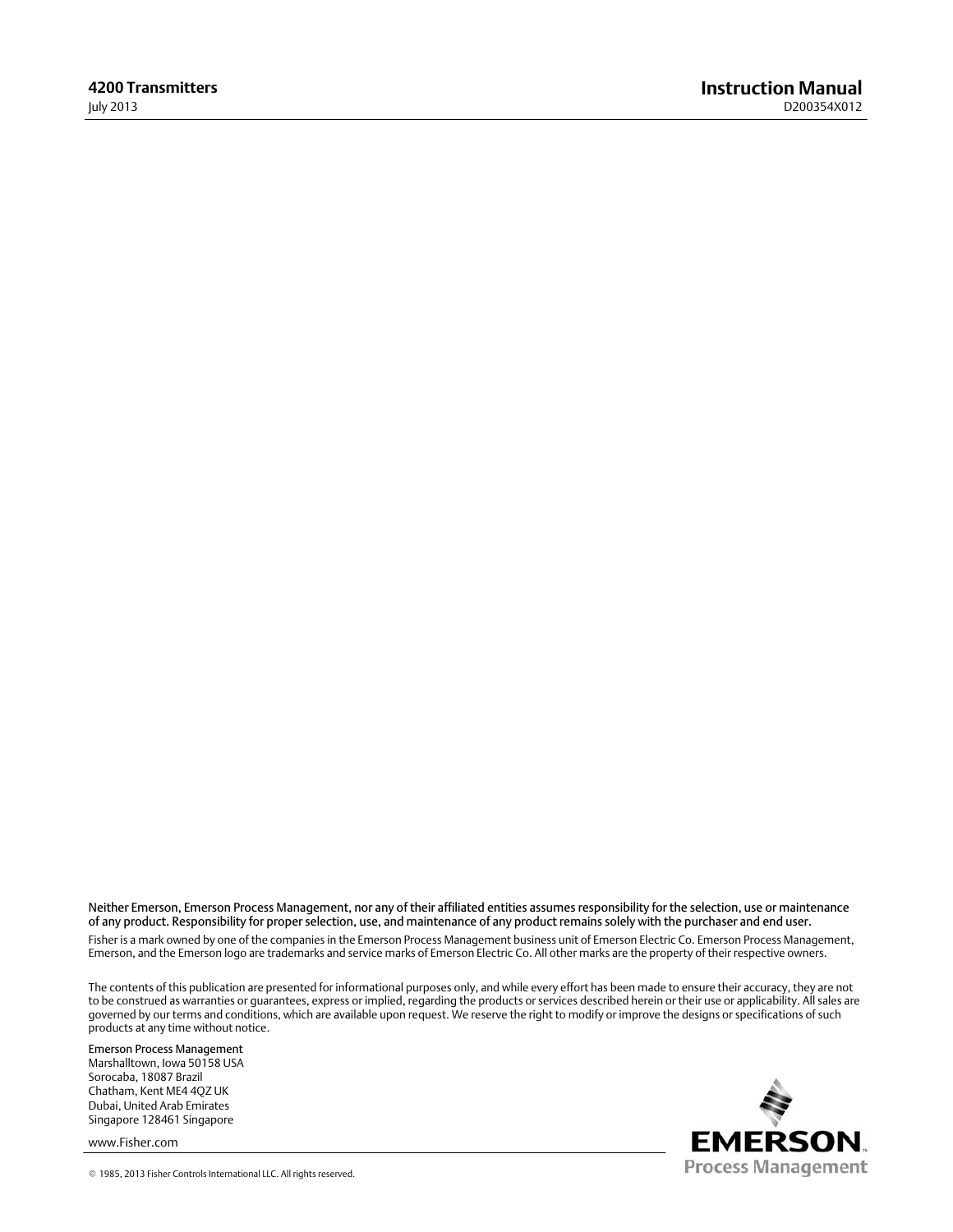**Neither Emerson, Emerson Process Management, nor any of their affiliated entities assumes responsibility for the selection, use or maintenance of any product. Responsibility for proper selection, use, and maintenance of any product remains solely with the purchaser and end user.**

Fisher is a mark owned by one of the companies in the Emerson Process Management business unit of Emerson Electric Co. Emerson Process Management, Emerson, and the Emerson logo are trademarks and service marks of Emerson Electric Co. All other marks are the property of their respective owners.

The contents of this publication are presented for informational purposes only, and while every effort has been made to ensure their accuracy, they are not to be construed as warranties or guarantees, express or implied, regarding the products or services described herein or their use or applicability. All sales are governed by our terms and conditions, which are available upon request. We reserve the right to modify or improve the designs or specifications of such products at any time without notice.

Emerson Process Management
Marshalltown, Iowa 50158 USA
Sorocaba, 18087 Brazil
Chatham, Kent ME4 4QZ UK
Dubai, United Arab Emirates
Singapore 128461 Singapore

www.Fisher.com

© 1985, 2013 Fisher Controls International LLC. All rights reserved.

EMERSON. Process Management